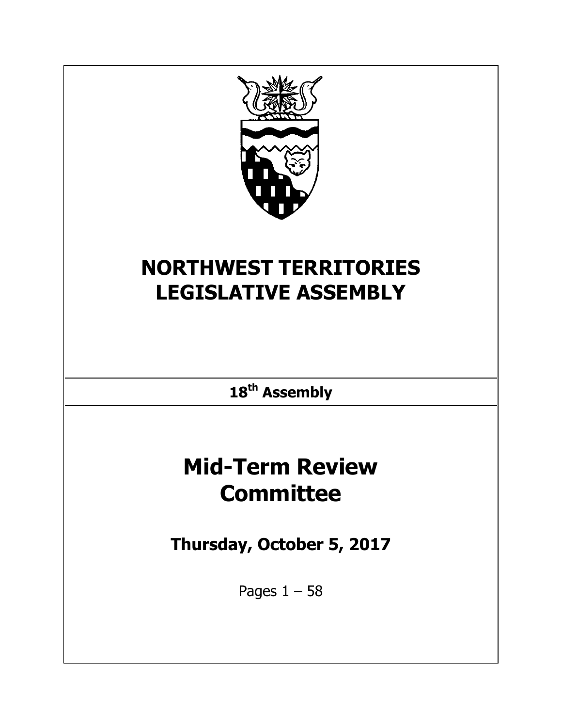# NORTHWEST TERRITORIES LEGISLATIVE ASSEMBLY

**18th Assembly**

# Mid-Term Review Committee

## Thursday, October 5, 2017

Pages 1 – 58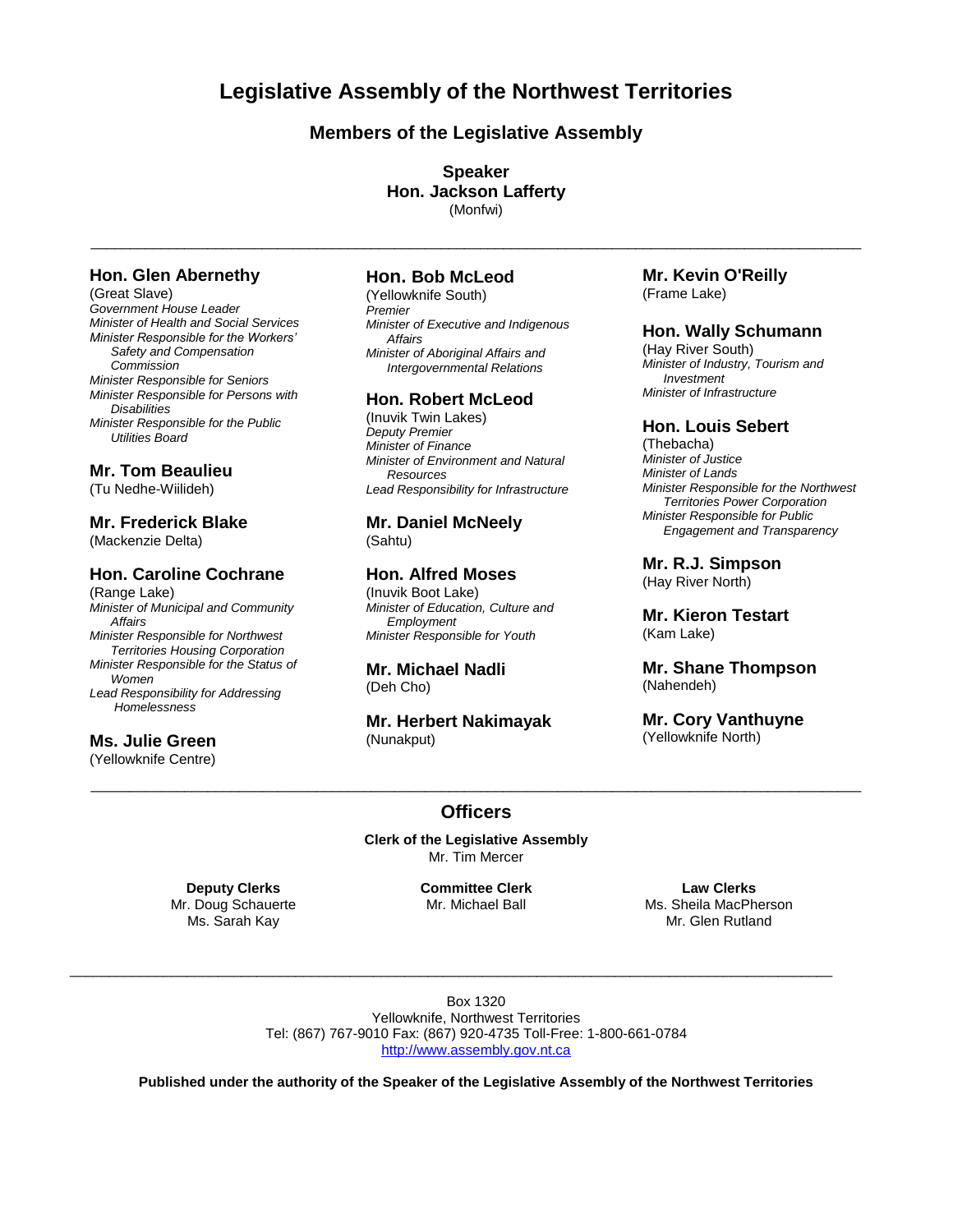# Legislative Assembly of the Northwest Territories

## Members of the Legislative Assembly

**Speaker**
**Hon. Jackson Lafferty**
(Monfwi)

---

**Hon. Glen Abernethy**
(Great Slave)
*Government House Leader*
*Minister of Health and Social Services*
*Minister Responsible for the Workers' Safety and Compensation Commission*
*Minister Responsible for Seniors*
*Minister Responsible for Persons with Disabilities*
*Minister Responsible for the Public Utilities Board*

**Mr. Tom Beaulieu**
(Tu Nedhe-Wiilideh)

**Mr. Frederick Blake**
(Mackenzie Delta)

**Hon. Caroline Cochrane**
(Range Lake)
*Minister of Municipal and Community Affairs*
*Minister Responsible for Northwest Territories Housing Corporation*
*Minister Responsible for the Status of Women*
*Lead Responsibility for Addressing Homelessness*

**Ms. Julie Green**
(Yellowknife Centre)

**Hon. Bob McLeod**
(Yellowknife South)
*Premier*
*Minister of Executive and Indigenous Affairs*
*Minister of Aboriginal Affairs and Intergovernmental Relations*

**Hon. Robert McLeod**
(Inuvik Twin Lakes)
*Deputy Premier*
*Minister of Finance*
*Minister of Environment and Natural Resources*
*Lead Responsibility for Infrastructure*

**Mr. Daniel McNeely**
(Sahtu)

**Hon. Alfred Moses**
(Inuvik Boot Lake)
*Minister of Education, Culture and Employment*
*Minister Responsible for Youth*

**Mr. Michael Nadli**
(Deh Cho)

**Mr. Herbert Nakimayak**
(Nunakput)

**Mr. Kevin O'Reilly**
(Frame Lake)

**Hon. Wally Schumann**
(Hay River South)
*Minister of Industry, Tourism and Investment*
*Minister of Infrastructure*

**Hon. Louis Sebert**
(Thebacha)
*Minister of Justice*
*Minister of Lands*
*Minister Responsible for the Northwest Territories Power Corporation*
*Minister Responsible for Public Engagement and Transparency*

**Mr. R.J. Simpson**
(Hay River North)

**Mr. Kieron Testart**
(Kam Lake)

**Mr. Shane Thompson**
(Nahendeh)

**Mr. Cory Vanthuyne**
(Yellowknife North)

---

## Officers

**Clerk of the Legislative Assembly**
Mr. Tim Mercer

**Deputy Clerks**
Mr. Doug Schauerte
Ms. Sarah Kay

**Committee Clerk**
Mr. Michael Ball

**Law Clerks**
Ms. Sheila MacPherson
Mr. Glen Rutland

---

Box 1320
Yellowknife, Northwest Territories
Tel: (867) 767-9010 Fax: (867) 920-4735 Toll-Free: 1-800-661-0784
http://www.assembly.gov.nt.ca

**Published under the authority of the Speaker of the Legislative Assembly of the Northwest Territories**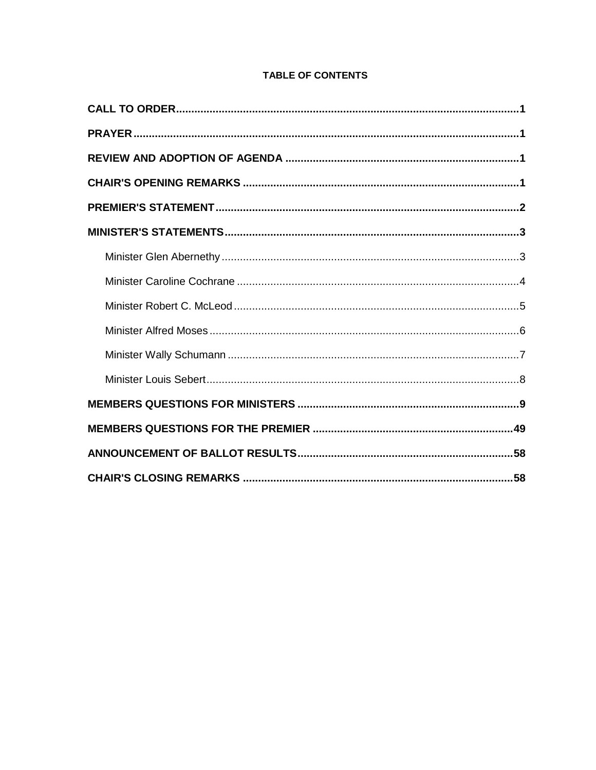# TABLE OF CONTENTS

**CALL TO ORDER** .......... **1**

**PRAYER** .......... **1**

**REVIEW AND ADOPTION OF AGENDA** .......... **1**

**CHAIR'S OPENING REMARKS** .......... **1**

**PREMIER'S STATEMENT** .......... **2**

**MINISTER'S STATEMENTS** .......... **3**

- Minister Glen Abernethy .......... 3
- Minister Caroline Cochrane .......... 4
- Minister Robert C. McLeod .......... 5
- Minister Alfred Moses .......... 6
- Minister Wally Schumann .......... 7
- Minister Louis Sebert .......... 8

**MEMBERS QUESTIONS FOR MINISTERS** .......... **9**

**MEMBERS QUESTIONS FOR THE PREMIER** .......... **49**

**ANNOUNCEMENT OF BALLOT RESULTS** .......... **58**

**CHAIR'S CLOSING REMARKS** .......... **58**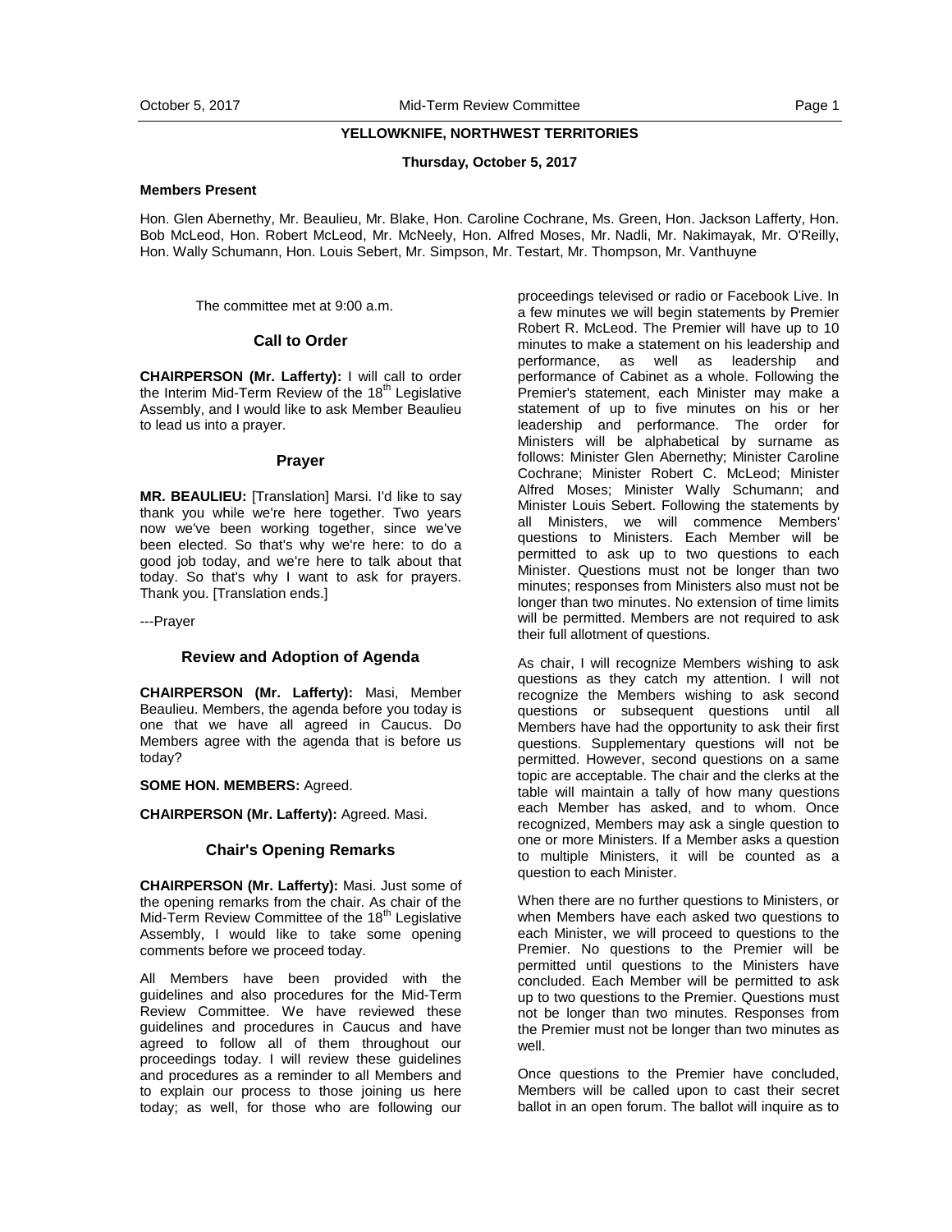**YELLOWKNIFE, NORTHWEST TERRITORIES**

**Thursday, October 5, 2017**

**Members Present**

Hon. Glen Abernethy, Mr. Beaulieu, Mr. Blake, Hon. Caroline Cochrane, Ms. Green, Hon. Jackson Lafferty, Hon. Bob McLeod, Hon. Robert McLeod, Mr. McNeely, Hon. Alfred Moses, Mr. Nadli, Mr. Nakimayak, Mr. O'Reilly, Hon. Wally Schumann, Hon. Louis Sebert, Mr. Simpson, Mr. Testart, Mr. Thompson, Mr. Vanthuyne

The committee met at 9:00 a.m.

## Call to Order

**CHAIRPERSON (Mr. Lafferty):** I will call to order the Interim Mid-Term Review of the 18th Legislative Assembly, and I would like to ask Member Beaulieu to lead us into a prayer.

## Prayer

**MR. BEAULIEU:** [Translation] Marsi. I'd like to say thank you while we're here together. Two years now we've been working together, since we've been elected. So that's why we're here: to do a good job today, and we're here to talk about that today. So that's why I want to ask for prayers. Thank you. [Translation ends.]

---Prayer

## Review and Adoption of Agenda

**CHAIRPERSON (Mr. Lafferty):** Masi, Member Beaulieu. Members, the agenda before you today is one that we have all agreed in Caucus. Do Members agree with the agenda that is before us today?

**SOME HON. MEMBERS:** Agreed.

**CHAIRPERSON (Mr. Lafferty):** Agreed. Masi.

## Chair's Opening Remarks

**CHAIRPERSON (Mr. Lafferty):** Masi. Just some of the opening remarks from the chair. As chair of the Mid-Term Review Committee of the 18th Legislative Assembly, I would like to take some opening comments before we proceed today.

All Members have been provided with the guidelines and also procedures for the Mid-Term Review Committee. We have reviewed these guidelines and procedures in Caucus and have agreed to follow all of them throughout our proceedings today. I will review these guidelines and procedures as a reminder to all Members and to explain our process to those joining us here today; as well, for those who are following our proceedings televised or radio or Facebook Live. In a few minutes we will begin statements by Premier Robert R. McLeod. The Premier will have up to 10 minutes to make a statement on his leadership and performance, as well as leadership and performance of Cabinet as a whole. Following the Premier's statement, each Minister may make a statement of up to five minutes on his or her leadership and performance. The order for Ministers will be alphabetical by surname as follows: Minister Glen Abernethy; Minister Caroline Cochrane; Minister Robert C. McLeod; Minister Alfred Moses; Minister Wally Schumann; and Minister Louis Sebert. Following the statements by all Ministers, we will commence Members' questions to Ministers. Each Member will be permitted to ask up to two questions to each Minister. Questions must not be longer than two minutes; responses from Ministers also must not be longer than two minutes. No extension of time limits will be permitted. Members are not required to ask their full allotment of questions.

As chair, I will recognize Members wishing to ask questions as they catch my attention. I will not recognize the Members wishing to ask second questions or subsequent questions until all Members have had the opportunity to ask their first questions. Supplementary questions will not be permitted. However, second questions on a same topic are acceptable. The chair and the clerks at the table will maintain a tally of how many questions each Member has asked, and to whom. Once recognized, Members may ask a single question to one or more Ministers. If a Member asks a question to multiple Ministers, it will be counted as a question to each Minister.

When there are no further questions to Ministers, or when Members have each asked two questions to each Minister, we will proceed to questions to the Premier. No questions to the Premier will be permitted until questions to the Ministers have concluded. Each Member will be permitted to ask up to two questions to the Premier. Questions must not be longer than two minutes. Responses from the Premier must not be longer than two minutes as well.

Once questions to the Premier have concluded, Members will be called upon to cast their secret ballot in an open forum. The ballot will inquire as to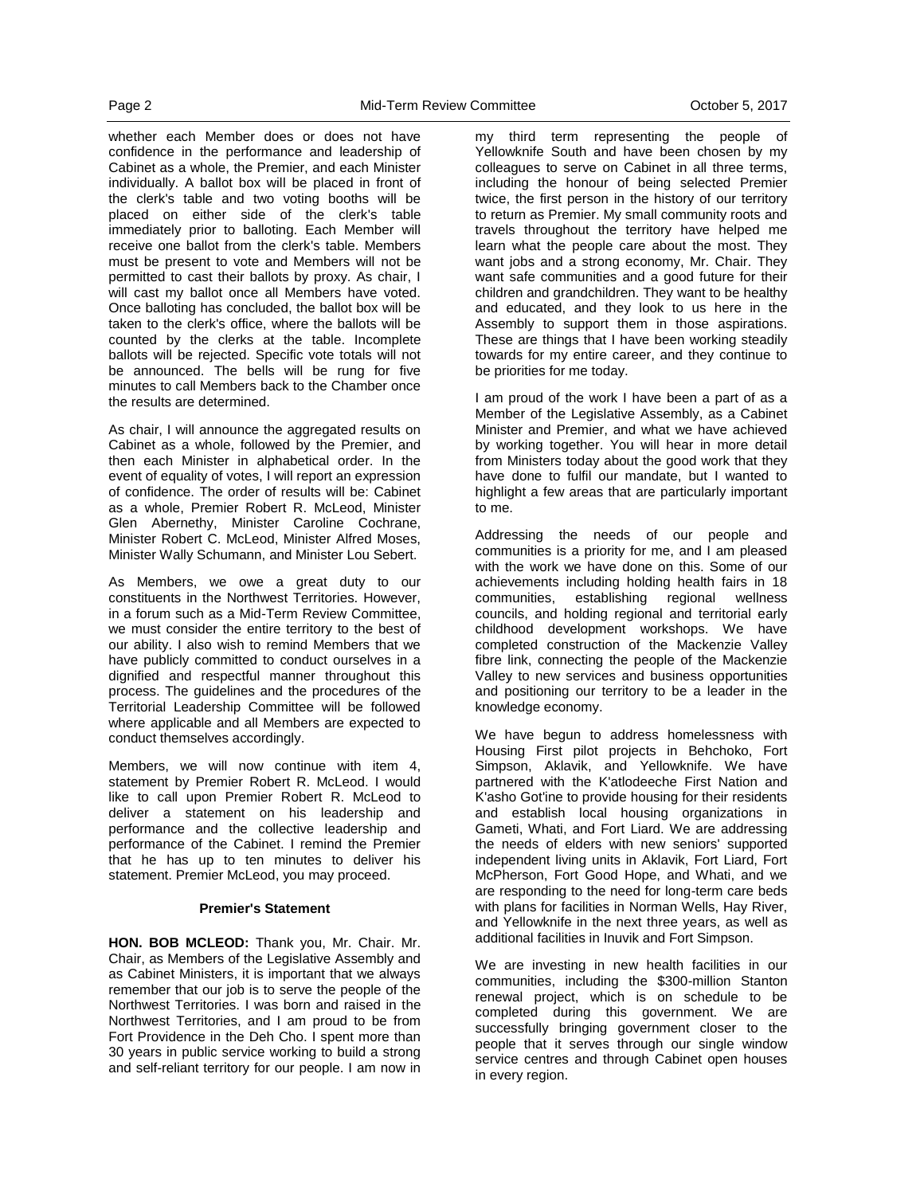whether each Member does or does not have confidence in the performance and leadership of Cabinet as a whole, the Premier, and each Minister individually. A ballot box will be placed in front of the clerk's table and two voting booths will be placed on either side of the clerk's table immediately prior to balloting. Each Member will receive one ballot from the clerk's table. Members must be present to vote and Members will not be permitted to cast their ballots by proxy. As chair, I will cast my ballot once all Members have voted. Once balloting has concluded, the ballot box will be taken to the clerk's office, where the ballots will be counted by the clerks at the table. Incomplete ballots will be rejected. Specific vote totals will not be announced. The bells will be rung for five minutes to call Members back to the Chamber once the results are determined.

As chair, I will announce the aggregated results on Cabinet as a whole, followed by the Premier, and then each Minister in alphabetical order. In the event of equality of votes, I will report an expression of confidence. The order of results will be: Cabinet as a whole, Premier Robert R. McLeod, Minister Glen Abernethy, Minister Caroline Cochrane, Minister Robert C. McLeod, Minister Alfred Moses, Minister Wally Schumann, and Minister Lou Sebert.

As Members, we owe a great duty to our constituents in the Northwest Territories. However, in a forum such as a Mid-Term Review Committee, we must consider the entire territory to the best of our ability. I also wish to remind Members that we have publicly committed to conduct ourselves in a dignified and respectful manner throughout this process. The guidelines and the procedures of the Territorial Leadership Committee will be followed where applicable and all Members are expected to conduct themselves accordingly.

Members, we will now continue with item 4, statement by Premier Robert R. McLeod. I would like to call upon Premier Robert R. McLeod to deliver a statement on his leadership and performance and the collective leadership and performance of the Cabinet. I remind the Premier that he has up to ten minutes to deliver his statement. Premier McLeod, you may proceed.

### Premier's Statement

**HON. BOB MCLEOD:** Thank you, Mr. Chair. Mr. Chair, as Members of the Legislative Assembly and as Cabinet Ministers, it is important that we always remember that our job is to serve the people of the Northwest Territories. I was born and raised in the Northwest Territories, and I am proud to be from Fort Providence in the Deh Cho. I spent more than 30 years in public service working to build a strong and self-reliant territory for our people. I am now in my third term representing the people of Yellowknife South and have been chosen by my colleagues to serve on Cabinet in all three terms, including the honour of being selected Premier twice, the first person in the history of our territory to return as Premier. My small community roots and travels throughout the territory have helped me learn what the people care about the most. They want jobs and a strong economy, Mr. Chair. They want safe communities and a good future for their children and grandchildren. They want to be healthy and educated, and they look to us here in the Assembly to support them in those aspirations. These are things that I have been working steadily towards for my entire career, and they continue to be priorities for me today.

I am proud of the work I have been a part of as a Member of the Legislative Assembly, as a Cabinet Minister and Premier, and what we have achieved by working together. You will hear in more detail from Ministers today about the good work that they have done to fulfil our mandate, but I wanted to highlight a few areas that are particularly important to me.

Addressing the needs of our people and communities is a priority for me, and I am pleased with the work we have done on this. Some of our achievements including holding health fairs in 18 communities, establishing regional wellness councils, and holding regional and territorial early childhood development workshops. We have completed construction of the Mackenzie Valley fibre link, connecting the people of the Mackenzie Valley to new services and business opportunities and positioning our territory to be a leader in the knowledge economy.

We have begun to address homelessness with Housing First pilot projects in Behchoko, Fort Simpson, Aklavik, and Yellowknife. We have partnered with the K'atlodeeche First Nation and K'asho Got'ine to provide housing for their residents and establish local housing organizations in Gameti, Whati, and Fort Liard. We are addressing the needs of elders with new seniors' supported independent living units in Aklavik, Fort Liard, Fort McPherson, Fort Good Hope, and Whati, and we are responding to the need for long-term care beds with plans for facilities in Norman Wells, Hay River, and Yellowknife in the next three years, as well as additional facilities in Inuvik and Fort Simpson.

We are investing in new health facilities in our communities, including the $300-million Stanton renewal project, which is on schedule to be completed during this government. We are successfully bringing government closer to the people that it serves through our single window service centres and through Cabinet open houses in every region.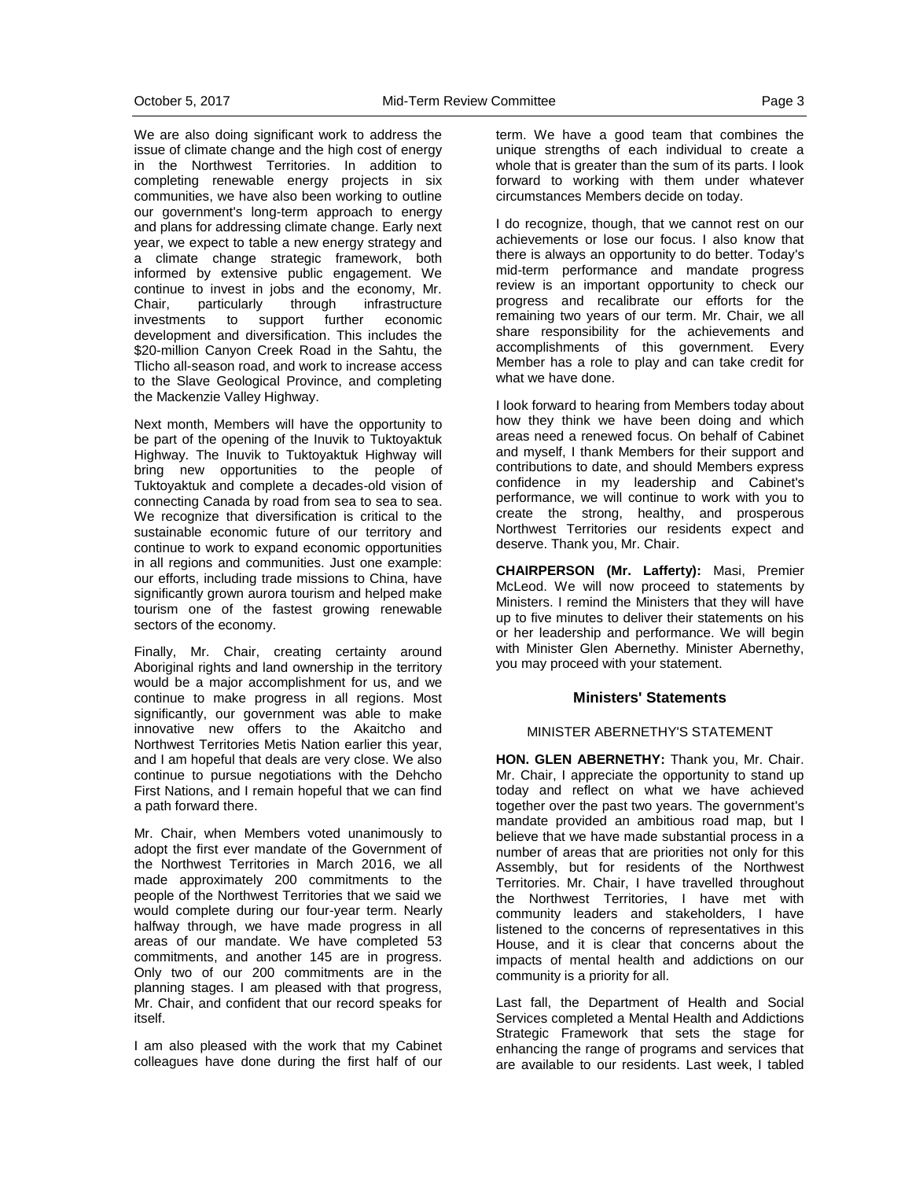We are also doing significant work to address the issue of climate change and the high cost of energy in the Northwest Territories. In addition to completing renewable energy projects in six communities, we have also been working to outline our government's long-term approach to energy and plans for addressing climate change. Early next year, we expect to table a new energy strategy and a climate change strategic framework, both informed by extensive public engagement. We continue to invest in jobs and the economy, Mr. Chair, particularly through infrastructure investments to support further economic development and diversification. This includes the $20-million Canyon Creek Road in the Sahtu, the Tlicho all-season road, and work to increase access to the Slave Geological Province, and completing the Mackenzie Valley Highway.

Next month, Members will have the opportunity to be part of the opening of the Inuvik to Tuktoyaktuk Highway. The Inuvik to Tuktoyaktuk Highway will bring new opportunities to the people of Tuktoyaktuk and complete a decades-old vision of connecting Canada by road from sea to sea to sea. We recognize that diversification is critical to the sustainable economic future of our territory and continue to work to expand economic opportunities in all regions and communities. Just one example: our efforts, including trade missions to China, have significantly grown aurora tourism and helped make tourism one of the fastest growing renewable sectors of the economy.

Finally, Mr. Chair, creating certainty around Aboriginal rights and land ownership in the territory would be a major accomplishment for us, and we continue to make progress in all regions. Most significantly, our government was able to make innovative new offers to the Akaitcho and Northwest Territories Metis Nation earlier this year, and I am hopeful that deals are very close. We also continue to pursue negotiations with the Dehcho First Nations, and I remain hopeful that we can find a path forward there.

Mr. Chair, when Members voted unanimously to adopt the first ever mandate of the Government of the Northwest Territories in March 2016, we all made approximately 200 commitments to the people of the Northwest Territories that we said we would complete during our four-year term. Nearly halfway through, we have made progress in all areas of our mandate. We have completed 53 commitments, and another 145 are in progress. Only two of our 200 commitments are in the planning stages. I am pleased with that progress, Mr. Chair, and confident that our record speaks for itself.

I am also pleased with the work that my Cabinet colleagues have done during the first half of our term. We have a good team that combines the unique strengths of each individual to create a whole that is greater than the sum of its parts. I look forward to working with them under whatever circumstances Members decide on today.

I do recognize, though, that we cannot rest on our achievements or lose our focus. I also know that there is always an opportunity to do better. Today's mid-term performance and mandate progress review is an important opportunity to check our progress and recalibrate our efforts for the remaining two years of our term. Mr. Chair, we all share responsibility for the achievements and accomplishments of this government. Every Member has a role to play and can take credit for what we have done.

I look forward to hearing from Members today about how they think we have been doing and which areas need a renewed focus. On behalf of Cabinet and myself, I thank Members for their support and contributions to date, and should Members express confidence in my leadership and Cabinet's performance, we will continue to work with you to create the strong, healthy, and prosperous Northwest Territories our residents expect and deserve. Thank you, Mr. Chair.

**CHAIRPERSON (Mr. Lafferty):** Masi, Premier McLeod. We will now proceed to statements by Ministers. I remind the Ministers that they will have up to five minutes to deliver their statements on his or her leadership and performance. We will begin with Minister Glen Abernethy. Minister Abernethy, you may proceed with your statement.

## Ministers' Statements

### MINISTER ABERNETHY'S STATEMENT

**HON. GLEN ABERNETHY:** Thank you, Mr. Chair. Mr. Chair, I appreciate the opportunity to stand up today and reflect on what we have achieved together over the past two years. The government's mandate provided an ambitious road map, but I believe that we have made substantial process in a number of areas that are priorities not only for this Assembly, but for residents of the Northwest Territories. Mr. Chair, I have travelled throughout the Northwest Territories, I have met with community leaders and stakeholders, I have listened to the concerns of representatives in this House, and it is clear that concerns about the impacts of mental health and addictions on our community is a priority for all.

Last fall, the Department of Health and Social Services completed a Mental Health and Addictions Strategic Framework that sets the stage for enhancing the range of programs and services that are available to our residents. Last week, I tabled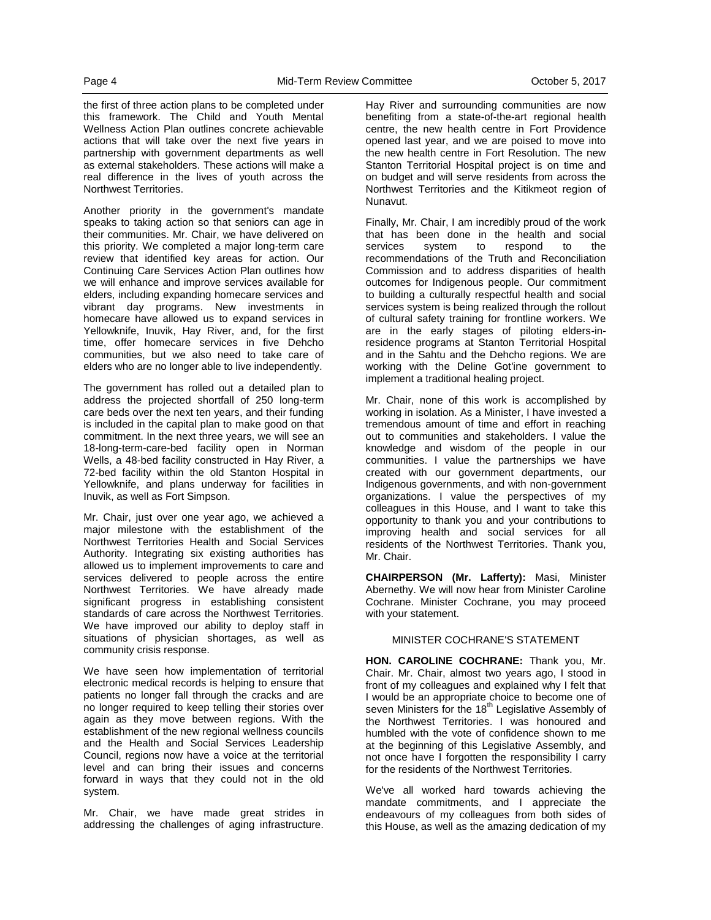the first of three action plans to be completed under this framework. The Child and Youth Mental Wellness Action Plan outlines concrete achievable actions that will take over the next five years in partnership with government departments as well as external stakeholders. These actions will make a real difference in the lives of youth across the Northwest Territories.

Another priority in the government's mandate speaks to taking action so that seniors can age in their communities. Mr. Chair, we have delivered on this priority. We completed a major long-term care review that identified key areas for action. Our Continuing Care Services Action Plan outlines how we will enhance and improve services available for elders, including expanding homecare services and vibrant day programs. New investments in homecare have allowed us to expand services in Yellowknife, Inuvik, Hay River, and, for the first time, offer homecare services in five Dehcho communities, but we also need to take care of elders who are no longer able to live independently.

The government has rolled out a detailed plan to address the projected shortfall of 250 long-term care beds over the next ten years, and their funding is included in the capital plan to make good on that commitment. In the next three years, we will see an 18-long-term-care-bed facility open in Norman Wells, a 48-bed facility constructed in Hay River, a 72-bed facility within the old Stanton Hospital in Yellowknife, and plans underway for facilities in Inuvik, as well as Fort Simpson.

Mr. Chair, just over one year ago, we achieved a major milestone with the establishment of the Northwest Territories Health and Social Services Authority. Integrating six existing authorities has allowed us to implement improvements to care and services delivered to people across the entire Northwest Territories. We have already made significant progress in establishing consistent standards of care across the Northwest Territories. We have improved our ability to deploy staff in situations of physician shortages, as well as community crisis response.

We have seen how implementation of territorial electronic medical records is helping to ensure that patients no longer fall through the cracks and are no longer required to keep telling their stories over again as they move between regions. With the establishment of the new regional wellness councils and the Health and Social Services Leadership Council, regions now have a voice at the territorial level and can bring their issues and concerns forward in ways that they could not in the old system.

Mr. Chair, we have made great strides in addressing the challenges of aging infrastructure. Hay River and surrounding communities are now benefiting from a state-of-the-art regional health centre, the new health centre in Fort Providence opened last year, and we are poised to move into the new health centre in Fort Resolution. The new Stanton Territorial Hospital project is on time and on budget and will serve residents from across the Northwest Territories and the Kitikmeot region of Nunavut.

Finally, Mr. Chair, I am incredibly proud of the work that has been done in the health and social services system to respond to the recommendations of the Truth and Reconciliation Commission and to address disparities of health outcomes for Indigenous people. Our commitment to building a culturally respectful health and social services system is being realized through the rollout of cultural safety training for frontline workers. We are in the early stages of piloting elders-in-residence programs at Stanton Territorial Hospital and in the Sahtu and the Dehcho regions. We are working with the Deline Got'ine government to implement a traditional healing project.

Mr. Chair, none of this work is accomplished by working in isolation. As a Minister, I have invested a tremendous amount of time and effort in reaching out to communities and stakeholders. I value the knowledge and wisdom of the people in our communities. I value the partnerships we have created with our government departments, our Indigenous governments, and with non-government organizations. I value the perspectives of my colleagues in this House, and I want to take this opportunity to thank you and your contributions to improving health and social services for all residents of the Northwest Territories. Thank you, Mr. Chair.

**CHAIRPERSON (Mr. Lafferty):** Masi, Minister Abernethy. We will now hear from Minister Caroline Cochrane. Minister Cochrane, you may proceed with your statement.

### MINISTER COCHRANE'S STATEMENT

**HON. CAROLINE COCHRANE:** Thank you, Mr. Chair. Mr. Chair, almost two years ago, I stood in front of my colleagues and explained why I felt that I would be an appropriate choice to become one of seven Ministers for the 18th Legislative Assembly of the Northwest Territories. I was honoured and humbled with the vote of confidence shown to me at the beginning of this Legislative Assembly, and not once have I forgotten the responsibility I carry for the residents of the Northwest Territories.

We've all worked hard towards achieving the mandate commitments, and I appreciate the endeavours of my colleagues from both sides of this House, as well as the amazing dedication of my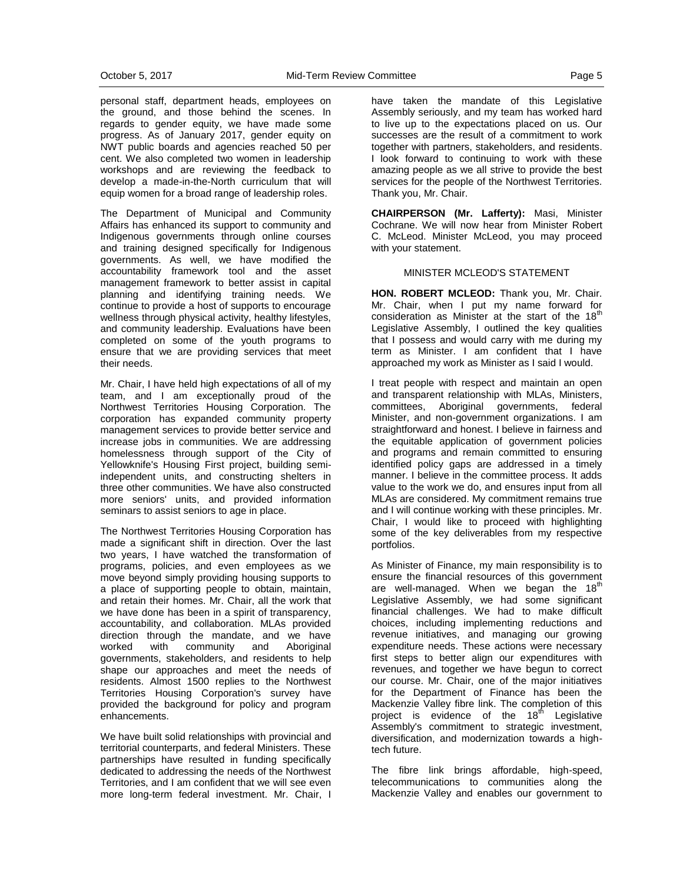personal staff, department heads, employees on the ground, and those behind the scenes. In regards to gender equity, we have made some progress. As of January 2017, gender equity on NWT public boards and agencies reached 50 per cent. We also completed two women in leadership workshops and are reviewing the feedback to develop a made-in-the-North curriculum that will equip women for a broad range of leadership roles.

The Department of Municipal and Community Affairs has enhanced its support to community and Indigenous governments through online courses and training designed specifically for Indigenous governments. As well, we have modified the accountability framework tool and the asset management framework to better assist in capital planning and identifying training needs. We continue to provide a host of supports to encourage wellness through physical activity, healthy lifestyles, and community leadership. Evaluations have been completed on some of the youth programs to ensure that we are providing services that meet their needs.

Mr. Chair, I have held high expectations of all of my team, and I am exceptionally proud of the Northwest Territories Housing Corporation. The corporation has expanded community property management services to provide better service and increase jobs in communities. We are addressing homelessness through support of the City of Yellowknife's Housing First project, building semi-independent units, and constructing shelters in three other communities. We have also constructed more seniors' units, and provided information seminars to assist seniors to age in place.

The Northwest Territories Housing Corporation has made a significant shift in direction. Over the last two years, I have watched the transformation of programs, policies, and even employees as we move beyond simply providing housing supports to a place of supporting people to obtain, maintain, and retain their homes. Mr. Chair, all the work that we have done has been in a spirit of transparency, accountability, and collaboration. MLAs provided direction through the mandate, and we have worked with community and Aboriginal governments, stakeholders, and residents to help shape our approaches and meet the needs of residents. Almost 1500 replies to the Northwest Territories Housing Corporation's survey have provided the background for policy and program enhancements.

We have built solid relationships with provincial and territorial counterparts, and federal Ministers. These partnerships have resulted in funding specifically dedicated to addressing the needs of the Northwest Territories, and I am confident that we will see even more long-term federal investment. Mr. Chair, I have taken the mandate of this Legislative Assembly seriously, and my team has worked hard to live up to the expectations placed on us. Our successes are the result of a commitment to work together with partners, stakeholders, and residents. I look forward to continuing to work with these amazing people as we all strive to provide the best services for the people of the Northwest Territories. Thank you, Mr. Chair.

**CHAIRPERSON (Mr. Lafferty):** Masi, Minister Cochrane. We will now hear from Minister Robert C. McLeod. Minister McLeod, you may proceed with your statement.

## MINISTER MCLEOD'S STATEMENT

**HON. ROBERT MCLEOD:** Thank you, Mr. Chair. Mr. Chair, when I put my name forward for consideration as Minister at the start of the 18th Legislative Assembly, I outlined the key qualities that I possess and would carry with me during my term as Minister. I am confident that I have approached my work as Minister as I said I would.

I treat people with respect and maintain an open and transparent relationship with MLAs, Ministers, committees, Aboriginal governments, federal Minister, and non-government organizations. I am straightforward and honest. I believe in fairness and the equitable application of government policies and programs and remain committed to ensuring identified policy gaps are addressed in a timely manner. I believe in the committee process. It adds value to the work we do, and ensures input from all MLAs are considered. My commitment remains true and I will continue working with these principles. Mr. Chair, I would like to proceed with highlighting some of the key deliverables from my respective portfolios.

As Minister of Finance, my main responsibility is to ensure the financial resources of this government are well-managed. When we began the 18th Legislative Assembly, we had some significant financial challenges. We had to make difficult choices, including implementing reductions and revenue initiatives, and managing our growing expenditure needs. These actions were necessary first steps to better align our expenditures with revenues, and together we have begun to correct our course. Mr. Chair, one of the major initiatives for the Department of Finance has been the Mackenzie Valley fibre link. The completion of this project is evidence of the 18th Legislative Assembly's commitment to strategic investment, diversification, and modernization towards a high-tech future.

The fibre link brings affordable, high-speed, telecommunications to communities along the Mackenzie Valley and enables our government to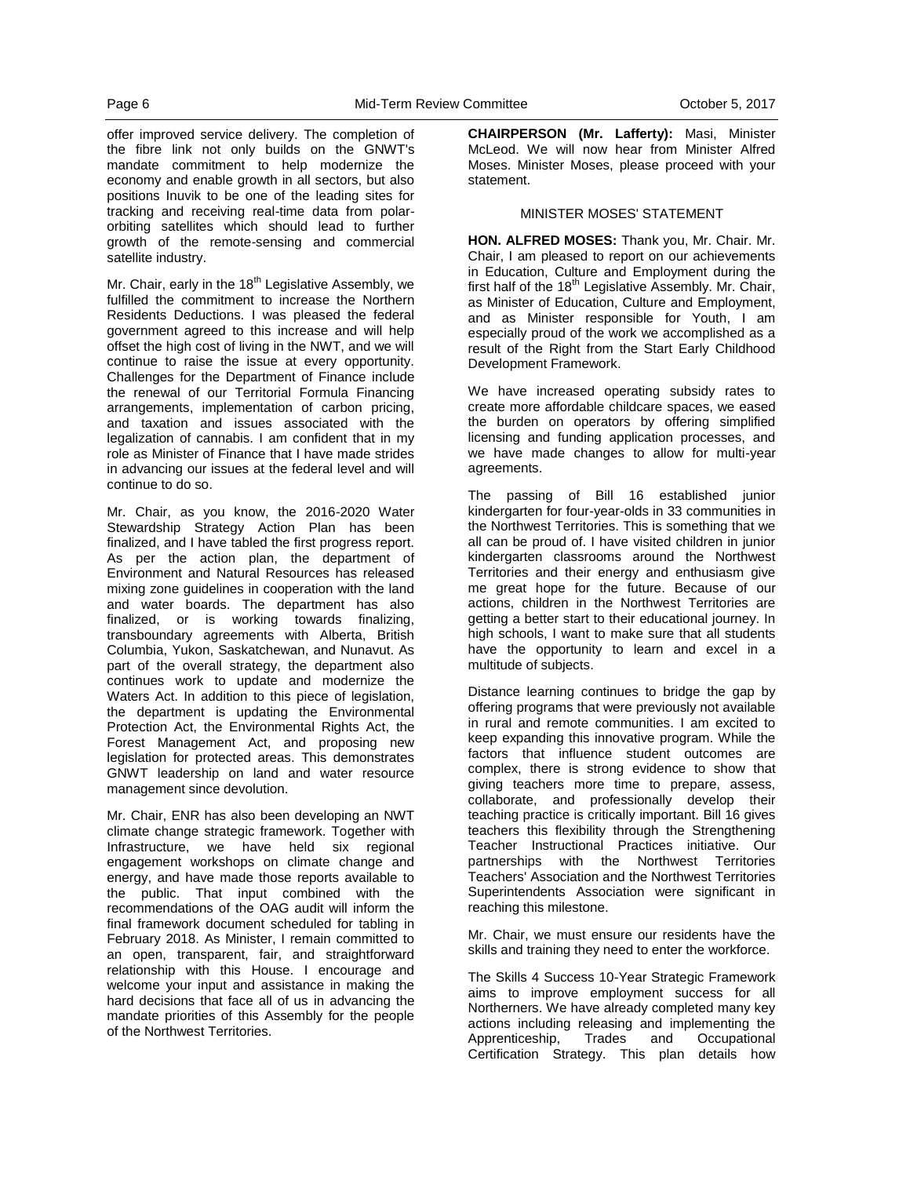offer improved service delivery. The completion of the fibre link not only builds on the GNWT's mandate commitment to help modernize the economy and enable growth in all sectors, but also positions Inuvik to be one of the leading sites for tracking and receiving real-time data from polar-orbiting satellites which should lead to further growth of the remote-sensing and commercial satellite industry.

Mr. Chair, early in the 18th Legislative Assembly, we fulfilled the commitment to increase the Northern Residents Deductions. I was pleased the federal government agreed to this increase and will help offset the high cost of living in the NWT, and we will continue to raise the issue at every opportunity. Challenges for the Department of Finance include the renewal of our Territorial Formula Financing arrangements, implementation of carbon pricing, and taxation and issues associated with the legalization of cannabis. I am confident that in my role as Minister of Finance that I have made strides in advancing our issues at the federal level and will continue to do so.

Mr. Chair, as you know, the 2016-2020 Water Stewardship Strategy Action Plan has been finalized, and I have tabled the first progress report. As per the action plan, the department of Environment and Natural Resources has released mixing zone guidelines in cooperation with the land and water boards. The department has also finalized, or is working towards finalizing, transboundary agreements with Alberta, British Columbia, Yukon, Saskatchewan, and Nunavut. As part of the overall strategy, the department also continues work to update and modernize the Waters Act. In addition to this piece of legislation, the department is updating the Environmental Protection Act, the Environmental Rights Act, the Forest Management Act, and proposing new legislation for protected areas. This demonstrates GNWT leadership on land and water resource management since devolution.

Mr. Chair, ENR has also been developing an NWT climate change strategic framework. Together with Infrastructure, we have held six regional engagement workshops on climate change and energy, and have made those reports available to the public. That input combined with the recommendations of the OAG audit will inform the final framework document scheduled for tabling in February 2018. As Minister, I remain committed to an open, transparent, fair, and straightforward relationship with this House. I encourage and welcome your input and assistance in making the hard decisions that face all of us in advancing the mandate priorities of this Assembly for the people of the Northwest Territories.

**CHAIRPERSON (Mr. Lafferty):** Masi, Minister McLeod. We will now hear from Minister Alfred Moses. Minister Moses, please proceed with your statement.

MINISTER MOSES' STATEMENT

**HON. ALFRED MOSES:** Thank you, Mr. Chair. Mr. Chair, I am pleased to report on our achievements in Education, Culture and Employment during the first half of the 18th Legislative Assembly. Mr. Chair, as Minister of Education, Culture and Employment, and as Minister responsible for Youth, I am especially proud of the work we accomplished as a result of the Right from the Start Early Childhood Development Framework.

We have increased operating subsidy rates to create more affordable childcare spaces, we eased the burden on operators by offering simplified licensing and funding application processes, and we have made changes to allow for multi-year agreements.

The passing of Bill 16 established junior kindergarten for four-year-olds in 33 communities in the Northwest Territories. This is something that we all can be proud of. I have visited children in junior kindergarten classrooms around the Northwest Territories and their energy and enthusiasm give me great hope for the future. Because of our actions, children in the Northwest Territories are getting a better start to their educational journey. In high schools, I want to make sure that all students have the opportunity to learn and excel in a multitude of subjects.

Distance learning continues to bridge the gap by offering programs that were previously not available in rural and remote communities. I am excited to keep expanding this innovative program. While the factors that influence student outcomes are complex, there is strong evidence to show that giving teachers more time to prepare, assess, collaborate, and professionally develop their teaching practice is critically important. Bill 16 gives teachers this flexibility through the Strengthening Teacher Instructional Practices initiative. Our partnerships with the Northwest Territories Teachers' Association and the Northwest Territories Superintendents Association were significant in reaching this milestone.

Mr. Chair, we must ensure our residents have the skills and training they need to enter the workforce.

The Skills 4 Success 10-Year Strategic Framework aims to improve employment success for all Northerners. We have already completed many key actions including releasing and implementing the Apprenticeship, Trades and Occupational Certification Strategy. This plan details how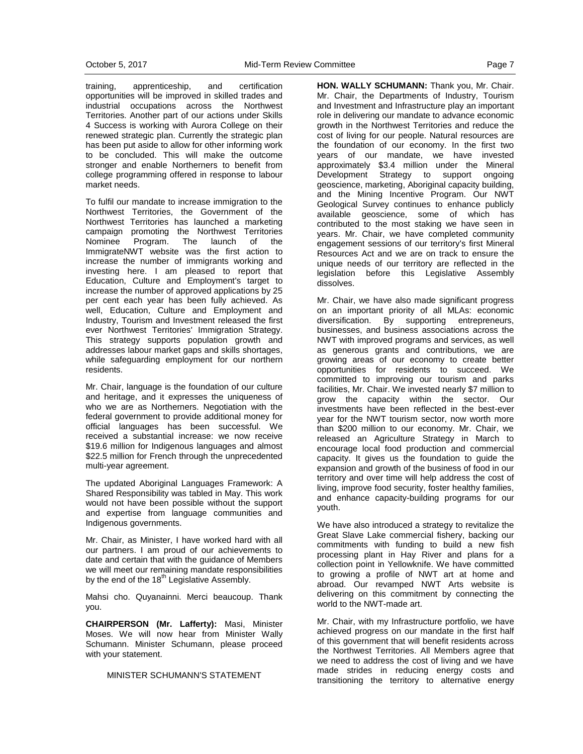training, apprenticeship, and certification opportunities will be improved in skilled trades and industrial occupations across the Northwest Territories. Another part of our actions under Skills 4 Success is working with Aurora College on their renewed strategic plan. Currently the strategic plan has been put aside to allow for other informing work to be concluded. This will make the outcome stronger and enable Northerners to benefit from college programming offered in response to labour market needs.

To fulfil our mandate to increase immigration to the Northwest Territories, the Government of the Northwest Territories has launched a marketing campaign promoting the Northwest Territories Nominee Program. The launch of the ImmigrateNWT website was the first action to increase the number of immigrants working and investing here. I am pleased to report that Education, Culture and Employment's target to increase the number of approved applications by 25 per cent each year has been fully achieved. As well, Education, Culture and Employment and Industry, Tourism and Investment released the first ever Northwest Territories' Immigration Strategy. This strategy supports population growth and addresses labour market gaps and skills shortages, while safeguarding employment for our northern residents.

Mr. Chair, language is the foundation of our culture and heritage, and it expresses the uniqueness of who we are as Northerners. Negotiation with the federal government to provide additional money for official languages has been successful. We received a substantial increase: we now receive $19.6 million for Indigenous languages and almost $22.5 million for French through the unprecedented multi-year agreement.

The updated Aboriginal Languages Framework: A Shared Responsibility was tabled in May. This work would not have been possible without the support and expertise from language communities and Indigenous governments.

Mr. Chair, as Minister, I have worked hard with all our partners. I am proud of our achievements to date and certain that with the guidance of Members we will meet our remaining mandate responsibilities by the end of the 18th Legislative Assembly.

Mahsi cho. Quyanainni. Merci beaucoup. Thank you.

**CHAIRPERSON (Mr. Lafferty):** Masi, Minister Moses. We will now hear from Minister Wally Schumann. Minister Schumann, please proceed with your statement.

MINISTER SCHUMANN'S STATEMENT

**HON. WALLY SCHUMANN:** Thank you, Mr. Chair. Mr. Chair, the Departments of Industry, Tourism and Investment and Infrastructure play an important role in delivering our mandate to advance economic growth in the Northwest Territories and reduce the cost of living for our people. Natural resources are the foundation of our economy. In the first two years of our mandate, we have invested approximately $3.4 million under the Mineral Development Strategy to support ongoing geoscience, marketing, Aboriginal capacity building, and the Mining Incentive Program. Our NWT Geological Survey continues to enhance publicly available geoscience, some of which has contributed to the most staking we have seen in years. Mr. Chair, we have completed community engagement sessions of our territory's first Mineral Resources Act and we are on track to ensure the unique needs of our territory are reflected in the legislation before this Legislative Assembly dissolves.

Mr. Chair, we have also made significant progress on an important priority of all MLAs: economic diversification. By supporting entrepreneurs, businesses, and business associations across the NWT with improved programs and services, as well as generous grants and contributions, we are growing areas of our economy to create better opportunities for residents to succeed. We committed to improving our tourism and parks facilities, Mr. Chair. We invested nearly $7 million to grow the capacity within the sector. Our investments have been reflected in the best-ever year for the NWT tourism sector, now worth more than $200 million to our economy. Mr. Chair, we released an Agriculture Strategy in March to encourage local food production and commercial capacity. It gives us the foundation to guide the expansion and growth of the business of food in our territory and over time will help address the cost of living, improve food security, foster healthy families, and enhance capacity-building programs for our youth.

We have also introduced a strategy to revitalize the Great Slave Lake commercial fishery, backing our commitments with funding to build a new fish processing plant in Hay River and plans for a collection point in Yellowknife. We have committed to growing a profile of NWT art at home and abroad. Our revamped NWT Arts website is delivering on this commitment by connecting the world to the NWT-made art.

Mr. Chair, with my Infrastructure portfolio, we have achieved progress on our mandate in the first half of this government that will benefit residents across the Northwest Territories. All Members agree that we need to address the cost of living and we have made strides in reducing energy costs and transitioning the territory to alternative energy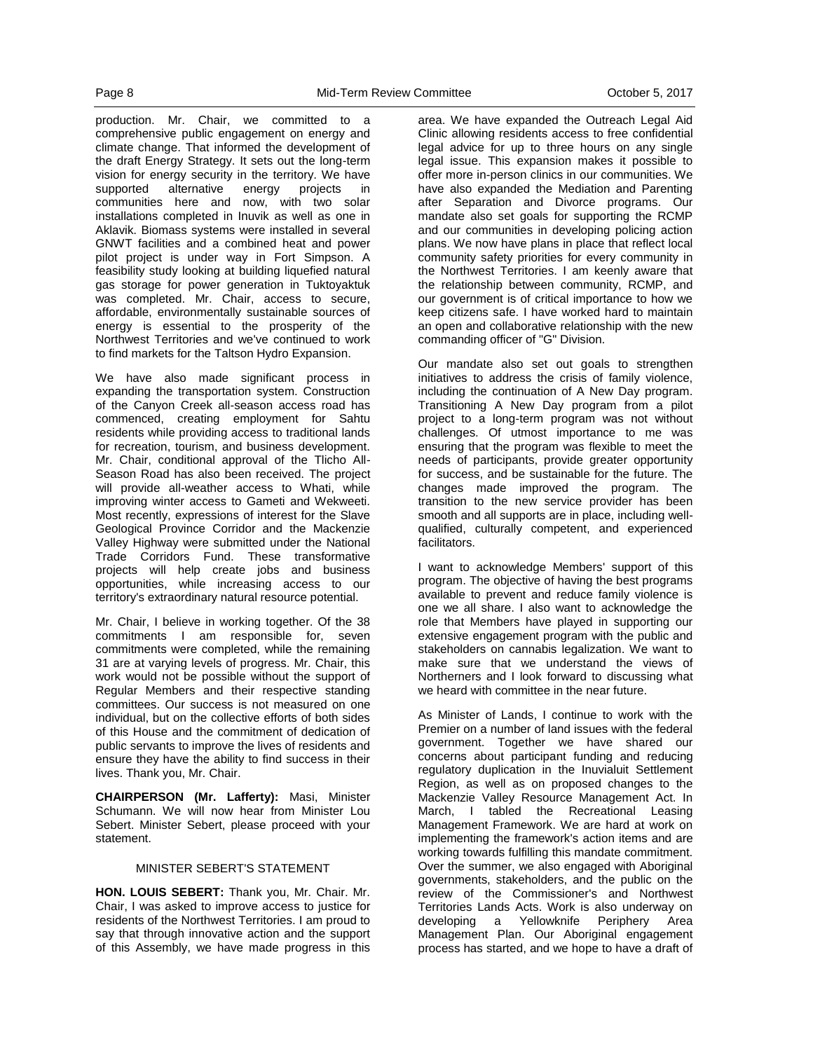production. Mr. Chair, we committed to a comprehensive public engagement on energy and climate change. That informed the development of the draft Energy Strategy. It sets out the long-term vision for energy security in the territory. We have supported alternative energy projects in communities here and now, with two solar installations completed in Inuvik as well as one in Aklavik. Biomass systems were installed in several GNWT facilities and a combined heat and power pilot project is under way in Fort Simpson. A feasibility study looking at building liquefied natural gas storage for power generation in Tuktoyaktuk was completed. Mr. Chair, access to secure, affordable, environmentally sustainable sources of energy is essential to the prosperity of the Northwest Territories and we've continued to work to find markets for the Taltson Hydro Expansion.

We have also made significant process in expanding the transportation system. Construction of the Canyon Creek all-season access road has commenced, creating employment for Sahtu residents while providing access to traditional lands for recreation, tourism, and business development. Mr. Chair, conditional approval of the Tlicho All-Season Road has also been received. The project will provide all-weather access to Whati, while improving winter access to Gameti and Wekweeti. Most recently, expressions of interest for the Slave Geological Province Corridor and the Mackenzie Valley Highway were submitted under the National Trade Corridors Fund. These transformative projects will help create jobs and business opportunities, while increasing access to our territory's extraordinary natural resource potential.

Mr. Chair, I believe in working together. Of the 38 commitments I am responsible for, seven commitments were completed, while the remaining 31 are at varying levels of progress. Mr. Chair, this work would not be possible without the support of Regular Members and their respective standing committees. Our success is not measured on one individual, but on the collective efforts of both sides of this House and the commitment of dedication of public servants to improve the lives of residents and ensure they have the ability to find success in their lives. Thank you, Mr. Chair.

**CHAIRPERSON (Mr. Lafferty):** Masi, Minister Schumann. We will now hear from Minister Lou Sebert. Minister Sebert, please proceed with your statement.

### MINISTER SEBERT'S STATEMENT

**HON. LOUIS SEBERT:** Thank you, Mr. Chair. Mr. Chair, I was asked to improve access to justice for residents of the Northwest Territories. I am proud to say that through innovative action and the support of this Assembly, we have made progress in this area. We have expanded the Outreach Legal Aid Clinic allowing residents access to free confidential legal advice for up to three hours on any single legal issue. This expansion makes it possible to offer more in-person clinics in our communities. We have also expanded the Mediation and Parenting after Separation and Divorce programs. Our mandate also set goals for supporting the RCMP and our communities in developing policing action plans. We now have plans in place that reflect local community safety priorities for every community in the Northwest Territories. I am keenly aware that the relationship between community, RCMP, and our government is of critical importance to how we keep citizens safe. I have worked hard to maintain an open and collaborative relationship with the new commanding officer of "G" Division.

Our mandate also set out goals to strengthen initiatives to address the crisis of family violence, including the continuation of A New Day program. Transitioning A New Day program from a pilot project to a long-term program was not without challenges. Of utmost importance to me was ensuring that the program was flexible to meet the needs of participants, provide greater opportunity for success, and be sustainable for the future. The changes made improved the program. The transition to the new service provider has been smooth and all supports are in place, including well-qualified, culturally competent, and experienced facilitators.

I want to acknowledge Members' support of this program. The objective of having the best programs available to prevent and reduce family violence is one we all share. I also want to acknowledge the role that Members have played in supporting our extensive engagement program with the public and stakeholders on cannabis legalization. We want to make sure that we understand the views of Northerners and I look forward to discussing what we heard with committee in the near future.

As Minister of Lands, I continue to work with the Premier on a number of land issues with the federal government. Together we have shared our concerns about participant funding and reducing regulatory duplication in the Inuvialuit Settlement Region, as well as on proposed changes to the Mackenzie Valley Resource Management Act. In March, I tabled the Recreational Leasing Management Framework. We are hard at work on implementing the framework's action items and are working towards fulfilling this mandate commitment. Over the summer, we also engaged with Aboriginal governments, stakeholders, and the public on the review of the Commissioner's and Northwest Territories Lands Acts. Work is also underway on developing a Yellowknife Periphery Area Management Plan. Our Aboriginal engagement process has started, and we hope to have a draft of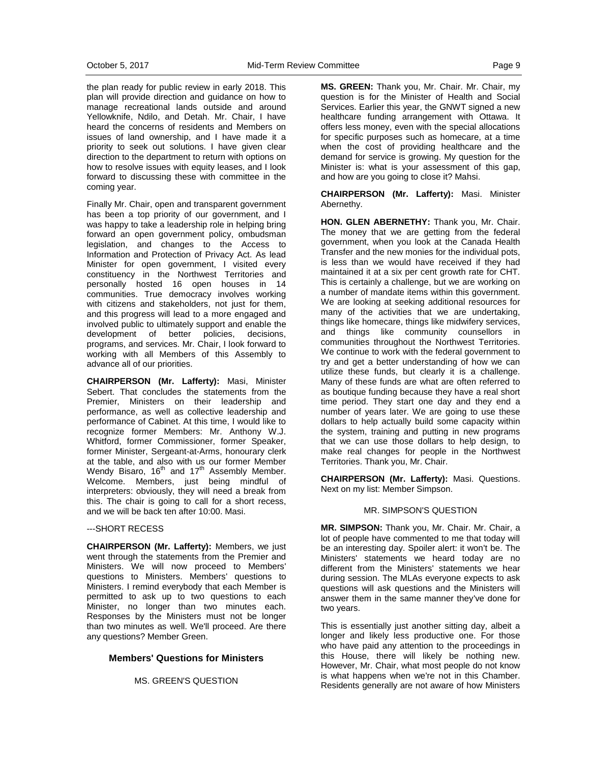the plan ready for public review in early 2018. This plan will provide direction and guidance on how to manage recreational lands outside and around Yellowknife, Ndilo, and Detah. Mr. Chair, I have heard the concerns of residents and Members on issues of land ownership, and I have made it a priority to seek out solutions. I have given clear direction to the department to return with options on how to resolve issues with equity leases, and I look forward to discussing these with committee in the coming year.

Finally Mr. Chair, open and transparent government has been a top priority of our government, and I was happy to take a leadership role in helping bring forward an open government policy, ombudsman legislation, and changes to the Access to Information and Protection of Privacy Act. As lead Minister for open government, I visited every constituency in the Northwest Territories and personally hosted 16 open houses in 14 communities. True democracy involves working with citizens and stakeholders, not just for them, and this progress will lead to a more engaged and involved public to ultimately support and enable the development of better policies, decisions, programs, and services. Mr. Chair, I look forward to working with all Members of this Assembly to advance all of our priorities.

**CHAIRPERSON (Mr. Lafferty):** Masi, Minister Sebert. That concludes the statements from the Premier, Ministers on their leadership and performance, as well as collective leadership and performance of Cabinet. At this time, I would like to recognize former Members: Mr. Anthony W.J. Whitford, former Commissioner, former Speaker, former Minister, Sergeant-at-Arms, honourary clerk at the table, and also with us our former Member Wendy Bisaro, 16th and 17th Assembly Member. Welcome. Members, just being mindful of interpreters: obviously, they will need a break from this. The chair is going to call for a short recess, and we will be back ten after 10:00. Masi.

---SHORT RECESS

**CHAIRPERSON (Mr. Lafferty):** Members, we just went through the statements from the Premier and Ministers. We will now proceed to Members' questions to Ministers. Members' questions to Ministers. I remind everybody that each Member is permitted to ask up to two questions to each Minister, no longer than two minutes each. Responses by the Ministers must not be longer than two minutes as well. We'll proceed. Are there any questions? Member Green.

## Members' Questions for Ministers

MS. GREEN'S QUESTION

**MS. GREEN:** Thank you, Mr. Chair. Mr. Chair, my question is for the Minister of Health and Social Services. Earlier this year, the GNWT signed a new healthcare funding arrangement with Ottawa. It offers less money, even with the special allocations for specific purposes such as homecare, at a time when the cost of providing healthcare and the demand for service is growing. My question for the Minister is: what is your assessment of this gap, and how are you going to close it? Mahsi.

**CHAIRPERSON (Mr. Lafferty):** Masi. Minister Abernethy.

**HON. GLEN ABERNETHY:** Thank you, Mr. Chair. The money that we are getting from the federal government, when you look at the Canada Health Transfer and the new monies for the individual pots, is less than we would have received if they had maintained it at a six per cent growth rate for CHT. This is certainly a challenge, but we are working on a number of mandate items within this government. We are looking at seeking additional resources for many of the activities that we are undertaking, things like homecare, things like midwifery services, and things like community counsellors in communities throughout the Northwest Territories. We continue to work with the federal government to try and get a better understanding of how we can utilize these funds, but clearly it is a challenge. Many of these funds are what are often referred to as boutique funding because they have a real short time period. They start one day and they end a number of years later. We are going to use these dollars to help actually build some capacity within the system, training and putting in new programs that we can use those dollars to help design, to make real changes for people in the Northwest Territories. Thank you, Mr. Chair.

**CHAIRPERSON (Mr. Lafferty):** Masi. Questions. Next on my list: Member Simpson.

MR. SIMPSON'S QUESTION

**MR. SIMPSON:** Thank you, Mr. Chair. Mr. Chair, a lot of people have commented to me that today will be an interesting day. Spoiler alert: it won't be. The Ministers' statements we heard today are no different from the Ministers' statements we hear during session. The MLAs everyone expects to ask questions will ask questions and the Ministers will answer them in the same manner they've done for two years.

This is essentially just another sitting day, albeit a longer and likely less productive one. For those who have paid any attention to the proceedings in this House, there will likely be nothing new. However, Mr. Chair, what most people do not know is what happens when we're not in this Chamber. Residents generally are not aware of how Ministers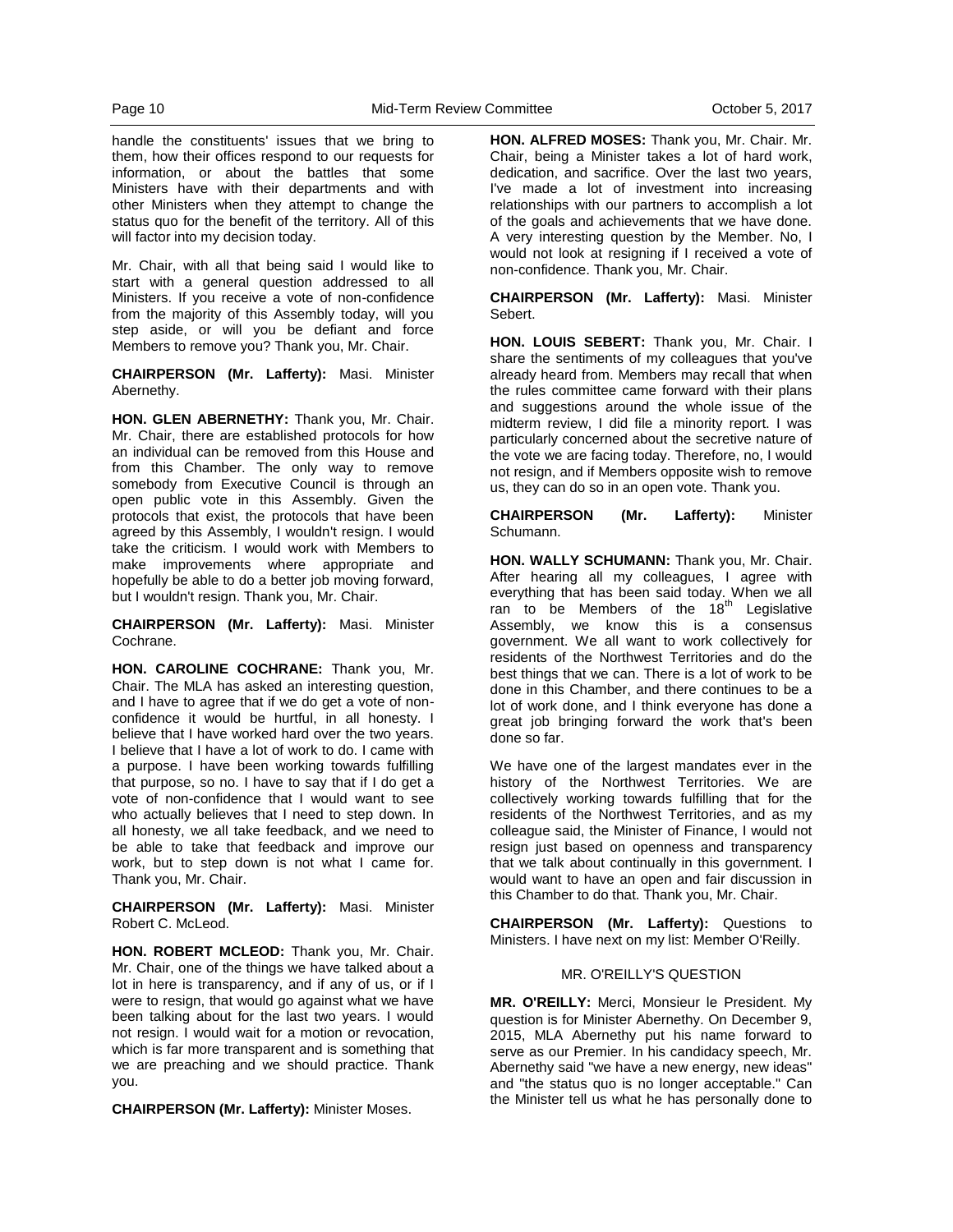handle the constituents' issues that we bring to them, how their offices respond to our requests for information, or about the battles that some Ministers have with their departments and with other Ministers when they attempt to change the status quo for the benefit of the territory. All of this will factor into my decision today.

Mr. Chair, with all that being said I would like to start with a general question addressed to all Ministers. If you receive a vote of non-confidence from the majority of this Assembly today, will you step aside, or will you be defiant and force Members to remove you? Thank you, Mr. Chair.

**CHAIRPERSON (Mr. Lafferty):** Masi. Minister Abernethy.

**HON. GLEN ABERNETHY:** Thank you, Mr. Chair. Mr. Chair, there are established protocols for how an individual can be removed from this House and from this Chamber. The only way to remove somebody from Executive Council is through an open public vote in this Assembly. Given the protocols that exist, the protocols that have been agreed by this Assembly, I wouldn't resign. I would take the criticism. I would work with Members to make improvements where appropriate and hopefully be able to do a better job moving forward, but I wouldn't resign. Thank you, Mr. Chair.

**CHAIRPERSON (Mr. Lafferty):** Masi. Minister Cochrane.

**HON. CAROLINE COCHRANE:** Thank you, Mr. Chair. The MLA has asked an interesting question, and I have to agree that if we do get a vote of non-confidence it would be hurtful, in all honesty. I believe that I have worked hard over the two years. I believe that I have a lot of work to do. I came with a purpose. I have been working towards fulfilling that purpose, so no. I have to say that if I do get a vote of non-confidence that I would want to see who actually believes that I need to step down. In all honesty, we all take feedback, and we need to be able to take that feedback and improve our work, but to step down is not what I came for. Thank you, Mr. Chair.

**CHAIRPERSON (Mr. Lafferty):** Masi. Minister Robert C. McLeod.

**HON. ROBERT MCLEOD:** Thank you, Mr. Chair. Mr. Chair, one of the things we have talked about a lot in here is transparency, and if any of us, or if I were to resign, that would go against what we have been talking about for the last two years. I would not resign. I would wait for a motion or revocation, which is far more transparent and is something that we are preaching and we should practice. Thank you.

**CHAIRPERSON (Mr. Lafferty):** Minister Moses.

**HON. ALFRED MOSES:** Thank you, Mr. Chair. Mr. Chair, being a Minister takes a lot of hard work, dedication, and sacrifice. Over the last two years, I've made a lot of investment into increasing relationships with our partners to accomplish a lot of the goals and achievements that we have done. A very interesting question by the Member. No, I would not look at resigning if I received a vote of non-confidence. Thank you, Mr. Chair.

**CHAIRPERSON (Mr. Lafferty):** Masi. Minister Sebert.

**HON. LOUIS SEBERT:** Thank you, Mr. Chair. I share the sentiments of my colleagues that you've already heard from. Members may recall that when the rules committee came forward with their plans and suggestions around the whole issue of the midterm review, I did file a minority report. I was particularly concerned about the secretive nature of the vote we are facing today. Therefore, no, I would not resign, and if Members opposite wish to remove us, they can do so in an open vote. Thank you.

**CHAIRPERSON (Mr. Lafferty):** Minister Schumann.

**HON. WALLY SCHUMANN:** Thank you, Mr. Chair. After hearing all my colleagues, I agree with everything that has been said today. When we all ran to be Members of the 18th Legislative Assembly, we know this is a consensus government. We all want to work collectively for residents of the Northwest Territories and do the best things that we can. There is a lot of work to be done in this Chamber, and there continues to be a lot of work done, and I think everyone has done a great job bringing forward the work that's been done so far.

We have one of the largest mandates ever in the history of the Northwest Territories. We are collectively working towards fulfilling that for the residents of the Northwest Territories, and as my colleague said, the Minister of Finance, I would not resign just based on openness and transparency that we talk about continually in this government. I would want to have an open and fair discussion in this Chamber to do that. Thank you, Mr. Chair.

**CHAIRPERSON (Mr. Lafferty):** Questions to Ministers. I have next on my list: Member O'Reilly.

### MR. O'REILLY'S QUESTION

**MR. O'REILLY:** Merci, Monsieur le President. My question is for Minister Abernethy. On December 9, 2015, MLA Abernethy put his name forward to serve as our Premier. In his candidacy speech, Mr. Abernethy said "we have a new energy, new ideas" and "the status quo is no longer acceptable." Can the Minister tell us what he has personally done to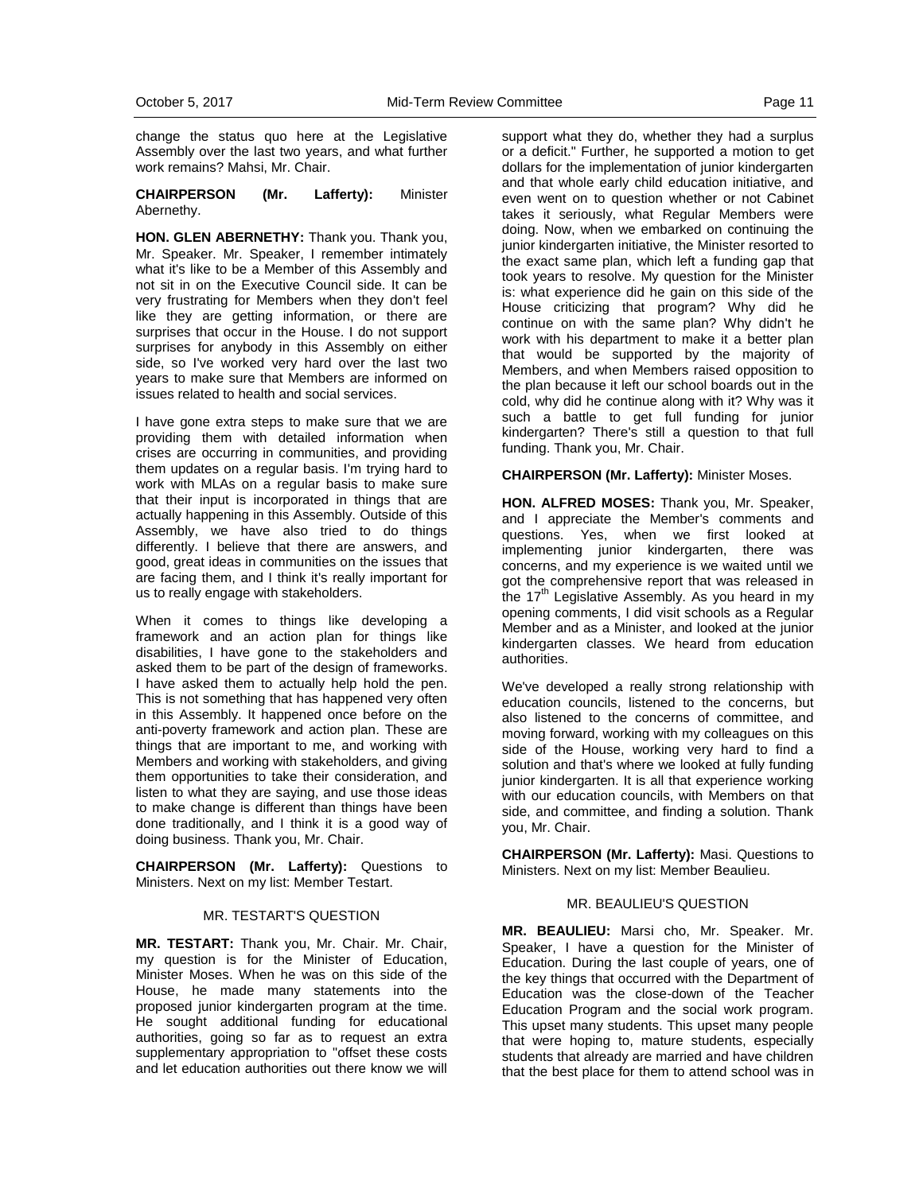change the status quo here at the Legislative Assembly over the last two years, and what further work remains? Mahsi, Mr. Chair.

**CHAIRPERSON (Mr. Lafferty):** Minister Abernethy.

**HON. GLEN ABERNETHY:** Thank you. Thank you, Mr. Speaker. Mr. Speaker, I remember intimately what it's like to be a Member of this Assembly and not sit in on the Executive Council side. It can be very frustrating for Members when they don't feel like they are getting information, or there are surprises that occur in the House. I do not support surprises for anybody in this Assembly on either side, so I've worked very hard over the last two years to make sure that Members are informed on issues related to health and social services.

I have gone extra steps to make sure that we are providing them with detailed information when crises are occurring in communities, and providing them updates on a regular basis. I'm trying hard to work with MLAs on a regular basis to make sure that their input is incorporated in things that are actually happening in this Assembly. Outside of this Assembly, we have also tried to do things differently. I believe that there are answers, and good, great ideas in communities on the issues that are facing them, and I think it's really important for us to really engage with stakeholders.

When it comes to things like developing a framework and an action plan for things like disabilities, I have gone to the stakeholders and asked them to be part of the design of frameworks. I have asked them to actually help hold the pen. This is not something that has happened very often in this Assembly. It happened once before on the anti-poverty framework and action plan. These are things that are important to me, and working with Members and working with stakeholders, and giving them opportunities to take their consideration, and listen to what they are saying, and use those ideas to make change is different than things have been done traditionally, and I think it is a good way of doing business. Thank you, Mr. Chair.

**CHAIRPERSON (Mr. Lafferty):** Questions to Ministers. Next on my list: Member Testart.

### MR. TESTART'S QUESTION

**MR. TESTART:** Thank you, Mr. Chair. Mr. Chair, my question is for the Minister of Education, Minister Moses. When he was on this side of the House, he made many statements into the proposed junior kindergarten program at the time. He sought additional funding for educational authorities, going so far as to request an extra supplementary appropriation to "offset these costs and let education authorities out there know we will support what they do, whether they had a surplus or a deficit." Further, he supported a motion to get dollars for the implementation of junior kindergarten and that whole early child education initiative, and even went on to question whether or not Cabinet takes it seriously, what Regular Members were doing. Now, when we embarked on continuing the junior kindergarten initiative, the Minister resorted to the exact same plan, which left a funding gap that took years to resolve. My question for the Minister is: what experience did he gain on this side of the House criticizing that program? Why did he continue on with the same plan? Why didn't he work with his department to make it a better plan that would be supported by the majority of Members, and when Members raised opposition to the plan because it left our school boards out in the cold, why did he continue along with it? Why was it such a battle to get full funding for junior kindergarten? There's still a question to that full funding. Thank you, Mr. Chair.

**CHAIRPERSON (Mr. Lafferty):** Minister Moses.

**HON. ALFRED MOSES:** Thank you, Mr. Speaker, and I appreciate the Member's comments and questions. Yes, when we first looked at implementing junior kindergarten, there was concerns, and my experience is we waited until we got the comprehensive report that was released in the 17th Legislative Assembly. As you heard in my opening comments, I did visit schools as a Regular Member and as a Minister, and looked at the junior kindergarten classes. We heard from education authorities.

We've developed a really strong relationship with education councils, listened to the concerns, but also listened to the concerns of committee, and moving forward, working with my colleagues on this side of the House, working very hard to find a solution and that's where we looked at fully funding junior kindergarten. It is all that experience working with our education councils, with Members on that side, and committee, and finding a solution. Thank you, Mr. Chair.

**CHAIRPERSON (Mr. Lafferty):** Masi. Questions to Ministers. Next on my list: Member Beaulieu.

### MR. BEAULIEU'S QUESTION

**MR. BEAULIEU:** Marsi cho, Mr. Speaker. Mr. Speaker, I have a question for the Minister of Education. During the last couple of years, one of the key things that occurred with the Department of Education was the close-down of the Teacher Education Program and the social work program. This upset many students. This upset many people that were hoping to, mature students, especially students that already are married and have children that the best place for them to attend school was in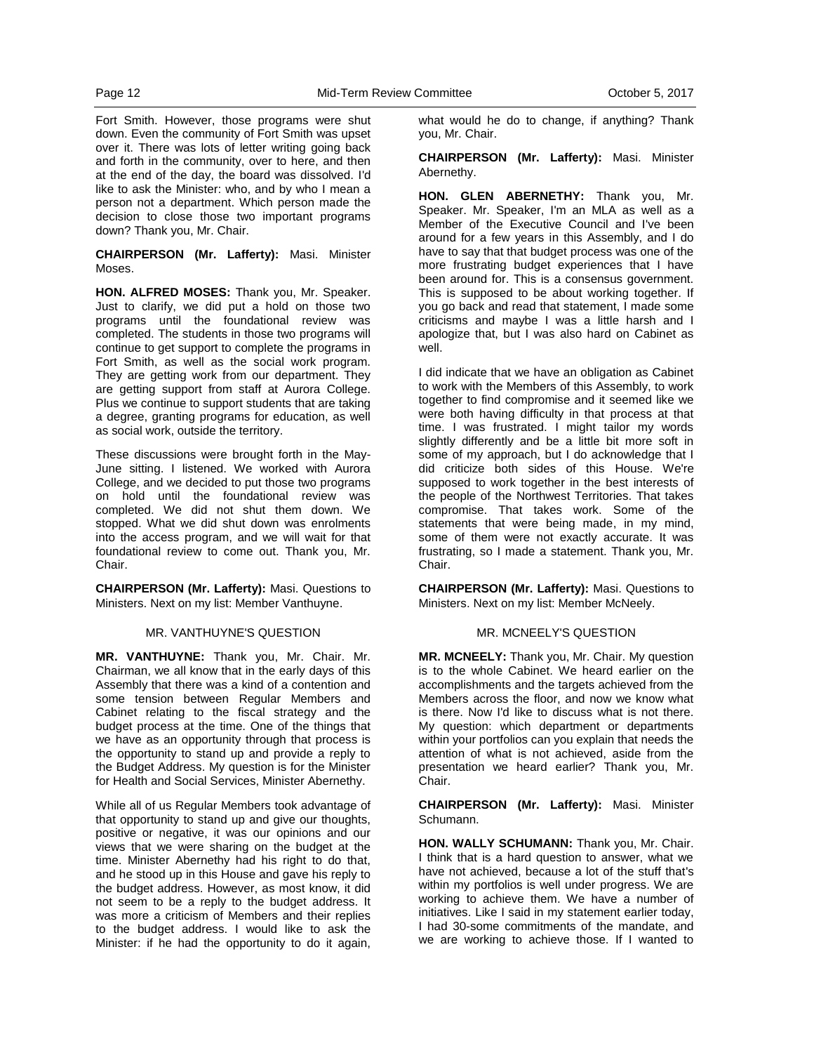Fort Smith. However, those programs were shut down. Even the community of Fort Smith was upset over it. There was lots of letter writing going back and forth in the community, over to here, and then at the end of the day, the board was dissolved. I'd like to ask the Minister: who, and by who I mean a person not a department. Which person made the decision to close those two important programs down? Thank you, Mr. Chair.

**CHAIRPERSON (Mr. Lafferty):** Masi. Minister Moses.

**HON. ALFRED MOSES:** Thank you, Mr. Speaker. Just to clarify, we did put a hold on those two programs until the foundational review was completed. The students in those two programs will continue to get support to complete the programs in Fort Smith, as well as the social work program. They are getting work from our department. They are getting support from staff at Aurora College. Plus we continue to support students that are taking a degree, granting programs for education, as well as social work, outside the territory.

These discussions were brought forth in the May-June sitting. I listened. We worked with Aurora College, and we decided to put those two programs on hold until the foundational review was completed. We did not shut them down. We stopped. What we did shut down was enrolments into the access program, and we will wait for that foundational review to come out. Thank you, Mr. Chair.

**CHAIRPERSON (Mr. Lafferty):** Masi. Questions to Ministers. Next on my list: Member Vanthuyne.

MR. VANTHUYNE'S QUESTION

**MR. VANTHUYNE:** Thank you, Mr. Chair. Mr. Chairman, we all know that in the early days of this Assembly that there was a kind of a contention and some tension between Regular Members and Cabinet relating to the fiscal strategy and the budget process at the time. One of the things that we have as an opportunity through that process is the opportunity to stand up and provide a reply to the Budget Address. My question is for the Minister for Health and Social Services, Minister Abernethy.

While all of us Regular Members took advantage of that opportunity to stand up and give our thoughts, positive or negative, it was our opinions and our views that we were sharing on the budget at the time. Minister Abernethy had his right to do that, and he stood up in this House and gave his reply to the budget address. However, as most know, it did not seem to be a reply to the budget address. It was more a criticism of Members and their replies to the budget address. I would like to ask the Minister: if he had the opportunity to do it again, what would he do to change, if anything? Thank you, Mr. Chair.

**CHAIRPERSON (Mr. Lafferty):** Masi. Minister Abernethy.

**HON. GLEN ABERNETHY:** Thank you, Mr. Speaker. Mr. Speaker, I'm an MLA as well as a Member of the Executive Council and I've been around for a few years in this Assembly, and I do have to say that that budget process was one of the more frustrating budget experiences that I have been around for. This is a consensus government. This is supposed to be about working together. If you go back and read that statement, I made some criticisms and maybe I was a little harsh and I apologize that, but I was also hard on Cabinet as well.

I did indicate that we have an obligation as Cabinet to work with the Members of this Assembly, to work together to find compromise and it seemed like we were both having difficulty in that process at that time. I was frustrated. I might tailor my words slightly differently and be a little bit more soft in some of my approach, but I do acknowledge that I did criticize both sides of this House. We're supposed to work together in the best interests of the people of the Northwest Territories. That takes compromise. That takes work. Some of the statements that were being made, in my mind, some of them were not exactly accurate. It was frustrating, so I made a statement. Thank you, Mr. Chair.

**CHAIRPERSON (Mr. Lafferty):** Masi. Questions to Ministers. Next on my list: Member McNeely.

MR. MCNEELY'S QUESTION

**MR. MCNEELY:** Thank you, Mr. Chair. My question is to the whole Cabinet. We heard earlier on the accomplishments and the targets achieved from the Members across the floor, and now we know what is there. Now I'd like to discuss what is not there. My question: which department or departments within your portfolios can you explain that needs the attention of what is not achieved, aside from the presentation we heard earlier? Thank you, Mr. Chair.

**CHAIRPERSON (Mr. Lafferty):** Masi. Minister Schumann.

**HON. WALLY SCHUMANN:** Thank you, Mr. Chair. I think that is a hard question to answer, what we have not achieved, because a lot of the stuff that's within my portfolios is well under progress. We are working to achieve them. We have a number of initiatives. Like I said in my statement earlier today, I had 30-some commitments of the mandate, and we are working to achieve those. If I wanted to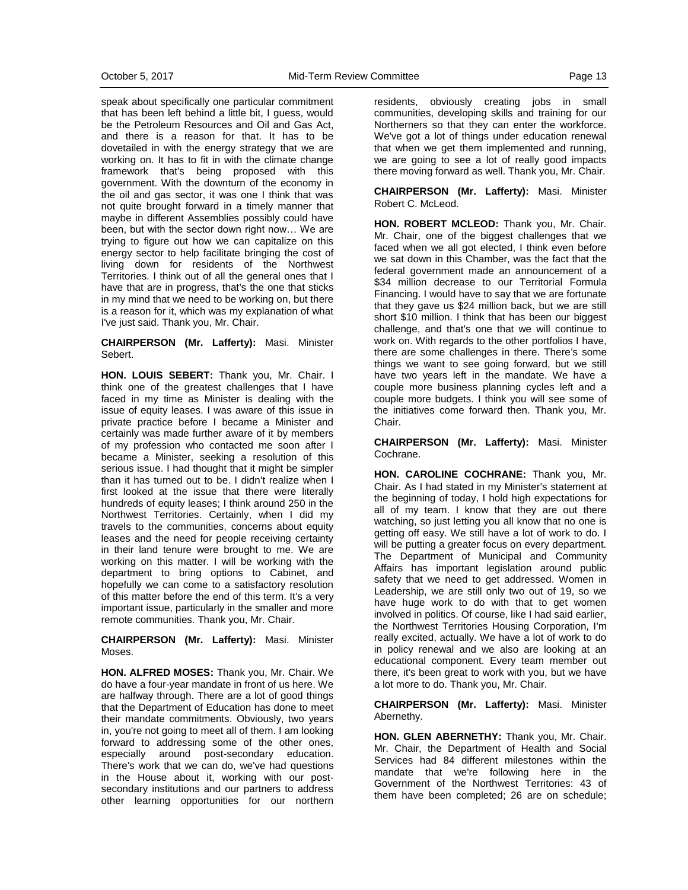speak about specifically one particular commitment that has been left behind a little bit, I guess, would be the Petroleum Resources and Oil and Gas Act, and there is a reason for that. It has to be dovetailed in with the energy strategy that we are working on. It has to fit in with the climate change framework that's being proposed with this government. With the downturn of the economy in the oil and gas sector, it was one I think that was not quite brought forward in a timely manner that maybe in different Assemblies possibly could have been, but with the sector down right now… We are trying to figure out how we can capitalize on this energy sector to help facilitate bringing the cost of living down for residents of the Northwest Territories. I think out of all the general ones that I have that are in progress, that's the one that sticks in my mind that we need to be working on, but there is a reason for it, which was my explanation of what I've just said. Thank you, Mr. Chair.

**CHAIRPERSON (Mr. Lafferty):** Masi. Minister Sebert.

**HON. LOUIS SEBERT:** Thank you, Mr. Chair. I think one of the greatest challenges that I have faced in my time as Minister is dealing with the issue of equity leases. I was aware of this issue in private practice before I became a Minister and certainly was made further aware of it by members of my profession who contacted me soon after I became a Minister, seeking a resolution of this serious issue. I had thought that it might be simpler than it has turned out to be. I didn't realize when I first looked at the issue that there were literally hundreds of equity leases; I think around 250 in the Northwest Territories. Certainly, when I did my travels to the communities, concerns about equity leases and the need for people receiving certainty in their land tenure were brought to me. We are working on this matter. I will be working with the department to bring options to Cabinet, and hopefully we can come to a satisfactory resolution of this matter before the end of this term. It's a very important issue, particularly in the smaller and more remote communities. Thank you, Mr. Chair.

**CHAIRPERSON (Mr. Lafferty):** Masi. Minister Moses.

**HON. ALFRED MOSES:** Thank you, Mr. Chair. We do have a four-year mandate in front of us here. We are halfway through. There are a lot of good things that the Department of Education has done to meet their mandate commitments. Obviously, two years in, you're not going to meet all of them. I am looking forward to addressing some of the other ones, especially around post-secondary education. There's work that we can do, we've had questions in the House about it, working with our post-secondary institutions and our partners to address other learning opportunities for our northern residents, obviously creating jobs in small communities, developing skills and training for our Northerners so that they can enter the workforce. We've got a lot of things under education renewal that when we get them implemented and running, we are going to see a lot of really good impacts there moving forward as well. Thank you, Mr. Chair.

**CHAIRPERSON (Mr. Lafferty):** Masi. Minister Robert C. McLeod.

**HON. ROBERT MCLEOD:** Thank you, Mr. Chair. Mr. Chair, one of the biggest challenges that we faced when we all got elected, I think even before we sat down in this Chamber, was the fact that the federal government made an announcement of a $34 million decrease to our Territorial Formula Financing. I would have to say that we are fortunate that they gave us $24 million back, but we are still short $10 million. I think that has been our biggest challenge, and that's one that we will continue to work on. With regards to the other portfolios I have, there are some challenges in there. There's some things we want to see going forward, but we still have two years left in the mandate. We have a couple more business planning cycles left and a couple more budgets. I think you will see some of the initiatives come forward then. Thank you, Mr. Chair.

**CHAIRPERSON (Mr. Lafferty):** Masi. Minister Cochrane.

**HON. CAROLINE COCHRANE:** Thank you, Mr. Chair. As I had stated in my Minister's statement at the beginning of today, I hold high expectations for all of my team. I know that they are out there watching, so just letting you all know that no one is getting off easy. We still have a lot of work to do. I will be putting a greater focus on every department. The Department of Municipal and Community Affairs has important legislation around public safety that we need to get addressed. Women in Leadership, we are still only two out of 19, so we have huge work to do with that to get women involved in politics. Of course, like I had said earlier, the Northwest Territories Housing Corporation, I'm really excited, actually. We have a lot of work to do in policy renewal and we also are looking at an educational component. Every team member out there, it's been great to work with you, but we have a lot more to do. Thank you, Mr. Chair.

**CHAIRPERSON (Mr. Lafferty):** Masi. Minister Abernethy.

**HON. GLEN ABERNETHY:** Thank you, Mr. Chair. Mr. Chair, the Department of Health and Social Services had 84 different milestones within the mandate that we're following here in the Government of the Northwest Territories: 43 of them have been completed; 26 are on schedule;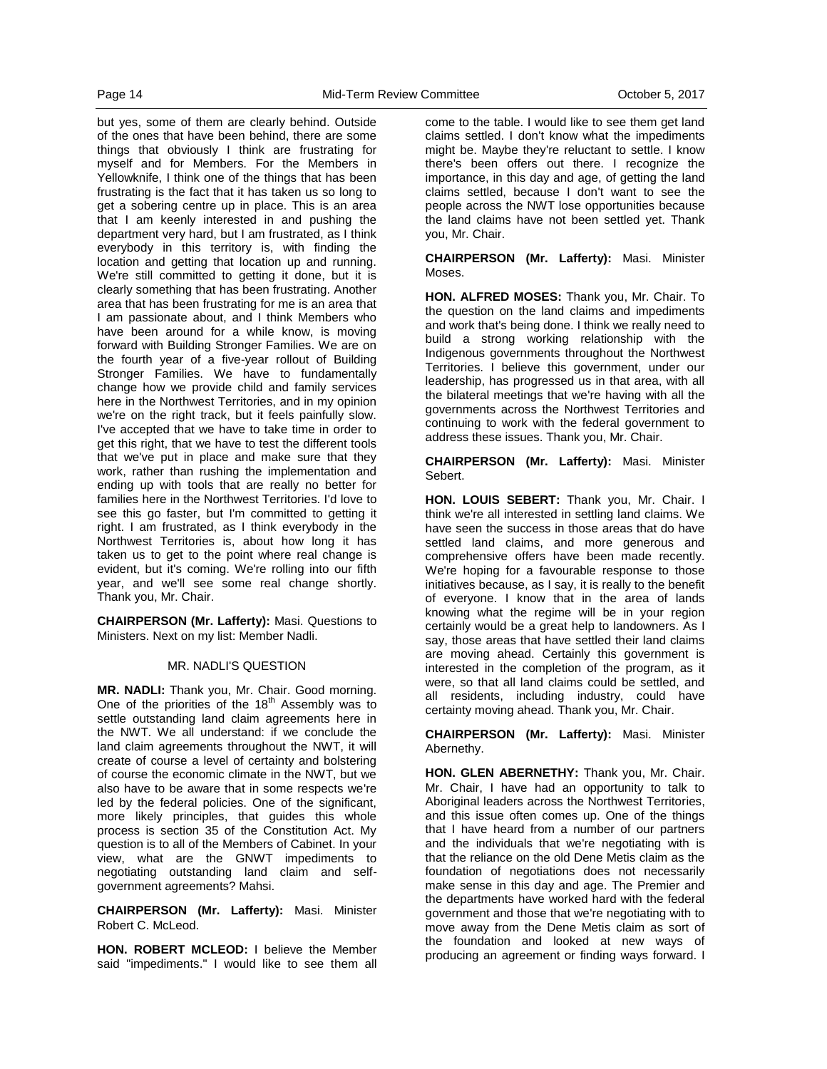but yes, some of them are clearly behind. Outside of the ones that have been behind, there are some things that obviously I think are frustrating for myself and for Members. For the Members in Yellowknife, I think one of the things that has been frustrating is the fact that it has taken us so long to get a sobering centre up in place. This is an area that I am keenly interested in and pushing the department very hard, but I am frustrated, as I think everybody in this territory is, with finding the location and getting that location up and running. We're still committed to getting it done, but it is clearly something that has been frustrating. Another area that has been frustrating for me is an area that I am passionate about, and I think Members who have been around for a while know, is moving forward with Building Stronger Families. We are on the fourth year of a five-year rollout of Building Stronger Families. We have to fundamentally change how we provide child and family services here in the Northwest Territories, and in my opinion we're on the right track, but it feels painfully slow. I've accepted that we have to take time in order to get this right, that we have to test the different tools that we've put in place and make sure that they work, rather than rushing the implementation and ending up with tools that are really no better for families here in the Northwest Territories. I'd love to see this go faster, but I'm committed to getting it right. I am frustrated, as I think everybody in the Northwest Territories is, about how long it has taken us to get to the point where real change is evident, but it's coming. We're rolling into our fifth year, and we'll see some real change shortly. Thank you, Mr. Chair.

**CHAIRPERSON (Mr. Lafferty):** Masi. Questions to Ministers. Next on my list: Member Nadli.

MR. NADLI'S QUESTION

**MR. NADLI:** Thank you, Mr. Chair. Good morning. One of the priorities of the 18th Assembly was to settle outstanding land claim agreements here in the NWT. We all understand: if we conclude the land claim agreements throughout the NWT, it will create of course a level of certainty and bolstering of course the economic climate in the NWT, but we also have to be aware that in some respects we're led by the federal policies. One of the significant, more likely principles, that guides this whole process is section 35 of the Constitution Act. My question is to all of the Members of Cabinet. In your view, what are the GNWT impediments to negotiating outstanding land claim and self-government agreements? Mahsi.

**CHAIRPERSON (Mr. Lafferty):** Masi. Minister Robert C. McLeod.

**HON. ROBERT MCLEOD:** I believe the Member said "impediments." I would like to see them all come to the table. I would like to see them get land claims settled. I don't know what the impediments might be. Maybe they're reluctant to settle. I know there's been offers out there. I recognize the importance, in this day and age, of getting the land claims settled, because I don't want to see the people across the NWT lose opportunities because the land claims have not been settled yet. Thank you, Mr. Chair.

**CHAIRPERSON (Mr. Lafferty):** Masi. Minister Moses.

**HON. ALFRED MOSES:** Thank you, Mr. Chair. To the question on the land claims and impediments and work that's being done. I think we really need to build a strong working relationship with the Indigenous governments throughout the Northwest Territories. I believe this government, under our leadership, has progressed us in that area, with all the bilateral meetings that we're having with all the governments across the Northwest Territories and continuing to work with the federal government to address these issues. Thank you, Mr. Chair.

**CHAIRPERSON (Mr. Lafferty):** Masi. Minister Sebert.

**HON. LOUIS SEBERT:** Thank you, Mr. Chair. I think we're all interested in settling land claims. We have seen the success in those areas that do have settled land claims, and more generous and comprehensive offers have been made recently. We're hoping for a favourable response to those initiatives because, as I say, it is really to the benefit of everyone. I know that in the area of lands knowing what the regime will be in your region certainly would be a great help to landowners. As I say, those areas that have settled their land claims are moving ahead. Certainly this government is interested in the completion of the program, as it were, so that all land claims could be settled, and all residents, including industry, could have certainty moving ahead. Thank you, Mr. Chair.

**CHAIRPERSON (Mr. Lafferty):** Masi. Minister Abernethy.

**HON. GLEN ABERNETHY:** Thank you, Mr. Chair. Mr. Chair, I have had an opportunity to talk to Aboriginal leaders across the Northwest Territories, and this issue often comes up. One of the things that I have heard from a number of our partners and the individuals that we're negotiating with is that the reliance on the old Dene Metis claim as the foundation of negotiations does not necessarily make sense in this day and age. The Premier and the departments have worked hard with the federal government and those that we're negotiating with to move away from the Dene Metis claim as sort of the foundation and looked at new ways of producing an agreement or finding ways forward. I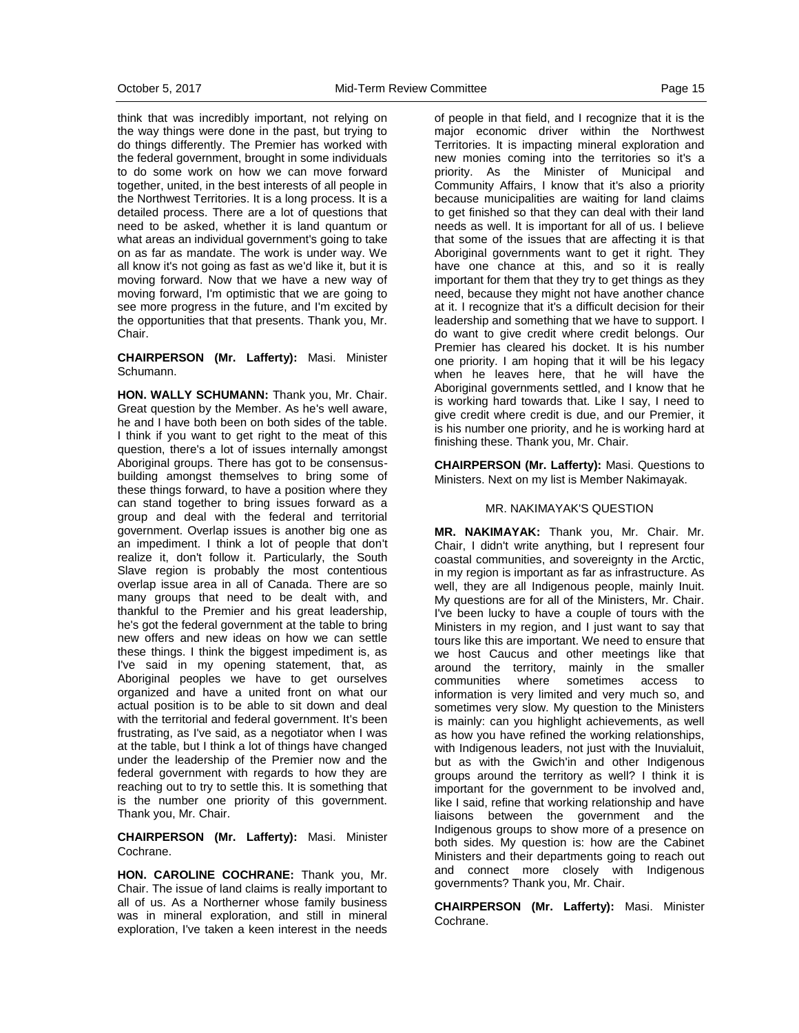think that was incredibly important, not relying on the way things were done in the past, but trying to do things differently. The Premier has worked with the federal government, brought in some individuals to do some work on how we can move forward together, united, in the best interests of all people in the Northwest Territories. It is a long process. It is a detailed process. There are a lot of questions that need to be asked, whether it is land quantum or what areas an individual government's going to take on as far as mandate. The work is under way. We all know it's not going as fast as we'd like it, but it is moving forward. Now that we have a new way of moving forward, I'm optimistic that we are going to see more progress in the future, and I'm excited by the opportunities that that presents. Thank you, Mr. Chair.

**CHAIRPERSON (Mr. Lafferty):** Masi. Minister Schumann.

**HON. WALLY SCHUMANN:** Thank you, Mr. Chair. Great question by the Member. As he's well aware, he and I have both been on both sides of the table. I think if you want to get right to the meat of this question, there's a lot of issues internally amongst Aboriginal groups. There has got to be consensus-building amongst themselves to bring some of these things forward, to have a position where they can stand together to bring issues forward as a group and deal with the federal and territorial government. Overlap issues is another big one as an impediment. I think a lot of people that don't realize it, don't follow it. Particularly, the South Slave region is probably the most contentious overlap issue area in all of Canada. There are so many groups that need to be dealt with, and thankful to the Premier and his great leadership, he's got the federal government at the table to bring new offers and new ideas on how we can settle these things. I think the biggest impediment is, as I've said in my opening statement, that, as Aboriginal peoples we have to get ourselves organized and have a united front on what our actual position is to be able to sit down and deal with the territorial and federal government. It's been frustrating, as I've said, as a negotiator when I was at the table, but I think a lot of things have changed under the leadership of the Premier now and the federal government with regards to how they are reaching out to try to settle this. It is something that is the number one priority of this government. Thank you, Mr. Chair.

**CHAIRPERSON (Mr. Lafferty):** Masi. Minister Cochrane.

**HON. CAROLINE COCHRANE:** Thank you, Mr. Chair. The issue of land claims is really important to all of us. As a Northerner whose family business was in mineral exploration, and still in mineral exploration, I've taken a keen interest in the needs of people in that field, and I recognize that it is the major economic driver within the Northwest Territories. It is impacting mineral exploration and new monies coming into the territories so it's a priority. As the Minister of Municipal and Community Affairs, I know that it's also a priority because municipalities are waiting for land claims to get finished so that they can deal with their land needs as well. It is important for all of us. I believe that some of the issues that are affecting it is that Aboriginal governments want to get it right. They have one chance at this, and so it is really important for them that they try to get things as they need, because they might not have another chance at it. I recognize that it's a difficult decision for their leadership and something that we have to support. I do want to give credit where credit belongs. Our Premier has cleared his docket. It is his number one priority. I am hoping that it will be his legacy when he leaves here, that he will have the Aboriginal governments settled, and I know that he is working hard towards that. Like I say, I need to give credit where credit is due, and our Premier, it is his number one priority, and he is working hard at finishing these. Thank you, Mr. Chair.

**CHAIRPERSON (Mr. Lafferty):** Masi. Questions to Ministers. Next on my list is Member Nakimayak.

MR. NAKIMAYAK'S QUESTION

**MR. NAKIMAYAK:** Thank you, Mr. Chair. Mr. Chair, I didn't write anything, but I represent four coastal communities, and sovereignty in the Arctic, in my region is important as far as infrastructure. As well, they are all Indigenous people, mainly Inuit. My questions are for all of the Ministers, Mr. Chair. I've been lucky to have a couple of tours with the Ministers in my region, and I just want to say that tours like this are important. We need to ensure that we host Caucus and other meetings like that around the territory, mainly in the smaller communities where sometimes access to information is very limited and very much so, and sometimes very slow. My question to the Ministers is mainly: can you highlight achievements, as well as how you have refined the working relationships, with Indigenous leaders, not just with the Inuvialuit, but as with the Gwich'in and other Indigenous groups around the territory as well? I think it is important for the government to be involved and, like I said, refine that working relationship and have liaisons between the government and the Indigenous groups to show more of a presence on both sides. My question is: how are the Cabinet Ministers and their departments going to reach out and connect more closely with Indigenous governments? Thank you, Mr. Chair.

**CHAIRPERSON (Mr. Lafferty):** Masi. Minister Cochrane.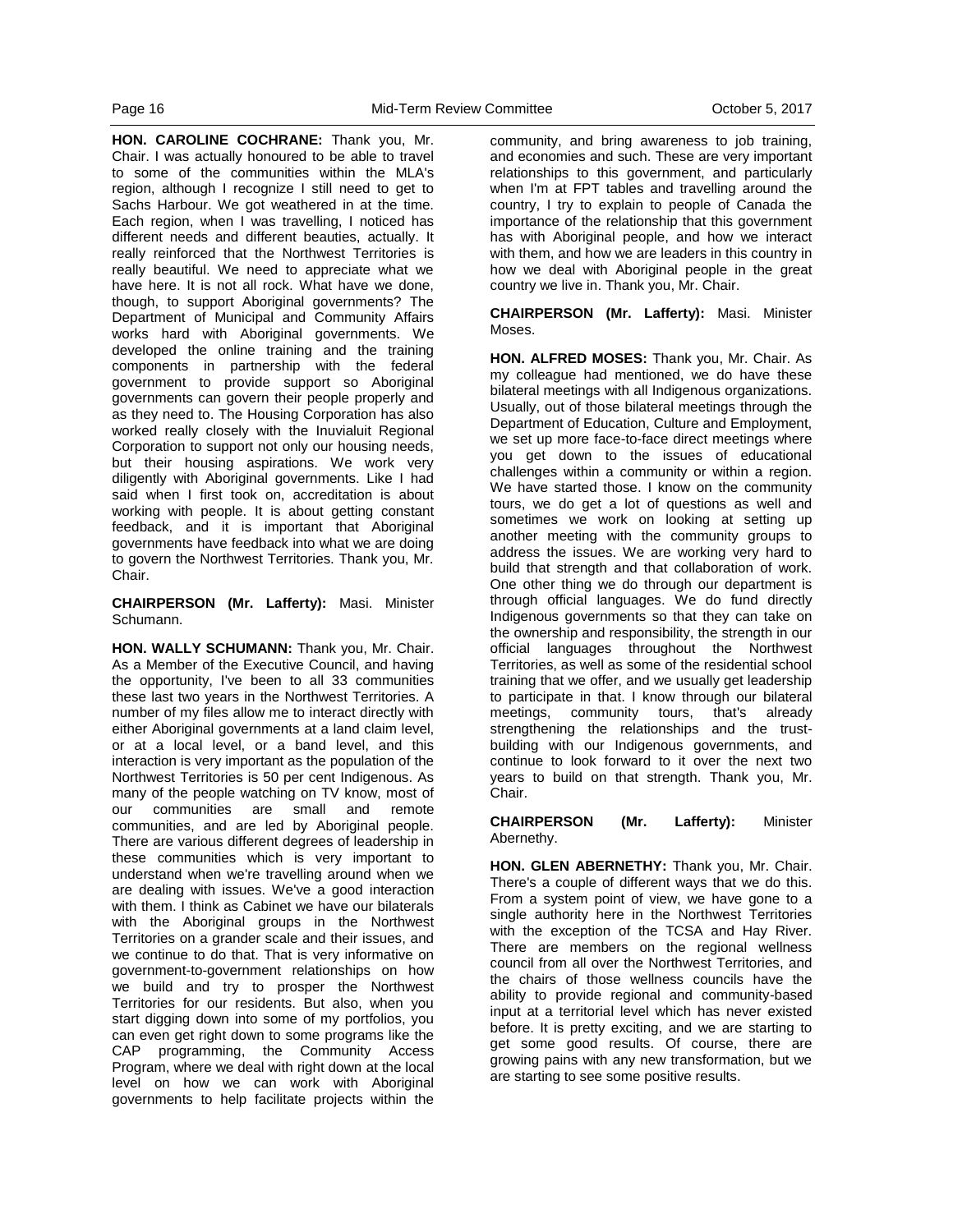**HON. CAROLINE COCHRANE:** Thank you, Mr. Chair. I was actually honoured to be able to travel to some of the communities within the MLA's region, although I recognize I still need to get to Sachs Harbour. We got weathered in at the time. Each region, when I was travelling, I noticed has different needs and different beauties, actually. It really reinforced that the Northwest Territories is really beautiful. We need to appreciate what we have here. It is not all rock. What have we done, though, to support Aboriginal governments? The Department of Municipal and Community Affairs works hard with Aboriginal governments. We developed the online training and the training components in partnership with the federal government to provide support so Aboriginal governments can govern their people properly and as they need to. The Housing Corporation has also worked really closely with the Inuvialuit Regional Corporation to support not only our housing needs, but their housing aspirations. We work very diligently with Aboriginal governments. Like I had said when I first took on, accreditation is about working with people. It is about getting constant feedback, and it is important that Aboriginal governments have feedback into what we are doing to govern the Northwest Territories. Thank you, Mr. Chair.

**CHAIRPERSON (Mr. Lafferty):** Masi. Minister Schumann.

**HON. WALLY SCHUMANN:** Thank you, Mr. Chair. As a Member of the Executive Council, and having the opportunity, I've been to all 33 communities these last two years in the Northwest Territories. A number of my files allow me to interact directly with either Aboriginal governments at a land claim level, or at a local level, or a band level, and this interaction is very important as the population of the Northwest Territories is 50 per cent Indigenous. As many of the people watching on TV know, most of our communities are small and remote communities, and are led by Aboriginal people. There are various different degrees of leadership in these communities which is very important to understand when we're travelling around when we are dealing with issues. We've a good interaction with them. I think as Cabinet we have our bilaterals with the Aboriginal groups in the Northwest Territories on a grander scale and their issues, and we continue to do that. That is very informative on government-to-government relationships on how we build and try to prosper the Northwest Territories for our residents. But also, when you start digging down into some of my portfolios, you can even get right down to some programs like the CAP programming, the Community Access Program, where we deal with right down at the local level on how we can work with Aboriginal governments to help facilitate projects within the community, and bring awareness to job training, and economies and such. These are very important relationships to this government, and particularly when I'm at FPT tables and travelling around the country, I try to explain to people of Canada the importance of the relationship that this government has with Aboriginal people, and how we interact with them, and how we are leaders in this country in how we deal with Aboriginal people in the great country we live in. Thank you, Mr. Chair.

**CHAIRPERSON (Mr. Lafferty):** Masi. Minister Moses.

**HON. ALFRED MOSES:** Thank you, Mr. Chair. As my colleague had mentioned, we do have these bilateral meetings with all Indigenous organizations. Usually, out of those bilateral meetings through the Department of Education, Culture and Employment, we set up more face-to-face direct meetings where you get down to the issues of educational challenges within a community or within a region. We have started those. I know on the community tours, we do get a lot of questions as well and sometimes we work on looking at setting up another meeting with the community groups to address the issues. We are working very hard to build that strength and that collaboration of work. One other thing we do through our department is through official languages. We do fund directly Indigenous governments so that they can take on the ownership and responsibility, the strength in our official languages throughout the Northwest Territories, as well as some of the residential school training that we offer, and we usually get leadership to participate in that. I know through our bilateral meetings, community tours, that's already strengthening the relationships and the trust-building with our Indigenous governments, and continue to look forward to it over the next two years to build on that strength. Thank you, Mr. Chair.

**CHAIRPERSON (Mr. Lafferty):** Minister Abernethy.

**HON. GLEN ABERNETHY:** Thank you, Mr. Chair. There's a couple of different ways that we do this. From a system point of view, we have gone to a single authority here in the Northwest Territories with the exception of the TCSA and Hay River. There are members on the regional wellness council from all over the Northwest Territories, and the chairs of those wellness councils have the ability to provide regional and community-based input at a territorial level which has never existed before. It is pretty exciting, and we are starting to get some good results. Of course, there are growing pains with any new transformation, but we are starting to see some positive results.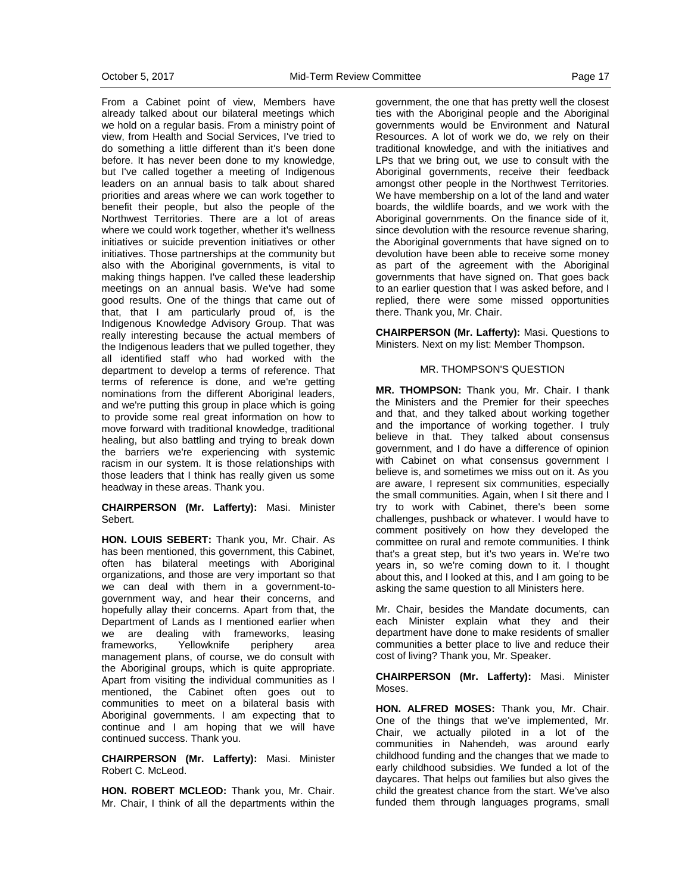From a Cabinet point of view, Members have already talked about our bilateral meetings which we hold on a regular basis. From a ministry point of view, from Health and Social Services, I've tried to do something a little different than it's been done before. It has never been done to my knowledge, but I've called together a meeting of Indigenous leaders on an annual basis to talk about shared priorities and areas where we can work together to benefit their people, but also the people of the Northwest Territories. There are a lot of areas where we could work together, whether it's wellness initiatives or suicide prevention initiatives or other initiatives. Those partnerships at the community but also with the Aboriginal governments, is vital to making things happen. I've called these leadership meetings on an annual basis. We've had some good results. One of the things that came out of that, that I am particularly proud of, is the Indigenous Knowledge Advisory Group. That was really interesting because the actual members of the Indigenous leaders that we pulled together, they all identified staff who had worked with the department to develop a terms of reference. That terms of reference is done, and we're getting nominations from the different Aboriginal leaders, and we're putting this group in place which is going to provide some real great information on how to move forward with traditional knowledge, traditional healing, but also battling and trying to break down the barriers we're experiencing with systemic racism in our system. It is those relationships with those leaders that I think has really given us some headway in these areas. Thank you.

**CHAIRPERSON (Mr. Lafferty):** Masi. Minister Sebert.

**HON. LOUIS SEBERT:** Thank you, Mr. Chair. As has been mentioned, this government, this Cabinet, often has bilateral meetings with Aboriginal organizations, and those are very important so that we can deal with them in a government-to-government way, and hear their concerns, and hopefully allay their concerns. Apart from that, the Department of Lands as I mentioned earlier when we are dealing with frameworks, leasing frameworks, Yellowknife periphery area management plans, of course, we do consult with the Aboriginal groups, which is quite appropriate. Apart from visiting the individual communities as I mentioned, the Cabinet often goes out to communities to meet on a bilateral basis with Aboriginal governments. I am expecting that to continue and I am hoping that we will have continued success. Thank you.

**CHAIRPERSON (Mr. Lafferty):** Masi. Minister Robert C. McLeod.

**HON. ROBERT MCLEOD:** Thank you, Mr. Chair. Mr. Chair, I think of all the departments within the government, the one that has pretty well the closest ties with the Aboriginal people and the Aboriginal governments would be Environment and Natural Resources. A lot of work we do, we rely on their traditional knowledge, and with the initiatives and LPs that we bring out, we use to consult with the Aboriginal governments, receive their feedback amongst other people in the Northwest Territories. We have membership on a lot of the land and water boards, the wildlife boards, and we work with the Aboriginal governments. On the finance side of it, since devolution with the resource revenue sharing, the Aboriginal governments that have signed on to devolution have been able to receive some money as part of the agreement with the Aboriginal governments that have signed on. That goes back to an earlier question that I was asked before, and I replied, there were some missed opportunities there. Thank you, Mr. Chair.

**CHAIRPERSON (Mr. Lafferty):** Masi. Questions to Ministers. Next on my list: Member Thompson.

### MR. THOMPSON'S QUESTION

**MR. THOMPSON:** Thank you, Mr. Chair. I thank the Ministers and the Premier for their speeches and that, and they talked about working together and the importance of working together. I truly believe in that. They talked about consensus government, and I do have a difference of opinion with Cabinet on what consensus government I believe is, and sometimes we miss out on it. As you are aware, I represent six communities, especially the small communities. Again, when I sit there and I try to work with Cabinet, there's been some challenges, pushback or whatever. I would have to comment positively on how they developed the committee on rural and remote communities. I think that's a great step, but it's two years in. We're two years in, so we're coming down to it. I thought about this, and I looked at this, and I am going to be asking the same question to all Ministers here.

Mr. Chair, besides the Mandate documents, can each Minister explain what they and their department have done to make residents of smaller communities a better place to live and reduce their cost of living? Thank you, Mr. Speaker.

**CHAIRPERSON (Mr. Lafferty):** Masi. Minister Moses.

**HON. ALFRED MOSES:** Thank you, Mr. Chair. One of the things that we've implemented, Mr. Chair, we actually piloted in a lot of the communities in Nahendeh, was around early childhood funding and the changes that we made to early childhood subsidies. We funded a lot of the daycares. That helps out families but also gives the child the greatest chance from the start. We've also funded them through languages programs, small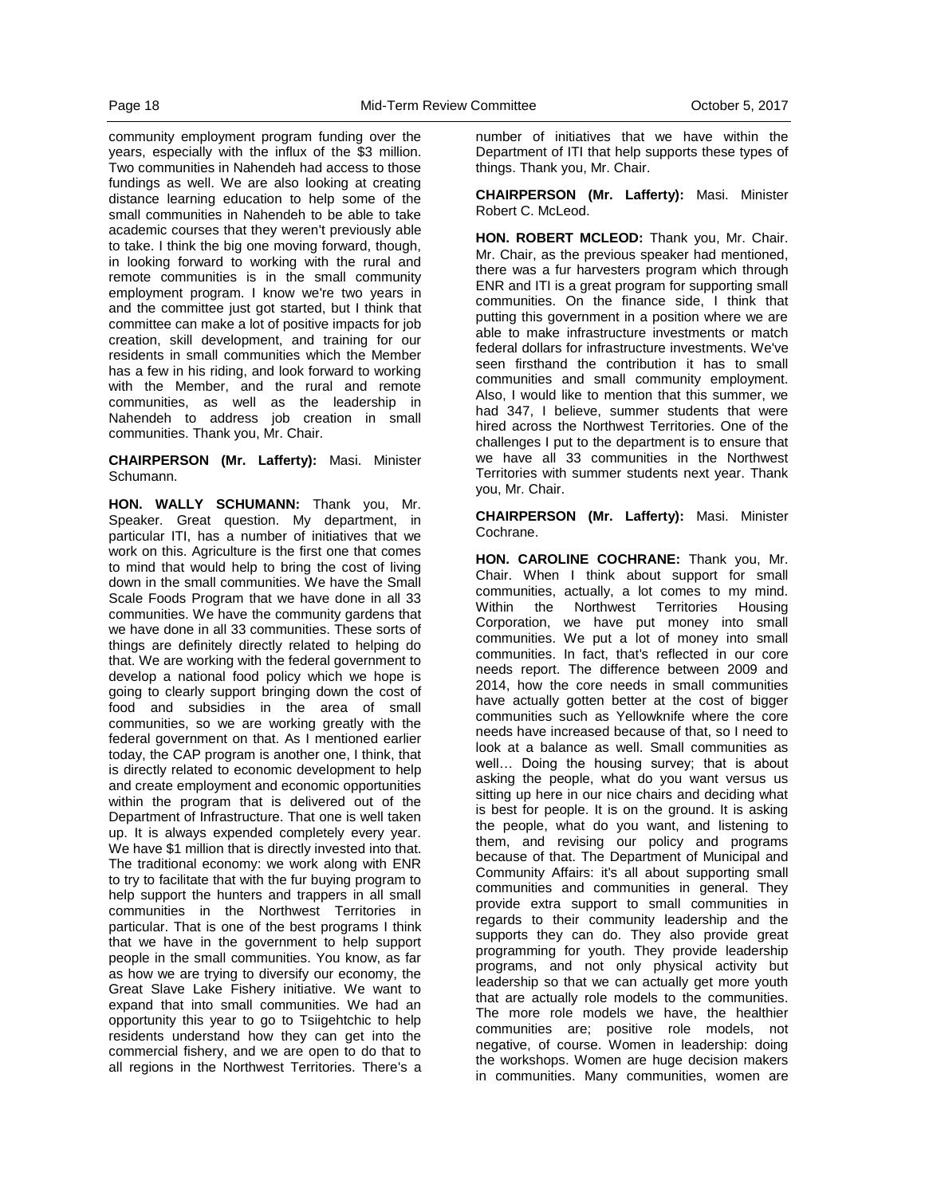community employment program funding over the years, especially with the influx of the $3 million. Two communities in Nahendeh had access to those fundings as well. We are also looking at creating distance learning education to help some of the small communities in Nahendeh to be able to take academic courses that they weren't previously able to take. I think the big one moving forward, though, in looking forward to working with the rural and remote communities is in the small community employment program. I know we're two years in and the committee just got started, but I think that committee can make a lot of positive impacts for job creation, skill development, and training for our residents in small communities which the Member has a few in his riding, and look forward to working with the Member, and the rural and remote communities, as well as the leadership in Nahendeh to address job creation in small communities. Thank you, Mr. Chair.

**CHAIRPERSON (Mr. Lafferty):** Masi. Minister Schumann.

**HON. WALLY SCHUMANN:** Thank you, Mr. Speaker. Great question. My department, in particular ITI, has a number of initiatives that we work on this. Agriculture is the first one that comes to mind that would help to bring the cost of living down in the small communities. We have the Small Scale Foods Program that we have done in all 33 communities. We have the community gardens that we have done in all 33 communities. These sorts of things are definitely directly related to helping do that. We are working with the federal government to develop a national food policy which we hope is going to clearly support bringing down the cost of food and subsidies in the area of small communities, so we are working greatly with the federal government on that. As I mentioned earlier today, the CAP program is another one, I think, that is directly related to economic development to help and create employment and economic opportunities within the program that is delivered out of the Department of Infrastructure. That one is well taken up. It is always expended completely every year. We have $1 million that is directly invested into that. The traditional economy: we work along with ENR to try to facilitate that with the fur buying program to help support the hunters and trappers in all small communities in the Northwest Territories in particular. That is one of the best programs I think that we have in the government to help support people in the small communities. You know, as far as how we are trying to diversify our economy, the Great Slave Lake Fishery initiative. We want to expand that into small communities. We had an opportunity this year to go to Tsiigehtchic to help residents understand how they can get into the commercial fishery, and we are open to do that to all regions in the Northwest Territories. There's a number of initiatives that we have within the Department of ITI that help supports these types of things. Thank you, Mr. Chair.

**CHAIRPERSON (Mr. Lafferty):** Masi. Minister Robert C. McLeod.

**HON. ROBERT MCLEOD:** Thank you, Mr. Chair. Mr. Chair, as the previous speaker had mentioned, there was a fur harvesters program which through ENR and ITI is a great program for supporting small communities. On the finance side, I think that putting this government in a position where we are able to make infrastructure investments or match federal dollars for infrastructure investments. We've seen firsthand the contribution it has to small communities and small community employment. Also, I would like to mention that this summer, we had 347, I believe, summer students that were hired across the Northwest Territories. One of the challenges I put to the department is to ensure that we have all 33 communities in the Northwest Territories with summer students next year. Thank you, Mr. Chair.

**CHAIRPERSON (Mr. Lafferty):** Masi. Minister Cochrane.

**HON. CAROLINE COCHRANE:** Thank you, Mr. Chair. When I think about support for small communities, actually, a lot comes to my mind. Within the Northwest Territories Housing Corporation, we have put money into small communities. We put a lot of money into small communities. In fact, that's reflected in our core needs report. The difference between 2009 and 2014, how the core needs in small communities have actually gotten better at the cost of bigger communities such as Yellowknife where the core needs have increased because of that, so I need to look at a balance as well. Small communities as well… Doing the housing survey; that is about asking the people, what do you want versus us sitting up here in our nice chairs and deciding what is best for people. It is on the ground. It is asking the people, what do you want, and listening to them, and revising our policy and programs because of that. The Department of Municipal and Community Affairs: it's all about supporting small communities and communities in general. They provide extra support to small communities in regards to their community leadership and the supports they can do. They also provide great programming for youth. They provide leadership programs, and not only physical activity but leadership so that we can actually get more youth that are actually role models to the communities. The more role models we have, the healthier communities are; positive role models, not negative, of course. Women in leadership: doing the workshops. Women are huge decision makers in communities. Many communities, women are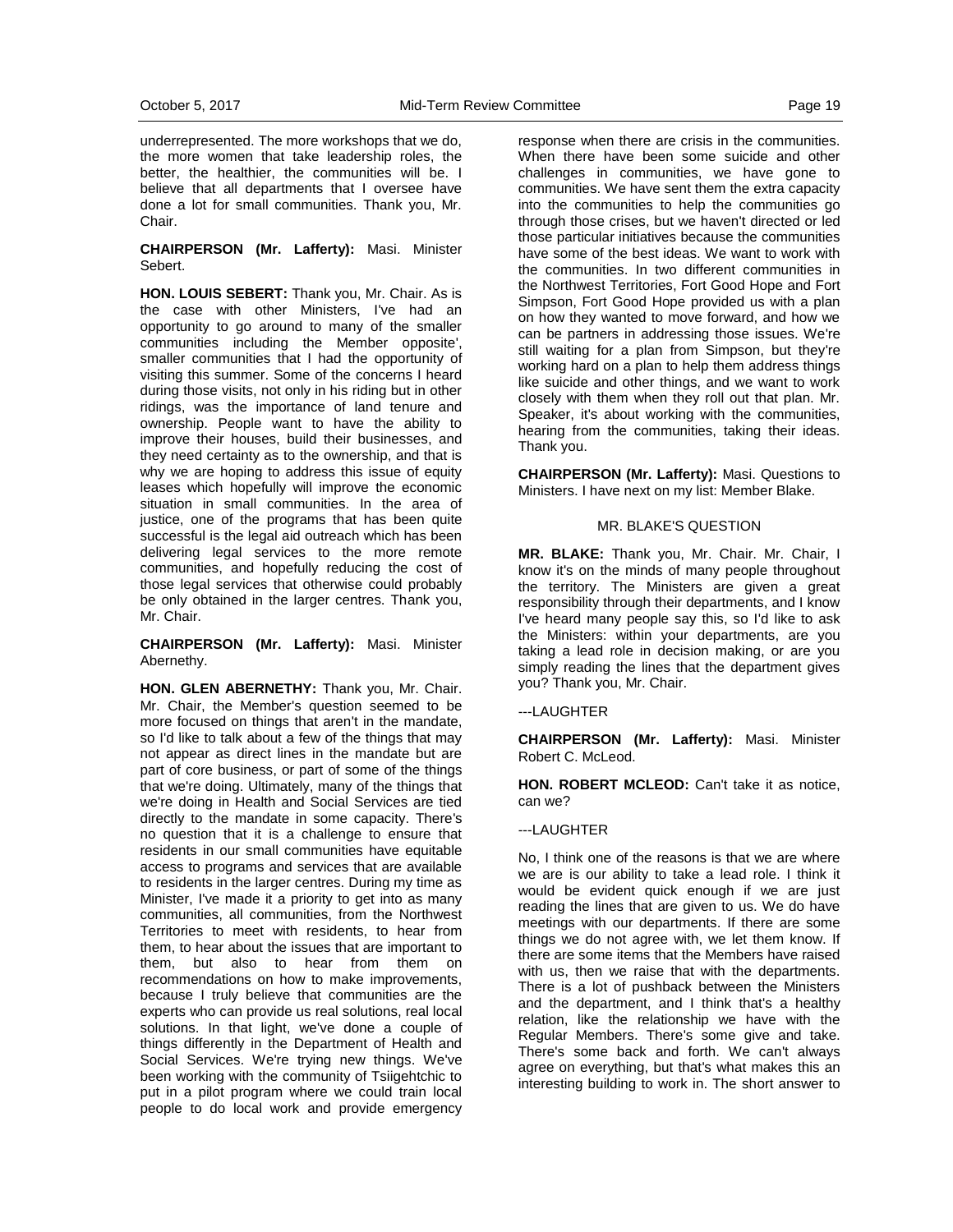underrepresented. The more workshops that we do, the more women that take leadership roles, the better, the healthier, the communities will be. I believe that all departments that I oversee have done a lot for small communities. Thank you, Mr. Chair.

**CHAIRPERSON (Mr. Lafferty):** Masi. Minister Sebert.

**HON. LOUIS SEBERT:** Thank you, Mr. Chair. As is the case with other Ministers, I've had an opportunity to go around to many of the smaller communities including the Member opposite', smaller communities that I had the opportunity of visiting this summer. Some of the concerns I heard during those visits, not only in his riding but in other ridings, was the importance of land tenure and ownership. People want to have the ability to improve their houses, build their businesses, and they need certainty as to the ownership, and that is why we are hoping to address this issue of equity leases which hopefully will improve the economic situation in small communities. In the area of justice, one of the programs that has been quite successful is the legal aid outreach which has been delivering legal services to the more remote communities, and hopefully reducing the cost of those legal services that otherwise could probably be only obtained in the larger centres. Thank you, Mr. Chair.

**CHAIRPERSON (Mr. Lafferty):** Masi. Minister Abernethy.

**HON. GLEN ABERNETHY:** Thank you, Mr. Chair. Mr. Chair, the Member's question seemed to be more focused on things that aren't in the mandate, so I'd like to talk about a few of the things that may not appear as direct lines in the mandate but are part of core business, or part of some of the things that we're doing. Ultimately, many of the things that we're doing in Health and Social Services are tied directly to the mandate in some capacity. There's no question that it is a challenge to ensure that residents in our small communities have equitable access to programs and services that are available to residents in the larger centres. During my time as Minister, I've made it a priority to get into as many communities, all communities, from the Northwest Territories to meet with residents, to hear from them, to hear about the issues that are important to them, but also to hear from them on recommendations on how to make improvements, because I truly believe that communities are the experts who can provide us real solutions, real local solutions. In that light, we've done a couple of things differently in the Department of Health and Social Services. We're trying new things. We've been working with the community of Tsiigehtchic to put in a pilot program where we could train local people to do local work and provide emergency response when there are crisis in the communities. When there have been some suicide and other challenges in communities, we have gone to communities. We have sent them the extra capacity into the communities to help the communities go through those crises, but we haven't directed or led those particular initiatives because the communities have some of the best ideas. We want to work with the communities. In two different communities in the Northwest Territories, Fort Good Hope and Fort Simpson, Fort Good Hope provided us with a plan on how they wanted to move forward, and how we can be partners in addressing those issues. We're still waiting for a plan from Simpson, but they're working hard on a plan to help them address things like suicide and other things, and we want to work closely with them when they roll out that plan. Mr. Speaker, it's about working with the communities, hearing from the communities, taking their ideas. Thank you.

**CHAIRPERSON (Mr. Lafferty):** Masi. Questions to Ministers. I have next on my list: Member Blake.

MR. BLAKE'S QUESTION

**MR. BLAKE:** Thank you, Mr. Chair. Mr. Chair, I know it's on the minds of many people throughout the territory. The Ministers are given a great responsibility through their departments, and I know I've heard many people say this, so I'd like to ask the Ministers: within your departments, are you taking a lead role in decision making, or are you simply reading the lines that the department gives you? Thank you, Mr. Chair.

---LAUGHTER

**CHAIRPERSON (Mr. Lafferty):** Masi. Minister Robert C. McLeod.

**HON. ROBERT MCLEOD:** Can't take it as notice, can we?

---LAUGHTER

No, I think one of the reasons is that we are where we are is our ability to take a lead role. I think it would be evident quick enough if we are just reading the lines that are given to us. We do have meetings with our departments. If there are some things we do not agree with, we let them know. If there are some items that the Members have raised with us, then we raise that with the departments. There is a lot of pushback between the Ministers and the department, and I think that's a healthy relation, like the relationship we have with the Regular Members. There's some give and take. There's some back and forth. We can't always agree on everything, but that's what makes this an interesting building to work in. The short answer to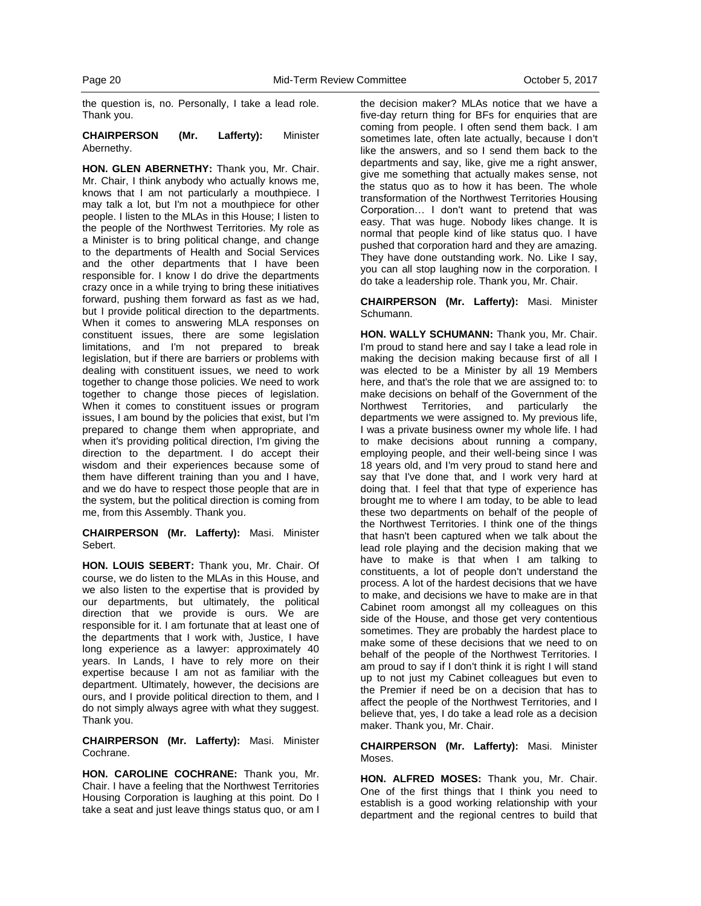the question is, no. Personally, I take a lead role. Thank you.

**CHAIRPERSON (Mr. Lafferty):** Minister Abernethy.

**HON. GLEN ABERNETHY:** Thank you, Mr. Chair. Mr. Chair, I think anybody who actually knows me, knows that I am not particularly a mouthpiece. I may talk a lot, but I'm not a mouthpiece for other people. I listen to the MLAs in this House; I listen to the people of the Northwest Territories. My role as a Minister is to bring political change, and change to the departments of Health and Social Services and the other departments that I have been responsible for. I know I do drive the departments crazy once in a while trying to bring these initiatives forward, pushing them forward as fast as we had, but I provide political direction to the departments. When it comes to answering MLA responses on constituent issues, there are some legislation limitations, and I'm not prepared to break legislation, but if there are barriers or problems with dealing with constituent issues, we need to work together to change those policies. We need to work together to change those pieces of legislation. When it comes to constituent issues or program issues, I am bound by the policies that exist, but I'm prepared to change them when appropriate, and when it's providing political direction, I'm giving the direction to the department. I do accept their wisdom and their experiences because some of them have different training than you and I have, and we do have to respect those people that are in the system, but the political direction is coming from me, from this Assembly. Thank you.

**CHAIRPERSON (Mr. Lafferty):** Masi. Minister Sebert.

**HON. LOUIS SEBERT:** Thank you, Mr. Chair. Of course, we do listen to the MLAs in this House, and we also listen to the expertise that is provided by our departments, but ultimately, the political direction that we provide is ours. We are responsible for it. I am fortunate that at least one of the departments that I work with, Justice, I have long experience as a lawyer: approximately 40 years. In Lands, I have to rely more on their expertise because I am not as familiar with the department. Ultimately, however, the decisions are ours, and I provide political direction to them, and I do not simply always agree with what they suggest. Thank you.

**CHAIRPERSON (Mr. Lafferty):** Masi. Minister Cochrane.

**HON. CAROLINE COCHRANE:** Thank you, Mr. Chair. I have a feeling that the Northwest Territories Housing Corporation is laughing at this point. Do I take a seat and just leave things status quo, or am I the decision maker? MLAs notice that we have a five-day return thing for BFs for enquiries that are coming from people. I often send them back. I am sometimes late, often late actually, because I don't like the answers, and so I send them back to the departments and say, like, give me a right answer, give me something that actually makes sense, not the status quo as to how it has been. The whole transformation of the Northwest Territories Housing Corporation… I don't want to pretend that was easy. That was huge. Nobody likes change. It is normal that people kind of like status quo. I have pushed that corporation hard and they are amazing. They have done outstanding work. No. Like I say, you can all stop laughing now in the corporation. I do take a leadership role. Thank you, Mr. Chair.

**CHAIRPERSON (Mr. Lafferty):** Masi. Minister Schumann.

**HON. WALLY SCHUMANN:** Thank you, Mr. Chair. I'm proud to stand here and say I take a lead role in making the decision making because first of all I was elected to be a Minister by all 19 Members here, and that's the role that we are assigned to: to make decisions on behalf of the Government of the Northwest Territories, and particularly the departments we were assigned to. My previous life, I was a private business owner my whole life. I had to make decisions about running a company, employing people, and their well-being since I was 18 years old, and I'm very proud to stand here and say that I've done that, and I work very hard at doing that. I feel that that type of experience has brought me to where I am today, to be able to lead these two departments on behalf of the people of the Northwest Territories. I think one of the things that hasn't been captured when we talk about the lead role playing and the decision making that we have to make is that when I am talking to constituents, a lot of people don't understand the process. A lot of the hardest decisions that we have to make, and decisions we have to make are in that Cabinet room amongst all my colleagues on this side of the House, and those get very contentious sometimes. They are probably the hardest place to make some of these decisions that we need to on behalf of the people of the Northwest Territories. I am proud to say if I don't think it is right I will stand up to not just my Cabinet colleagues but even to the Premier if need be on a decision that has to affect the people of the Northwest Territories, and I believe that, yes, I do take a lead role as a decision maker. Thank you, Mr. Chair.

**CHAIRPERSON (Mr. Lafferty):** Masi. Minister Moses.

**HON. ALFRED MOSES:** Thank you, Mr. Chair. One of the first things that I think you need to establish is a good working relationship with your department and the regional centres to build that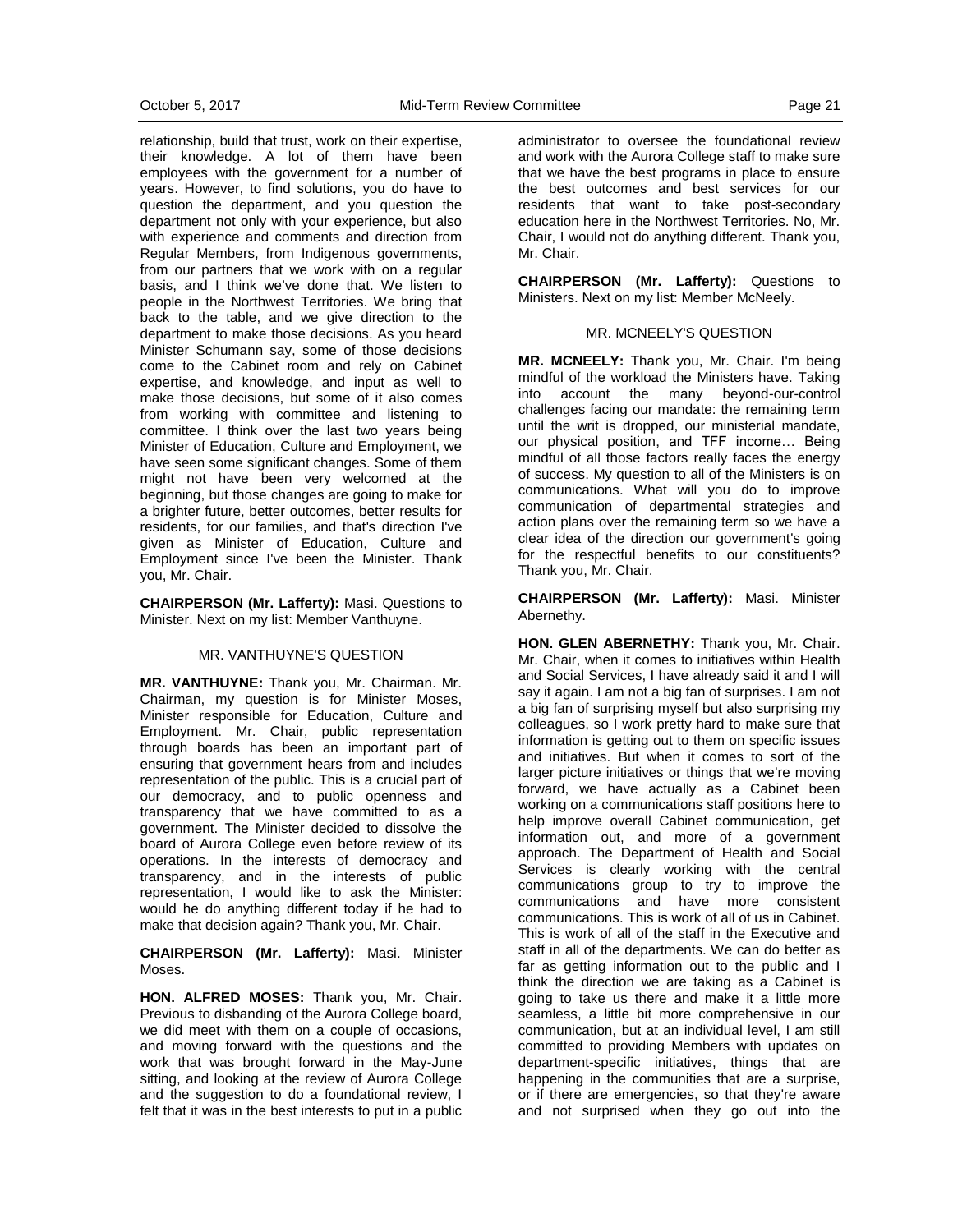relationship, build that trust, work on their expertise, their knowledge. A lot of them have been employees with the government for a number of years. However, to find solutions, you do have to question the department, and you question the department not only with your experience, but also with experience and comments and direction from Regular Members, from Indigenous governments, from our partners that we work with on a regular basis, and I think we've done that. We listen to people in the Northwest Territories. We bring that back to the table, and we give direction to the department to make those decisions. As you heard Minister Schumann say, some of those decisions come to the Cabinet room and rely on Cabinet expertise, and knowledge, and input as well to make those decisions, but some of it also comes from working with committee and listening to committee. I think over the last two years being Minister of Education, Culture and Employment, we have seen some significant changes. Some of them might not have been very welcomed at the beginning, but those changes are going to make for a brighter future, better outcomes, better results for residents, for our families, and that's direction I've given as Minister of Education, Culture and Employment since I've been the Minister. Thank you, Mr. Chair.

**CHAIRPERSON (Mr. Lafferty):** Masi. Questions to Minister. Next on my list: Member Vanthuyne.

MR. VANTHUYNE'S QUESTION

**MR. VANTHUYNE:** Thank you, Mr. Chairman. Mr. Chairman, my question is for Minister Moses, Minister responsible for Education, Culture and Employment. Mr. Chair, public representation through boards has been an important part of ensuring that government hears from and includes representation of the public. This is a crucial part of our democracy, and to public openness and transparency that we have committed to as a government. The Minister decided to dissolve the board of Aurora College even before review of its operations. In the interests of democracy and transparency, and in the interests of public representation, I would like to ask the Minister: would he do anything different today if he had to make that decision again? Thank you, Mr. Chair.

**CHAIRPERSON (Mr. Lafferty):** Masi. Minister Moses.

**HON. ALFRED MOSES:** Thank you, Mr. Chair. Previous to disbanding of the Aurora College board, we did meet with them on a couple of occasions, and moving forward with the questions and the work that was brought forward in the May-June sitting, and looking at the review of Aurora College and the suggestion to do a foundational review, I felt that it was in the best interests to put in a public administrator to oversee the foundational review and work with the Aurora College staff to make sure that we have the best programs in place to ensure the best outcomes and best services for our residents that want to take post-secondary education here in the Northwest Territories. No, Mr. Chair, I would not do anything different. Thank you, Mr. Chair.

**CHAIRPERSON (Mr. Lafferty):** Questions to Ministers. Next on my list: Member McNeely.

MR. MCNEELY'S QUESTION

**MR. MCNEELY:** Thank you, Mr. Chair. I'm being mindful of the workload the Ministers have. Taking into account the many beyond-our-control challenges facing our mandate: the remaining term until the writ is dropped, our ministerial mandate, our physical position, and TFF income… Being mindful of all those factors really faces the energy of success. My question to all of the Ministers is on communications. What will you do to improve communication of departmental strategies and action plans over the remaining term so we have a clear idea of the direction our government's going for the respectful benefits to our constituents? Thank you, Mr. Chair.

**CHAIRPERSON (Mr. Lafferty):** Masi. Minister Abernethy.

**HON. GLEN ABERNETHY:** Thank you, Mr. Chair. Mr. Chair, when it comes to initiatives within Health and Social Services, I have already said it and I will say it again. I am not a big fan of surprises. I am not a big fan of surprising myself but also surprising my colleagues, so I work pretty hard to make sure that information is getting out to them on specific issues and initiatives. But when it comes to sort of the larger picture initiatives or things that we're moving forward, we have actually as a Cabinet been working on a communications staff positions here to help improve overall Cabinet communication, get information out, and more of a government approach. The Department of Health and Social Services is clearly working with the central communications group to try to improve the communications and have more consistent communications. This is work of all of us in Cabinet. This is work of all of the staff in the Executive and staff in all of the departments. We can do better as far as getting information out to the public and I think the direction we are taking as a Cabinet is going to take us there and make it a little more seamless, a little bit more comprehensive in our communication, but at an individual level, I am still committed to providing Members with updates on department-specific initiatives, things that are happening in the communities that are a surprise, or if there are emergencies, so that they're aware and not surprised when they go out into the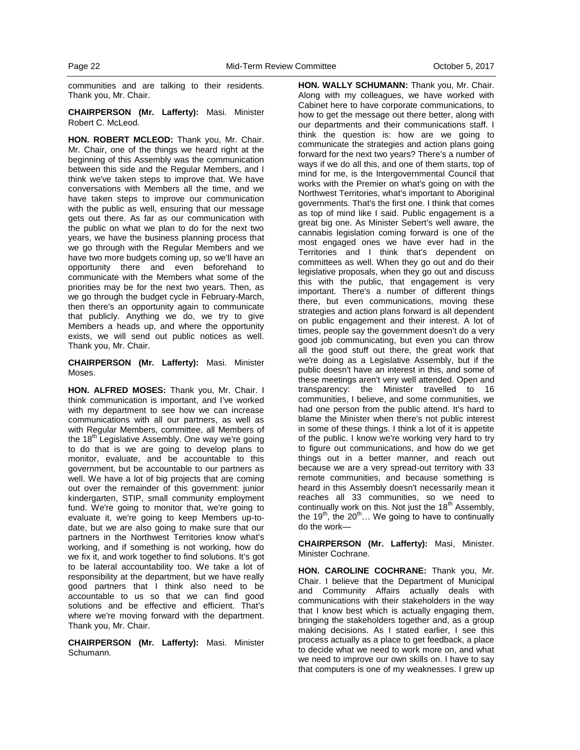communities and are talking to their residents. Thank you, Mr. Chair.

**CHAIRPERSON (Mr. Lafferty):** Masi. Minister Robert C. McLeod.

**HON. ROBERT MCLEOD:** Thank you, Mr. Chair. Mr. Chair, one of the things we heard right at the beginning of this Assembly was the communication between this side and the Regular Members, and I think we've taken steps to improve that. We have conversations with Members all the time, and we have taken steps to improve our communication with the public as well, ensuring that our message gets out there. As far as our communication with the public on what we plan to do for the next two years, we have the business planning process that we go through with the Regular Members and we have two more budgets coming up, so we'll have an opportunity there and even beforehand to communicate with the Members what some of the priorities may be for the next two years. Then, as we go through the budget cycle in February-March, then there's an opportunity again to communicate that publicly. Anything we do, we try to give Members a heads up, and where the opportunity exists, we will send out public notices as well. Thank you, Mr. Chair.

**CHAIRPERSON (Mr. Lafferty):** Masi. Minister Moses.

**HON. ALFRED MOSES:** Thank you, Mr. Chair. I think communication is important, and I've worked with my department to see how we can increase communications with all our partners, as well as with Regular Members, committee, all Members of the 18th Legislative Assembly. One way we're going to do that is we are going to develop plans to monitor, evaluate, and be accountable to this government, but be accountable to our partners as well. We have a lot of big projects that are coming out over the remainder of this government: junior kindergarten, STIP, small community employment fund. We're going to monitor that, we're going to evaluate it, we're going to keep Members up-to-date, but we are also going to make sure that our partners in the Northwest Territories know what's working, and if something is not working, how do we fix it, and work together to find solutions. It's got to be lateral accountability too. We take a lot of responsibility at the department, but we have really good partners that I think also need to be accountable to us so that we can find good solutions and be effective and efficient. That's where we're moving forward with the department. Thank you, Mr. Chair.

**CHAIRPERSON (Mr. Lafferty):** Masi. Minister Schumann.

**HON. WALLY SCHUMANN:** Thank you, Mr. Chair. Along with my colleagues, we have worked with Cabinet here to have corporate communications, to how to get the message out there better, along with our departments and their communications staff. I think the question is: how are we going to communicate the strategies and action plans going forward for the next two years? There's a number of ways if we do all this, and one of them starts, top of mind for me, is the Intergovernmental Council that works with the Premier on what's going on with the Northwest Territories, what's important to Aboriginal governments. That's the first one. I think that comes as top of mind like I said. Public engagement is a great big one. As Minister Sebert's well aware, the cannabis legislation coming forward is one of the most engaged ones we have ever had in the Territories and I think that's dependent on committees as well. When they go out and do their legislative proposals, when they go out and discuss this with the public, that engagement is very important. There's a number of different things there, but even communications, moving these strategies and action plans forward is all dependent on public engagement and their interest. A lot of times, people say the government doesn't do a very good job communicating, but even you can throw all the good stuff out there, the great work that we're doing as a Legislative Assembly, but if the public doesn't have an interest in this, and some of these meetings aren't very well attended. Open and transparency: the Minister travelled to 16 communities, I believe, and some communities, we had one person from the public attend. It's hard to blame the Minister when there's not public interest in some of these things. I think a lot of it is appetite of the public. I know we're working very hard to try to figure out communications, and how do we get things out in a better manner, and reach out because we are a very spread-out territory with 33 remote communities, and because something is heard in this Assembly doesn't necessarily mean it reaches all 33 communities, so we need to continually work on this. Not just the 18th Assembly, the 19th, the 20th… We going to have to continually do the work—

**CHAIRPERSON (Mr. Lafferty):** Masi, Minister. Minister Cochrane.

**HON. CAROLINE COCHRANE:** Thank you, Mr. Chair. I believe that the Department of Municipal and Community Affairs actually deals with communications with their stakeholders in the way that I know best which is actually engaging them, bringing the stakeholders together and, as a group making decisions. As I stated earlier, I see this process actually as a place to get feedback, a place to decide what we need to work more on, and what we need to improve our own skills on. I have to say that computers is one of my weaknesses. I grew up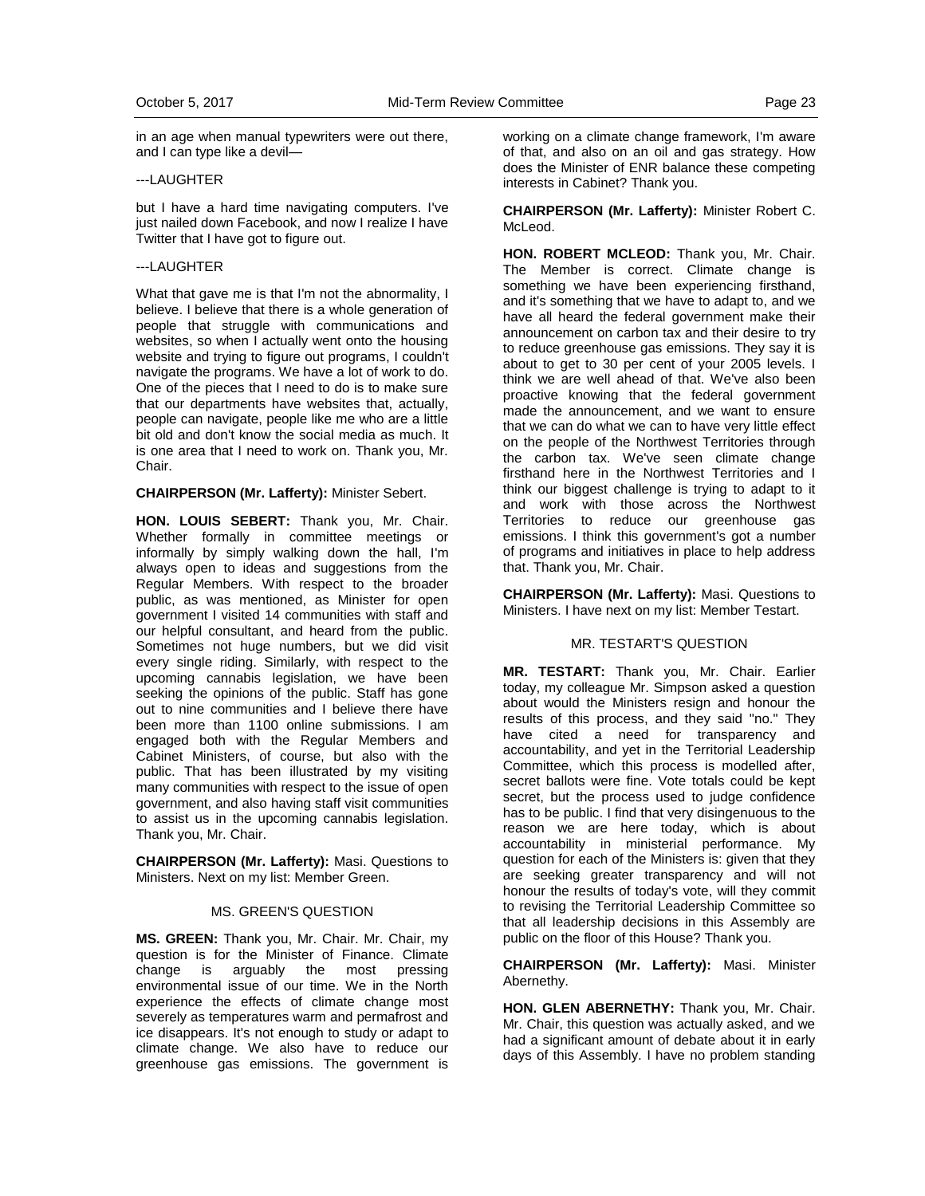in an age when manual typewriters were out there, and I can type like a devil—

---LAUGHTER

but I have a hard time navigating computers. I've just nailed down Facebook, and now I realize I have Twitter that I have got to figure out.

---LAUGHTER

What that gave me is that I'm not the abnormality, I believe. I believe that there is a whole generation of people that struggle with communications and websites, so when I actually went onto the housing website and trying to figure out programs, I couldn't navigate the programs. We have a lot of work to do. One of the pieces that I need to do is to make sure that our departments have websites that, actually, people can navigate, people like me who are a little bit old and don't know the social media as much. It is one area that I need to work on. Thank you, Mr. Chair.

**CHAIRPERSON (Mr. Lafferty):** Minister Sebert.

**HON. LOUIS SEBERT:** Thank you, Mr. Chair. Whether formally in committee meetings or informally by simply walking down the hall, I'm always open to ideas and suggestions from the Regular Members. With respect to the broader public, as was mentioned, as Minister for open government I visited 14 communities with staff and our helpful consultant, and heard from the public. Sometimes not huge numbers, but we did visit every single riding. Similarly, with respect to the upcoming cannabis legislation, we have been seeking the opinions of the public. Staff has gone out to nine communities and I believe there have been more than 1100 online submissions. I am engaged both with the Regular Members and Cabinet Ministers, of course, but also with the public. That has been illustrated by my visiting many communities with respect to the issue of open government, and also having staff visit communities to assist us in the upcoming cannabis legislation. Thank you, Mr. Chair.

**CHAIRPERSON (Mr. Lafferty):** Masi. Questions to Ministers. Next on my list: Member Green.

MS. GREEN'S QUESTION

**MS. GREEN:** Thank you, Mr. Chair. Mr. Chair, my question is for the Minister of Finance. Climate change is arguably the most pressing environmental issue of our time. We in the North experience the effects of climate change most severely as temperatures warm and permafrost and ice disappears. It's not enough to study or adapt to climate change. We also have to reduce our greenhouse gas emissions. The government is working on a climate change framework, I'm aware of that, and also on an oil and gas strategy. How does the Minister of ENR balance these competing interests in Cabinet? Thank you.

**CHAIRPERSON (Mr. Lafferty):** Minister Robert C. McLeod.

**HON. ROBERT MCLEOD:** Thank you, Mr. Chair. The Member is correct. Climate change is something we have been experiencing firsthand, and it's something that we have to adapt to, and we have all heard the federal government make their announcement on carbon tax and their desire to try to reduce greenhouse gas emissions. They say it is about to get to 30 per cent of your 2005 levels. I think we are well ahead of that. We've also been proactive knowing that the federal government made the announcement, and we want to ensure that we can do what we can to have very little effect on the people of the Northwest Territories through the carbon tax. We've seen climate change firsthand here in the Northwest Territories and I think our biggest challenge is trying to adapt to it and work with those across the Northwest Territories to reduce our greenhouse gas emissions. I think this government's got a number of programs and initiatives in place to help address that. Thank you, Mr. Chair.

**CHAIRPERSON (Mr. Lafferty):** Masi. Questions to Ministers. I have next on my list: Member Testart.

MR. TESTART'S QUESTION

**MR. TESTART:** Thank you, Mr. Chair. Earlier today, my colleague Mr. Simpson asked a question about would the Ministers resign and honour the results of this process, and they said "no." They have cited a need for transparency and accountability, and yet in the Territorial Leadership Committee, which this process is modelled after, secret ballots were fine. Vote totals could be kept secret, but the process used to judge confidence has to be public. I find that very disingenuous to the reason we are here today, which is about accountability in ministerial performance. My question for each of the Ministers is: given that they are seeking greater transparency and will not honour the results of today's vote, will they commit to revising the Territorial Leadership Committee so that all leadership decisions in this Assembly are public on the floor of this House? Thank you.

**CHAIRPERSON (Mr. Lafferty):** Masi. Minister Abernethy.

**HON. GLEN ABERNETHY:** Thank you, Mr. Chair. Mr. Chair, this question was actually asked, and we had a significant amount of debate about it in early days of this Assembly. I have no problem standing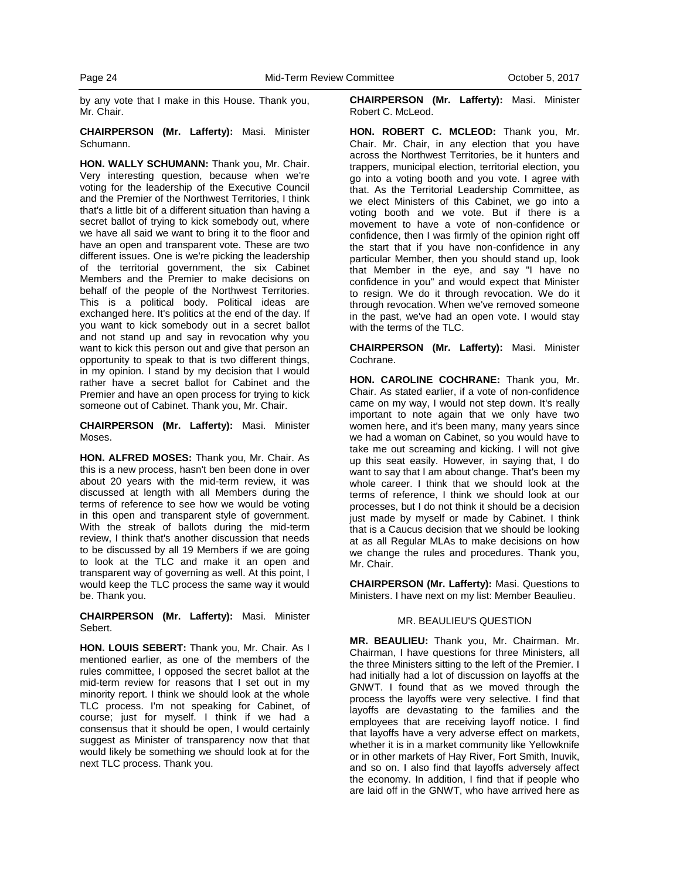by any vote that I make in this House. Thank you, Mr. Chair.

**CHAIRPERSON (Mr. Lafferty):** Masi. Minister Schumann.

**HON. WALLY SCHUMANN:** Thank you, Mr. Chair. Very interesting question, because when we're voting for the leadership of the Executive Council and the Premier of the Northwest Territories, I think that's a little bit of a different situation than having a secret ballot of trying to kick somebody out, where we have all said we want to bring it to the floor and have an open and transparent vote. These are two different issues. One is we're picking the leadership of the territorial government, the six Cabinet Members and the Premier to make decisions on behalf of the people of the Northwest Territories. This is a political body. Political ideas are exchanged here. It's politics at the end of the day. If you want to kick somebody out in a secret ballot and not stand up and say in revocation why you want to kick this person out and give that person an opportunity to speak to that is two different things, in my opinion. I stand by my decision that I would rather have a secret ballot for Cabinet and the Premier and have an open process for trying to kick someone out of Cabinet. Thank you, Mr. Chair.

**CHAIRPERSON (Mr. Lafferty):** Masi. Minister Moses.

**HON. ALFRED MOSES:** Thank you, Mr. Chair. As this is a new process, hasn't ben been done in over about 20 years with the mid-term review, it was discussed at length with all Members during the terms of reference to see how we would be voting in this open and transparent style of government. With the streak of ballots during the mid-term review, I think that's another discussion that needs to be discussed by all 19 Members if we are going to look at the TLC and make it an open and transparent way of governing as well. At this point, I would keep the TLC process the same way it would be. Thank you.

**CHAIRPERSON (Mr. Lafferty):** Masi. Minister Sebert.

**HON. LOUIS SEBERT:** Thank you, Mr. Chair. As I mentioned earlier, as one of the members of the rules committee, I opposed the secret ballot at the mid-term review for reasons that I set out in my minority report. I think we should look at the whole TLC process. I'm not speaking for Cabinet, of course; just for myself. I think if we had a consensus that it should be open, I would certainly suggest as Minister of transparency now that that would likely be something we should look at for the next TLC process. Thank you.

**CHAIRPERSON (Mr. Lafferty):** Masi. Minister Robert C. McLeod.

**HON. ROBERT C. MCLEOD:** Thank you, Mr. Chair. Mr. Chair, in any election that you have across the Northwest Territories, be it hunters and trappers, municipal election, territorial election, you go into a voting booth and you vote. I agree with that. As the Territorial Leadership Committee, as we elect Ministers of this Cabinet, we go into a voting booth and we vote. But if there is a movement to have a vote of non-confidence or confidence, then I was firmly of the opinion right off the start that if you have non-confidence in any particular Member, then you should stand up, look that Member in the eye, and say "I have no confidence in you" and would expect that Minister to resign. We do it through revocation. We do it through revocation. When we've removed someone in the past, we've had an open vote. I would stay with the terms of the TLC.

**CHAIRPERSON (Mr. Lafferty):** Masi. Minister Cochrane.

**HON. CAROLINE COCHRANE:** Thank you, Mr. Chair. As stated earlier, if a vote of non-confidence came on my way, I would not step down. It's really important to note again that we only have two women here, and it's been many, many years since we had a woman on Cabinet, so you would have to take me out screaming and kicking. I will not give up this seat easily. However, in saying that, I do want to say that I am about change. That's been my whole career. I think that we should look at the terms of reference, I think we should look at our processes, but I do not think it should be a decision just made by myself or made by Cabinet. I think that is a Caucus decision that we should be looking at as all Regular MLAs to make decisions on how we change the rules and procedures. Thank you, Mr. Chair.

**CHAIRPERSON (Mr. Lafferty):** Masi. Questions to Ministers. I have next on my list: Member Beaulieu.

### MR. BEAULIEU'S QUESTION

**MR. BEAULIEU:** Thank you, Mr. Chairman. Mr. Chairman, I have questions for three Ministers, all the three Ministers sitting to the left of the Premier. I had initially had a lot of discussion on layoffs at the GNWT. I found that as we moved through the process the layoffs were very selective. I find that layoffs are devastating to the families and the employees that are receiving layoff notice. I find that layoffs have a very adverse effect on markets, whether it is in a market community like Yellowknife or in other markets of Hay River, Fort Smith, Inuvik, and so on. I also find that layoffs adversely affect the economy. In addition, I find that if people who are laid off in the GNWT, who have arrived here as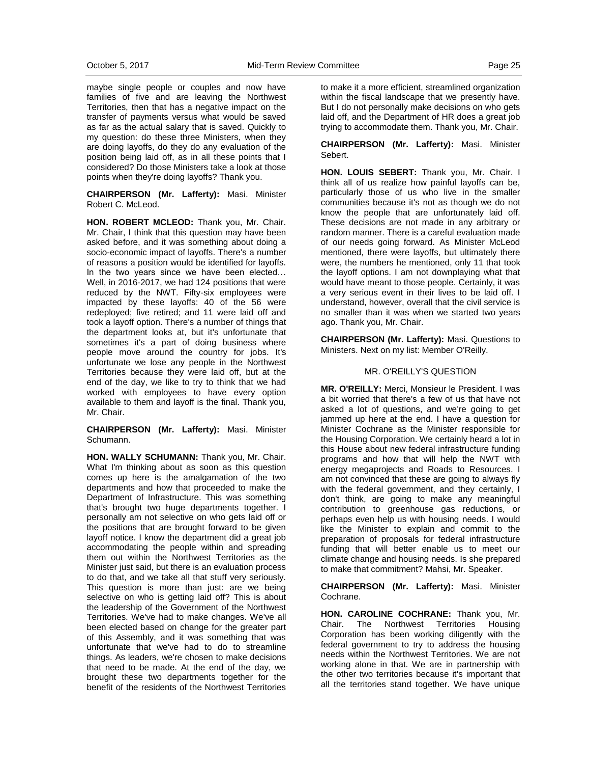maybe single people or couples and now have families of five and are leaving the Northwest Territories, then that has a negative impact on the transfer of payments versus what would be saved as far as the actual salary that is saved. Quickly to my question: do these three Ministers, when they are doing layoffs, do they do any evaluation of the position being laid off, as in all these points that I considered? Do those Ministers take a look at those points when they're doing layoffs? Thank you.

**CHAIRPERSON (Mr. Lafferty):** Masi. Minister Robert C. McLeod.

**HON. ROBERT MCLEOD:** Thank you, Mr. Chair. Mr. Chair, I think that this question may have been asked before, and it was something about doing a socio-economic impact of layoffs. There's a number of reasons a position would be identified for layoffs. In the two years since we have been elected… Well, in 2016-2017, we had 124 positions that were reduced by the NWT. Fifty-six employees were impacted by these layoffs: 40 of the 56 were redeployed; five retired; and 11 were laid off and took a layoff option. There's a number of things that the department looks at, but it's unfortunate that sometimes it's a part of doing business where people move around the country for jobs. It's unfortunate we lose any people in the Northwest Territories because they were laid off, but at the end of the day, we like to try to think that we had worked with employees to have every option available to them and layoff is the final. Thank you, Mr. Chair.

**CHAIRPERSON (Mr. Lafferty):** Masi. Minister Schumann.

**HON. WALLY SCHUMANN:** Thank you, Mr. Chair. What I'm thinking about as soon as this question comes up here is the amalgamation of the two departments and how that proceeded to make the Department of Infrastructure. This was something that's brought two huge departments together. I personally am not selective on who gets laid off or the positions that are brought forward to be given layoff notice. I know the department did a great job accommodating the people within and spreading them out within the Northwest Territories as the Minister just said, but there is an evaluation process to do that, and we take all that stuff very seriously. This question is more than just: are we being selective on who is getting laid off? This is about the leadership of the Government of the Northwest Territories. We've had to make changes. We've all been elected based on change for the greater part of this Assembly, and it was something that was unfortunate that we've had to do to streamline things. As leaders, we're chosen to make decisions that need to be made. At the end of the day, we brought these two departments together for the benefit of the residents of the Northwest Territories to make it a more efficient, streamlined organization within the fiscal landscape that we presently have. But I do not personally make decisions on who gets laid off, and the Department of HR does a great job trying to accommodate them. Thank you, Mr. Chair.

**CHAIRPERSON (Mr. Lafferty):** Masi. Minister Sebert.

**HON. LOUIS SEBERT:** Thank you, Mr. Chair. I think all of us realize how painful layoffs can be, particularly those of us who live in the smaller communities because it's not as though we do not know the people that are unfortunately laid off. These decisions are not made in any arbitrary or random manner. There is a careful evaluation made of our needs going forward. As Minister McLeod mentioned, there were layoffs, but ultimately there were, the numbers he mentioned, only 11 that took the layoff options. I am not downplaying what that would have meant to those people. Certainly, it was a very serious event in their lives to be laid off. I understand, however, overall that the civil service is no smaller than it was when we started two years ago. Thank you, Mr. Chair.

**CHAIRPERSON (Mr. Lafferty):** Masi. Questions to Ministers. Next on my list: Member O'Reilly.

MR. O'REILLY'S QUESTION

**MR. O'REILLY:** Merci, Monsieur le President. I was a bit worried that there's a few of us that have not asked a lot of questions, and we're going to get jammed up here at the end. I have a question for Minister Cochrane as the Minister responsible for the Housing Corporation. We certainly heard a lot in this House about new federal infrastructure funding programs and how that will help the NWT with energy megaprojects and Roads to Resources. I am not convinced that these are going to always fly with the federal government, and they certainly, I don't think, are going to make any meaningful contribution to greenhouse gas reductions, or perhaps even help us with housing needs. I would like the Minister to explain and commit to the preparation of proposals for federal infrastructure funding that will better enable us to meet our climate change and housing needs. Is she prepared to make that commitment? Mahsi, Mr. Speaker.

**CHAIRPERSON (Mr. Lafferty):** Masi. Minister Cochrane.

**HON. CAROLINE COCHRANE:** Thank you, Mr. Chair. The Northwest Territories Housing Corporation has been working diligently with the federal government to try to address the housing needs within the Northwest Territories. We are not working alone in that. We are in partnership with the other two territories because it's important that all the territories stand together. We have unique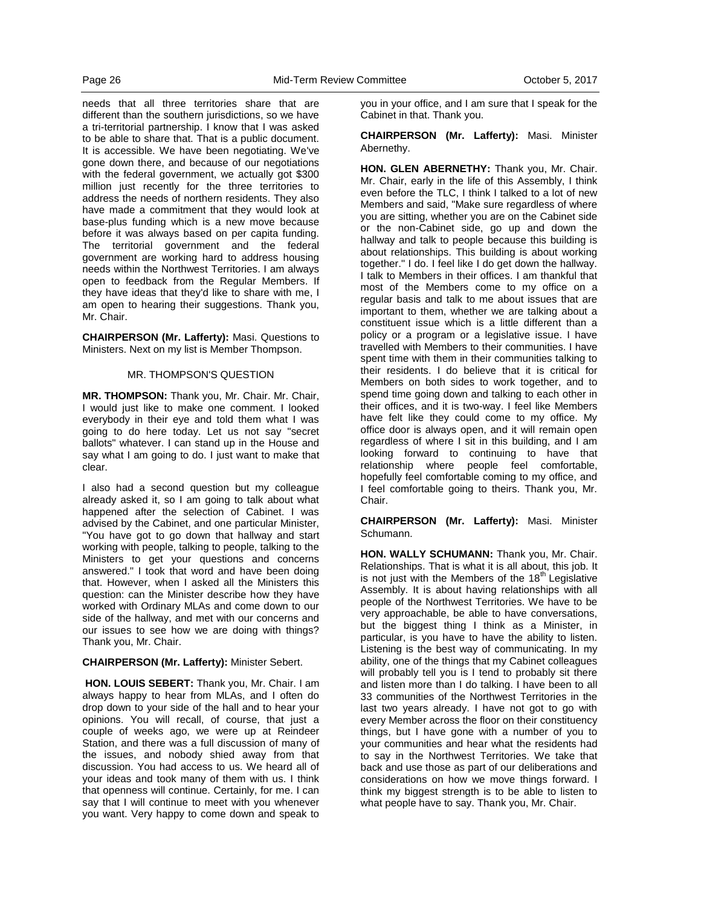needs that all three territories share that are different than the southern jurisdictions, so we have a tri-territorial partnership. I know that I was asked to be able to share that. That is a public document. It is accessible. We have been negotiating. We've gone down there, and because of our negotiations with the federal government, we actually got $300 million just recently for the three territories to address the needs of northern residents. They also have made a commitment that they would look at base-plus funding which is a new move because before it was always based on per capita funding. The territorial government and the federal government are working hard to address housing needs within the Northwest Territories. I am always open to feedback from the Regular Members. If they have ideas that they'd like to share with me, I am open to hearing their suggestions. Thank you, Mr. Chair.

**CHAIRPERSON (Mr. Lafferty):** Masi. Questions to Ministers. Next on my list is Member Thompson.

MR. THOMPSON'S QUESTION

**MR. THOMPSON:** Thank you, Mr. Chair. Mr. Chair, I would just like to make one comment. I looked everybody in their eye and told them what I was going to do here today. Let us not say "secret ballots" whatever. I can stand up in the House and say what I am going to do. I just want to make that clear.

I also had a second question but my colleague already asked it, so I am going to talk about what happened after the selection of Cabinet. I was advised by the Cabinet, and one particular Minister, "You have got to go down that hallway and start working with people, talking to people, talking to the Ministers to get your questions and concerns answered." I took that word and have been doing that. However, when I asked all the Ministers this question: can the Minister describe how they have worked with Ordinary MLAs and come down to our side of the hallway, and met with our concerns and our issues to see how we are doing with things? Thank you, Mr. Chair.

**CHAIRPERSON (Mr. Lafferty):** Minister Sebert.

**HON. LOUIS SEBERT:** Thank you, Mr. Chair. I am always happy to hear from MLAs, and I often do drop down to your side of the hall and to hear your opinions. You will recall, of course, that just a couple of weeks ago, we were up at Reindeer Station, and there was a full discussion of many of the issues, and nobody shied away from that discussion. You had access to us. We heard all of your ideas and took many of them with us. I think that openness will continue. Certainly, for me. I can say that I will continue to meet with you whenever you want. Very happy to come down and speak to you in your office, and I am sure that I speak for the Cabinet in that. Thank you.

**CHAIRPERSON (Mr. Lafferty):** Masi. Minister Abernethy.

**HON. GLEN ABERNETHY:** Thank you, Mr. Chair. Mr. Chair, early in the life of this Assembly, I think even before the TLC, I think I talked to a lot of new Members and said, "Make sure regardless of where you are sitting, whether you are on the Cabinet side or the non-Cabinet side, go up and down the hallway and talk to people because this building is about relationships. This building is about working together." I do. I feel like I do get down the hallway. I talk to Members in their offices. I am thankful that most of the Members come to my office on a regular basis and talk to me about issues that are important to them, whether we are talking about a constituent issue which is a little different than a policy or a program or a legislative issue. I have travelled with Members to their communities. I have spent time with them in their communities talking to their residents. I do believe that it is critical for Members on both sides to work together, and to spend time going down and talking to each other in their offices, and it is two-way. I feel like Members have felt like they could come to my office. My office door is always open, and it will remain open regardless of where I sit in this building, and I am looking forward to continuing to have that relationship where people feel comfortable, hopefully feel comfortable coming to my office, and I feel comfortable going to theirs. Thank you, Mr. Chair.

**CHAIRPERSON (Mr. Lafferty):** Masi. Minister Schumann.

**HON. WALLY SCHUMANN:** Thank you, Mr. Chair. Relationships. That is what it is all about, this job. It is not just with the Members of the 18th Legislative Assembly. It is about having relationships with all people of the Northwest Territories. We have to be very approachable, be able to have conversations, but the biggest thing I think as a Minister, in particular, is you have to have the ability to listen. Listening is the best way of communicating. In my ability, one of the things that my Cabinet colleagues will probably tell you is I tend to probably sit there and listen more than I do talking. I have been to all 33 communities of the Northwest Territories in the last two years already. I have not got to go with every Member across the floor on their constituency things, but I have gone with a number of you to your communities and hear what the residents had to say in the Northwest Territories. We take that back and use those as part of our deliberations and considerations on how we move things forward. I think my biggest strength is to be able to listen to what people have to say. Thank you, Mr. Chair.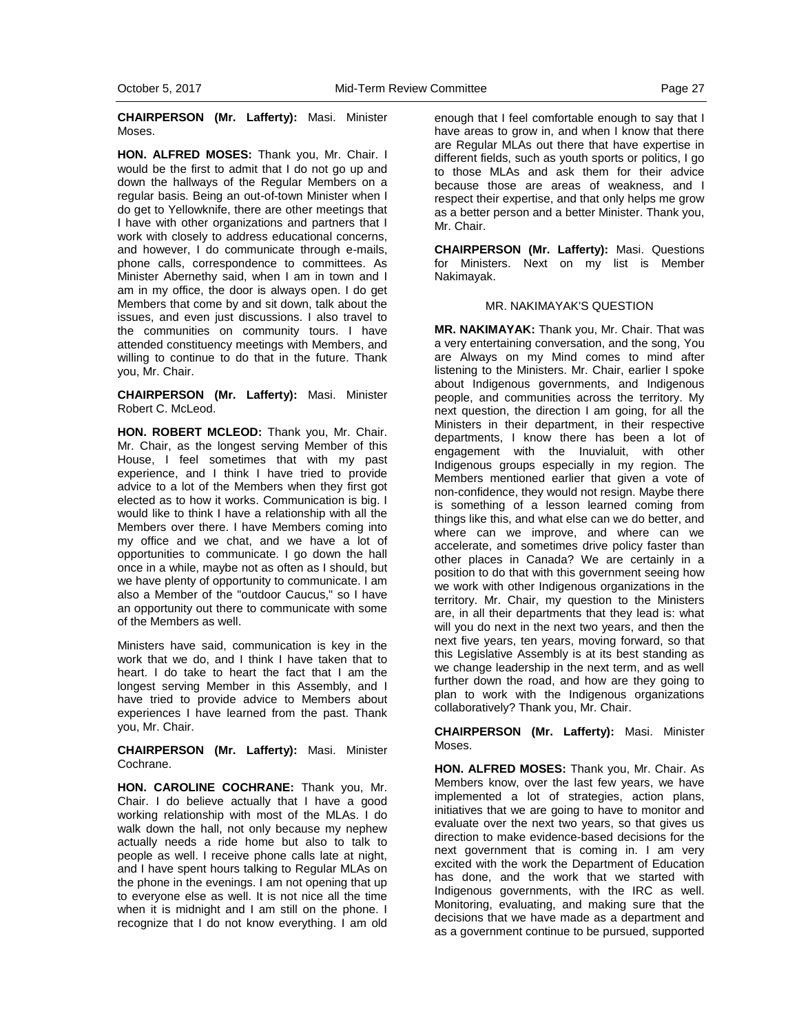**CHAIRPERSON (Mr. Lafferty):** Masi. Minister Moses.

**HON. ALFRED MOSES:** Thank you, Mr. Chair. I would be the first to admit that I do not go up and down the hallways of the Regular Members on a regular basis. Being an out-of-town Minister when I do get to Yellowknife, there are other meetings that I have with other organizations and partners that I work with closely to address educational concerns, and however, I do communicate through e-mails, phone calls, correspondence to committees. As Minister Abernethy said, when I am in town and I am in my office, the door is always open. I do get Members that come by and sit down, talk about the issues, and even just discussions. I also travel to the communities on community tours. I have attended constituency meetings with Members, and willing to continue to do that in the future. Thank you, Mr. Chair.

**CHAIRPERSON (Mr. Lafferty):** Masi. Minister Robert C. McLeod.

**HON. ROBERT MCLEOD:** Thank you, Mr. Chair. Mr. Chair, as the longest serving Member of this House, I feel sometimes that with my past experience, and I think I have tried to provide advice to a lot of the Members when they first got elected as to how it works. Communication is big. I would like to think I have a relationship with all the Members over there. I have Members coming into my office and we chat, and we have a lot of opportunities to communicate. I go down the hall once in a while, maybe not as often as I should, but we have plenty of opportunity to communicate. I am also a Member of the "outdoor Caucus," so I have an opportunity out there to communicate with some of the Members as well.

Ministers have said, communication is key in the work that we do, and I think I have taken that to heart. I do take to heart the fact that I am the longest serving Member in this Assembly, and I have tried to provide advice to Members about experiences I have learned from the past. Thank you, Mr. Chair.

**CHAIRPERSON (Mr. Lafferty):** Masi. Minister Cochrane.

**HON. CAROLINE COCHRANE:** Thank you, Mr. Chair. I do believe actually that I have a good working relationship with most of the MLAs. I do walk down the hall, not only because my nephew actually needs a ride home but also to talk to people as well. I receive phone calls late at night, and I have spent hours talking to Regular MLAs on the phone in the evenings. I am not opening that up to everyone else as well. It is not nice all the time when it is midnight and I am still on the phone. I recognize that I do not know everything. I am old enough that I feel comfortable enough to say that I have areas to grow in, and when I know that there are Regular MLAs out there that have expertise in different fields, such as youth sports or politics, I go to those MLAs and ask them for their advice because those are areas of weakness, and I respect their expertise, and that only helps me grow as a better person and a better Minister. Thank you, Mr. Chair.

**CHAIRPERSON (Mr. Lafferty):** Masi. Questions for Ministers. Next on my list is Member Nakimayak.

MR. NAKIMAYAK'S QUESTION

**MR. NAKIMAYAK:** Thank you, Mr. Chair. That was a very entertaining conversation, and the song, You are Always on my Mind comes to mind after listening to the Ministers. Mr. Chair, earlier I spoke about Indigenous governments, and Indigenous people, and communities across the territory. My next question, the direction I am going, for all the Ministers in their department, in their respective departments, I know there has been a lot of engagement with the Inuvialuit, with other Indigenous groups especially in my region. The Members mentioned earlier that given a vote of non-confidence, they would not resign. Maybe there is something of a lesson learned coming from things like this, and what else can we do better, and where can we improve, and where can we accelerate, and sometimes drive policy faster than other places in Canada? We are certainly in a position to do that with this government seeing how we work with other Indigenous organizations in the territory. Mr. Chair, my question to the Ministers are, in all their departments that they lead is: what will you do next in the next two years, and then the next five years, ten years, moving forward, so that this Legislative Assembly is at its best standing as we change leadership in the next term, and as well further down the road, and how are they going to plan to work with the Indigenous organizations collaboratively? Thank you, Mr. Chair.

**CHAIRPERSON (Mr. Lafferty):** Masi. Minister Moses.

**HON. ALFRED MOSES:** Thank you, Mr. Chair. As Members know, over the last few years, we have implemented a lot of strategies, action plans, initiatives that we are going to have to monitor and evaluate over the next two years, so that gives us direction to make evidence-based decisions for the next government that is coming in. I am very excited with the work the Department of Education has done, and the work that we started with Indigenous governments, with the IRC as well. Monitoring, evaluating, and making sure that the decisions that we have made as a department and as a government continue to be pursued, supported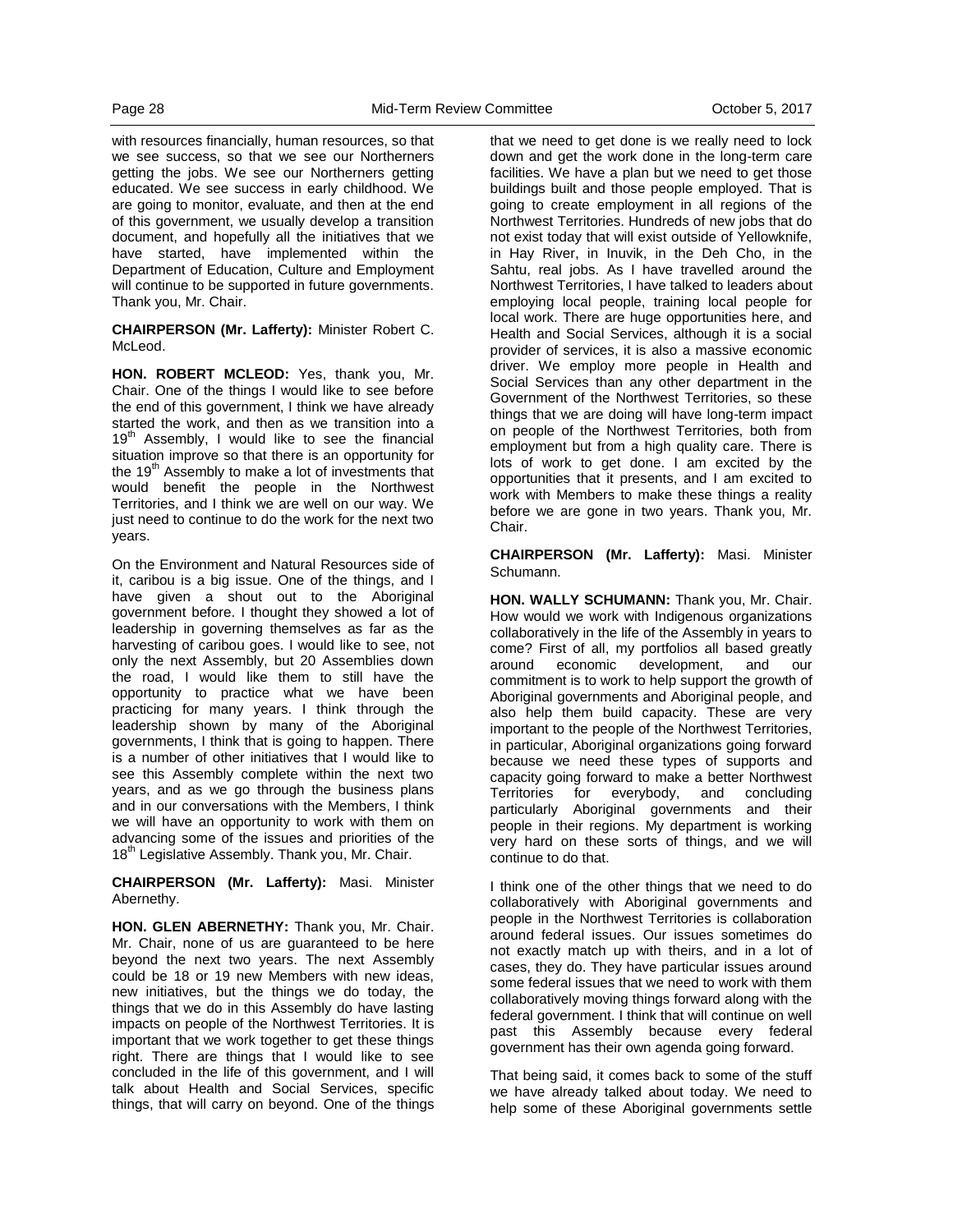with resources financially, human resources, so that we see success, so that we see our Northerners getting the jobs. We see our Northerners getting educated. We see success in early childhood. We are going to monitor, evaluate, and then at the end of this government, we usually develop a transition document, and hopefully all the initiatives that we have started, have implemented within the Department of Education, Culture and Employment will continue to be supported in future governments. Thank you, Mr. Chair.

**CHAIRPERSON (Mr. Lafferty):** Minister Robert C. McLeod.

**HON. ROBERT MCLEOD:** Yes, thank you, Mr. Chair. One of the things I would like to see before the end of this government, I think we have already started the work, and then as we transition into a 19th Assembly, I would like to see the financial situation improve so that there is an opportunity for the 19th Assembly to make a lot of investments that would benefit the people in the Northwest Territories, and I think we are well on our way. We just need to continue to do the work for the next two years.

On the Environment and Natural Resources side of it, caribou is a big issue. One of the things, and I have given a shout out to the Aboriginal government before. I thought they showed a lot of leadership in governing themselves as far as the harvesting of caribou goes. I would like to see, not only the next Assembly, but 20 Assemblies down the road, I would like them to still have the opportunity to practice what we have been practicing for many years. I think through the leadership shown by many of the Aboriginal governments, I think that is going to happen. There is a number of other initiatives that I would like to see this Assembly complete within the next two years, and as we go through the business plans and in our conversations with the Members, I think we will have an opportunity to work with them on advancing some of the issues and priorities of the 18th Legislative Assembly. Thank you, Mr. Chair.

**CHAIRPERSON (Mr. Lafferty):** Masi. Minister Abernethy.

**HON. GLEN ABERNETHY:** Thank you, Mr. Chair. Mr. Chair, none of us are guaranteed to be here beyond the next two years. The next Assembly could be 18 or 19 new Members with new ideas, new initiatives, but the things we do today, the things that we do in this Assembly do have lasting impacts on people of the Northwest Territories. It is important that we work together to get these things right. There are things that I would like to see concluded in the life of this government, and I will talk about Health and Social Services, specific things, that will carry on beyond. One of the things that we need to get done is we really need to lock down and get the work done in the long-term care facilities. We have a plan but we need to get those buildings built and those people employed. That is going to create employment in all regions of the Northwest Territories. Hundreds of new jobs that do not exist today that will exist outside of Yellowknife, in Hay River, in Inuvik, in the Deh Cho, in the Sahtu, real jobs. As I have travelled around the Northwest Territories, I have talked to leaders about employing local people, training local people for local work. There are huge opportunities here, and Health and Social Services, although it is a social provider of services, it is also a massive economic driver. We employ more people in Health and Social Services than any other department in the Government of the Northwest Territories, so these things that we are doing will have long-term impact on people of the Northwest Territories, both from employment but from a high quality care. There is lots of work to get done. I am excited by the opportunities that it presents, and I am excited to work with Members to make these things a reality before we are gone in two years. Thank you, Mr. Chair.

**CHAIRPERSON (Mr. Lafferty):** Masi. Minister Schumann.

**HON. WALLY SCHUMANN:** Thank you, Mr. Chair. How would we work with Indigenous organizations collaboratively in the life of the Assembly in years to come? First of all, my portfolios all based greatly around economic development, and our commitment is to work to help support the growth of Aboriginal governments and Aboriginal people, and also help them build capacity. These are very important to the people of the Northwest Territories, in particular, Aboriginal organizations going forward because we need these types of supports and capacity going forward to make a better Northwest Territories for everybody, and concluding particularly Aboriginal governments and their people in their regions. My department is working very hard on these sorts of things, and we will continue to do that.

I think one of the other things that we need to do collaboratively with Aboriginal governments and people in the Northwest Territories is collaboration around federal issues. Our issues sometimes do not exactly match up with theirs, and in a lot of cases, they do. They have particular issues around some federal issues that we need to work with them collaboratively moving things forward along with the federal government. I think that will continue on well past this Assembly because every federal government has their own agenda going forward.

That being said, it comes back to some of the stuff we have already talked about today. We need to help some of these Aboriginal governments settle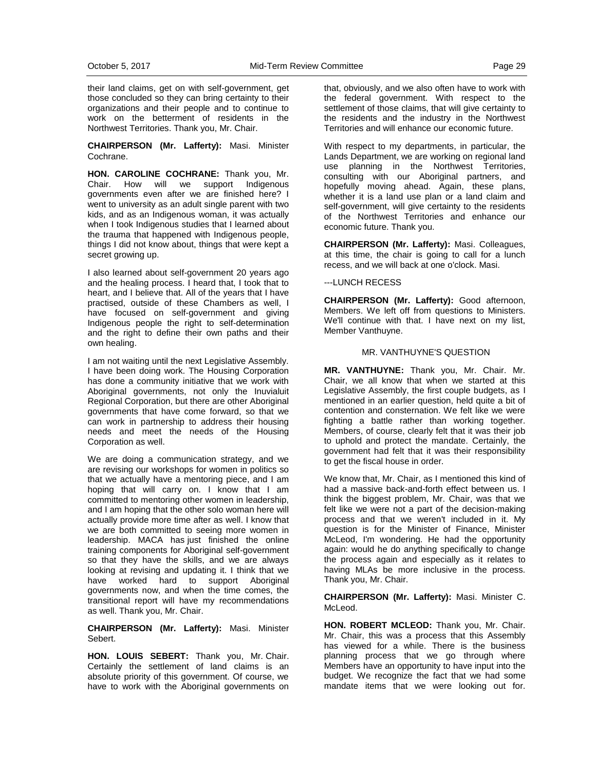their land claims, get on with self-government, get those concluded so they can bring certainty to their organizations and their people and to continue to work on the betterment of residents in the Northwest Territories. Thank you, Mr. Chair.

**CHAIRPERSON (Mr. Lafferty):** Masi. Minister Cochrane.

**HON. CAROLINE COCHRANE:** Thank you, Mr. Chair. How will we support Indigenous governments even after we are finished here? I went to university as an adult single parent with two kids, and as an Indigenous woman, it was actually when I took Indigenous studies that I learned about the trauma that happened with Indigenous people, things I did not know about, things that were kept a secret growing up.

I also learned about self-government 20 years ago and the healing process. I heard that, I took that to heart, and I believe that. All of the years that I have practised, outside of these Chambers as well, I have focused on self-government and giving Indigenous people the right to self-determination and the right to define their own paths and their own healing.

I am not waiting until the next Legislative Assembly. I have been doing work. The Housing Corporation has done a community initiative that we work with Aboriginal governments, not only the Inuvialuit Regional Corporation, but there are other Aboriginal governments that have come forward, so that we can work in partnership to address their housing needs and meet the needs of the Housing Corporation as well.

We are doing a communication strategy, and we are revising our workshops for women in politics so that we actually have a mentoring piece, and I am hoping that will carry on. I know that I am committed to mentoring other women in leadership, and I am hoping that the other solo woman here will actually provide more time after as well. I know that we are both committed to seeing more women in leadership. MACA has just finished the online training components for Aboriginal self-government so that they have the skills, and we are always looking at revising and updating it. I think that we have worked hard to support Aboriginal governments now, and when the time comes, the transitional report will have my recommendations as well. Thank you, Mr. Chair.

**CHAIRPERSON (Mr. Lafferty):** Masi. Minister Sebert.

**HON. LOUIS SEBERT:** Thank you, Mr. Chair. Certainly the settlement of land claims is an absolute priority of this government. Of course, we have to work with the Aboriginal governments on that, obviously, and we also often have to work with the federal government. With respect to the settlement of those claims, that will give certainty to the residents and the industry in the Northwest Territories and will enhance our economic future.

With respect to my departments, in particular, the Lands Department, we are working on regional land use planning in the Northwest Territories, consulting with our Aboriginal partners, and hopefully moving ahead. Again, these plans, whether it is a land use plan or a land claim and self-government, will give certainty to the residents of the Northwest Territories and enhance our economic future. Thank you.

**CHAIRPERSON (Mr. Lafferty):** Masi. Colleagues, at this time, the chair is going to call for a lunch recess, and we will back at one o'clock. Masi.

---LUNCH RECESS

**CHAIRPERSON (Mr. Lafferty):** Good afternoon, Members. We left off from questions to Ministers. We'll continue with that. I have next on my list, Member Vanthuyne.

MR. VANTHUYNE'S QUESTION

**MR. VANTHUYNE:** Thank you, Mr. Chair. Mr. Chair, we all know that when we started at this Legislative Assembly, the first couple budgets, as I mentioned in an earlier question, held quite a bit of contention and consternation. We felt like we were fighting a battle rather than working together. Members, of course, clearly felt that it was their job to uphold and protect the mandate. Certainly, the government had felt that it was their responsibility to get the fiscal house in order.

We know that, Mr. Chair, as I mentioned this kind of had a massive back-and-forth effect between us. I think the biggest problem, Mr. Chair, was that we felt like we were not a part of the decision-making process and that we weren't included in it. My question is for the Minister of Finance, Minister McLeod, I'm wondering. He had the opportunity again: would he do anything specifically to change the process again and especially as it relates to having MLAs be more inclusive in the process. Thank you, Mr. Chair.

**CHAIRPERSON (Mr. Lafferty):** Masi. Minister C. McLeod.

**HON. ROBERT MCLEOD:** Thank you, Mr. Chair. Mr. Chair, this was a process that this Assembly has viewed for a while. There is the business planning process that we go through where Members have an opportunity to have input into the budget. We recognize the fact that we had some mandate items that we were looking out for.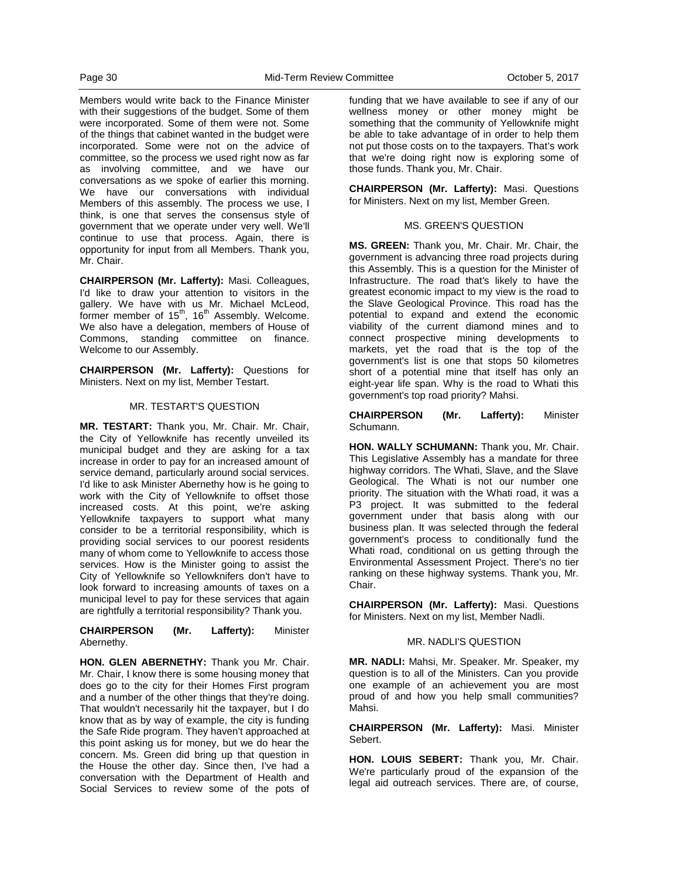Members would write back to the Finance Minister with their suggestions of the budget. Some of them were incorporated. Some of them were not. Some of the things that cabinet wanted in the budget were incorporated. Some were not on the advice of committee, so the process we used right now as far as involving committee, and we have our conversations as we spoke of earlier this morning. We have our conversations with individual Members of this assembly. The process we use, I think, is one that serves the consensus style of government that we operate under very well. We'll continue to use that process. Again, there is opportunity for input from all Members. Thank you, Mr. Chair.

**CHAIRPERSON (Mr. Lafferty):** Masi. Colleagues, I'd like to draw your attention to visitors in the gallery. We have with us Mr. Michael McLeod, former member of 15th, 16th Assembly. Welcome. We also have a delegation, members of House of Commons, standing committee on finance. Welcome to our Assembly.

**CHAIRPERSON (Mr. Lafferty):** Questions for Ministers. Next on my list, Member Testart.

### MR. TESTART'S QUESTION

**MR. TESTART:** Thank you, Mr. Chair. Mr. Chair, the City of Yellowknife has recently unveiled its municipal budget and they are asking for a tax increase in order to pay for an increased amount of service demand, particularly around social services. I'd like to ask Minister Abernethy how is he going to work with the City of Yellowknife to offset those increased costs. At this point, we're asking Yellowknife taxpayers to support what many consider to be a territorial responsibility, which is providing social services to our poorest residents many of whom come to Yellowknife to access those services. How is the Minister going to assist the City of Yellowknife so Yellowknifers don't have to look forward to increasing amounts of taxes on a municipal level to pay for these services that again are rightfully a territorial responsibility? Thank you.

**CHAIRPERSON (Mr. Lafferty):** Minister Abernethy.

**HON. GLEN ABERNETHY:** Thank you Mr. Chair. Mr. Chair, I know there is some housing money that does go to the city for their Homes First program and a number of the other things that they're doing. That wouldn't necessarily hit the taxpayer, but I do know that as by way of example, the city is funding the Safe Ride program. They haven't approached at this point asking us for money, but we do hear the concern. Ms. Green did bring up that question in the House the other day. Since then, I've had a conversation with the Department of Health and Social Services to review some of the pots of funding that we have available to see if any of our wellness money or other money might be something that the community of Yellowknife might be able to take advantage of in order to help them not put those costs on to the taxpayers. That's work that we're doing right now is exploring some of those funds. Thank you, Mr. Chair.

**CHAIRPERSON (Mr. Lafferty):** Masi. Questions for Ministers. Next on my list, Member Green.

### MS. GREEN'S QUESTION

**MS. GREEN:** Thank you, Mr. Chair. Mr. Chair, the government is advancing three road projects during this Assembly. This is a question for the Minister of Infrastructure. The road that's likely to have the greatest economic impact to my view is the road to the Slave Geological Province. This road has the potential to expand and extend the economic viability of the current diamond mines and to connect prospective mining developments to markets, yet the road that is the top of the government's list is one that stops 50 kilometres short of a potential mine that itself has only an eight-year life span. Why is the road to Whati this government's top road priority? Mahsi.

**CHAIRPERSON (Mr. Lafferty):** Minister Schumann.

**HON. WALLY SCHUMANN:** Thank you, Mr. Chair. This Legislative Assembly has a mandate for three highway corridors. The Whati, Slave, and the Slave Geological. The Whati is not our number one priority. The situation with the Whati road, it was a P3 project. It was submitted to the federal government under that basis along with our business plan. It was selected through the federal government's process to conditionally fund the Whati road, conditional on us getting through the Environmental Assessment Project. There's no tier ranking on these highway systems. Thank you, Mr. Chair.

**CHAIRPERSON (Mr. Lafferty):** Masi. Questions for Ministers. Next on my list, Member Nadli.

### MR. NADLI'S QUESTION

**MR. NADLI:** Mahsi, Mr. Speaker. Mr. Speaker, my question is to all of the Ministers. Can you provide one example of an achievement you are most proud of and how you help small communities? Mahsi.

**CHAIRPERSON (Mr. Lafferty):** Masi. Minister Sebert.

**HON. LOUIS SEBERT:** Thank you, Mr. Chair. We're particularly proud of the expansion of the legal aid outreach services. There are, of course,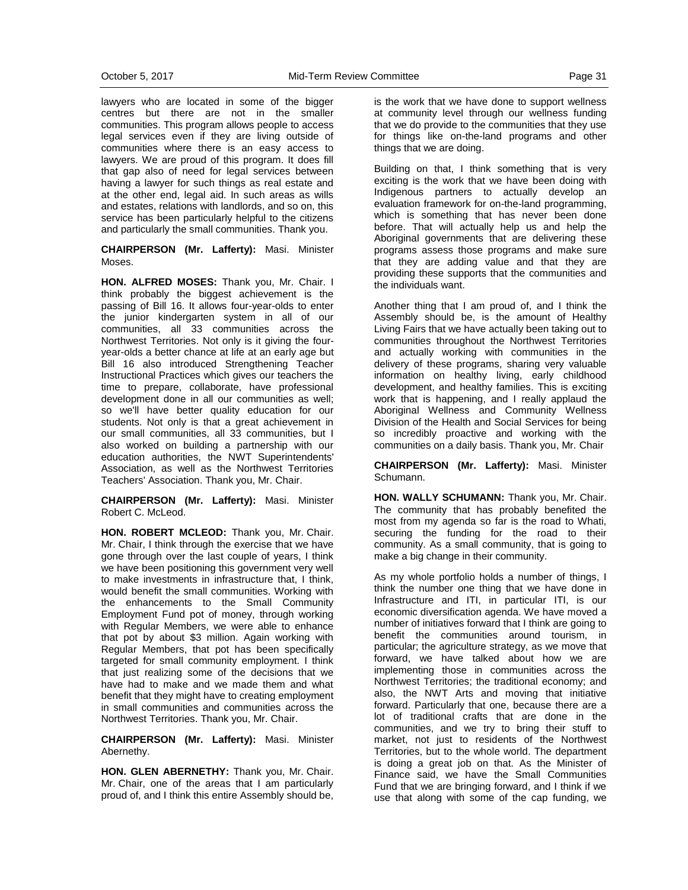lawyers who are located in some of the bigger centres but there are not in the smaller communities. This program allows people to access legal services even if they are living outside of communities where there is an easy access to lawyers. We are proud of this program. It does fill that gap also of need for legal services between having a lawyer for such things as real estate and at the other end, legal aid. In such areas as wills and estates, relations with landlords, and so on, this service has been particularly helpful to the citizens and particularly the small communities. Thank you.

**CHAIRPERSON (Mr. Lafferty):** Masi. Minister Moses.

**HON. ALFRED MOSES:** Thank you, Mr. Chair. I think probably the biggest achievement is the passing of Bill 16. It allows four-year-olds to enter the junior kindergarten system in all of our communities, all 33 communities across the Northwest Territories. Not only is it giving the four-year-olds a better chance at life at an early age but Bill 16 also introduced Strengthening Teacher Instructional Practices which gives our teachers the time to prepare, collaborate, have professional development done in all our communities as well; so we'll have better quality education for our students. Not only is that a great achievement in our small communities, all 33 communities, but I also worked on building a partnership with our education authorities, the NWT Superintendents' Association, as well as the Northwest Territories Teachers' Association. Thank you, Mr. Chair.

**CHAIRPERSON (Mr. Lafferty):** Masi. Minister Robert C. McLeod.

**HON. ROBERT MCLEOD:** Thank you, Mr. Chair. Mr. Chair, I think through the exercise that we have gone through over the last couple of years, I think we have been positioning this government very well to make investments in infrastructure that, I think, would benefit the small communities. Working with the enhancements to the Small Community Employment Fund pot of money, through working with Regular Members, we were able to enhance that pot by about $3 million. Again working with Regular Members, that pot has been specifically targeted for small community employment. I think that just realizing some of the decisions that we have had to make and we made them and what benefit that they might have to creating employment in small communities and communities across the Northwest Territories. Thank you, Mr. Chair.

**CHAIRPERSON (Mr. Lafferty):** Masi. Minister Abernethy.

**HON. GLEN ABERNETHY:** Thank you, Mr. Chair. Mr. Chair, one of the areas that I am particularly proud of, and I think this entire Assembly should be, is the work that we have done to support wellness at community level through our wellness funding that we do provide to the communities that they use for things like on-the-land programs and other things that we are doing.

Building on that, I think something that is very exciting is the work that we have been doing with Indigenous partners to actually develop an evaluation framework for on-the-land programming, which is something that has never been done before. That will actually help us and help the Aboriginal governments that are delivering these programs assess those programs and make sure that they are adding value and that they are providing these supports that the communities and the individuals want.

Another thing that I am proud of, and I think the Assembly should be, is the amount of Healthy Living Fairs that we have actually been taking out to communities throughout the Northwest Territories and actually working with communities in the delivery of these programs, sharing very valuable information on healthy living, early childhood development, and healthy families. This is exciting work that is happening, and I really applaud the Aboriginal Wellness and Community Wellness Division of the Health and Social Services for being so incredibly proactive and working with the communities on a daily basis. Thank you, Mr. Chair

**CHAIRPERSON (Mr. Lafferty):** Masi. Minister Schumann.

**HON. WALLY SCHUMANN:** Thank you, Mr. Chair. The community that has probably benefited the most from my agenda so far is the road to Whati, securing the funding for the road to their community. As a small community, that is going to make a big change in their community.

As my whole portfolio holds a number of things, I think the number one thing that we have done in Infrastructure and ITI, in particular ITI, is our economic diversification agenda. We have moved a number of initiatives forward that I think are going to benefit the communities around tourism, in particular; the agriculture strategy, as we move that forward, we have talked about how we are implementing those in communities across the Northwest Territories; the traditional economy; and also, the NWT Arts and moving that initiative forward. Particularly that one, because there are a lot of traditional crafts that are done in the communities, and we try to bring their stuff to market, not just to residents of the Northwest Territories, but to the whole world. The department is doing a great job on that. As the Minister of Finance said, we have the Small Communities Fund that we are bringing forward, and I think if we use that along with some of the cap funding, we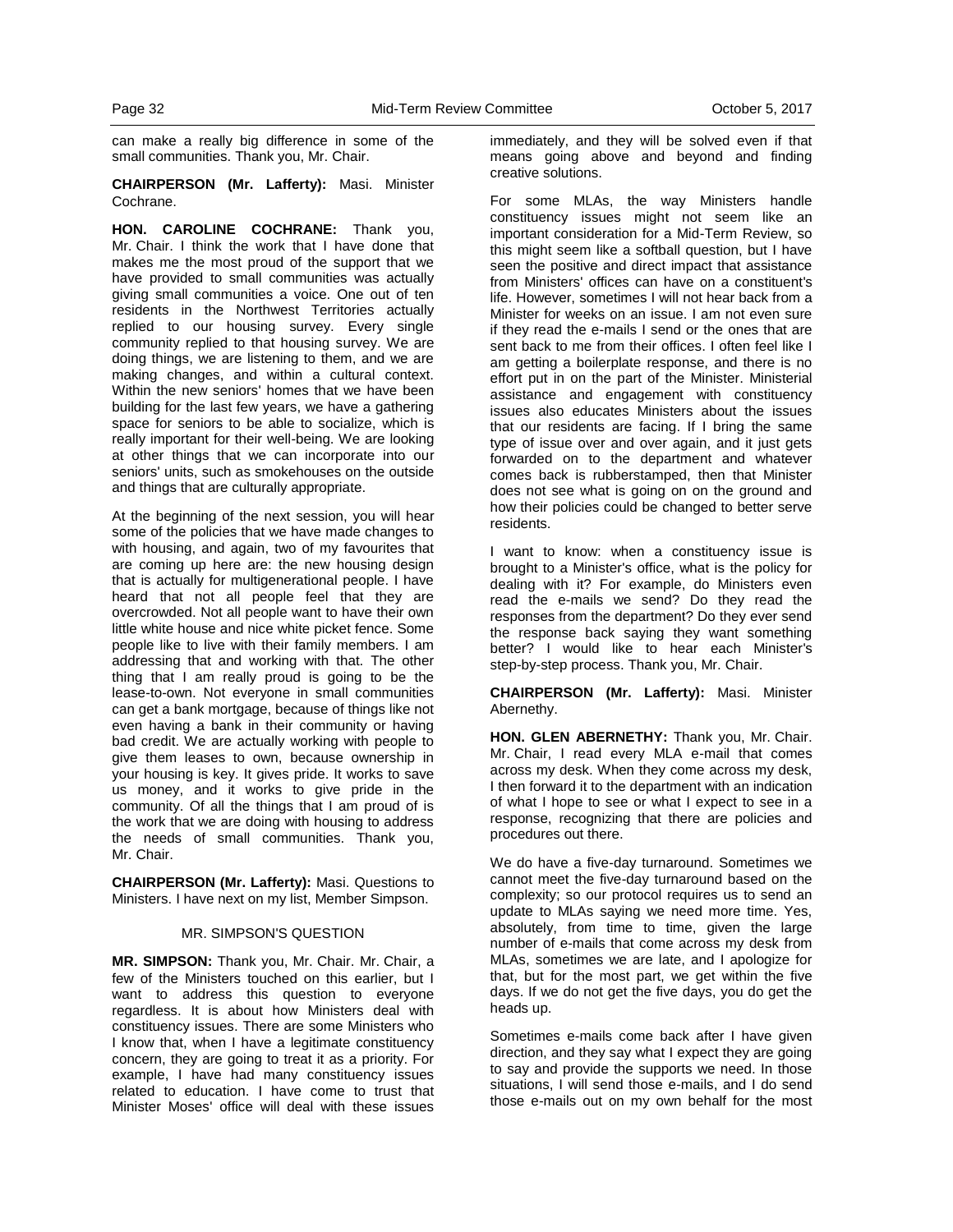can make a really big difference in some of the small communities. Thank you, Mr. Chair.

**CHAIRPERSON (Mr. Lafferty):** Masi. Minister Cochrane.

**HON. CAROLINE COCHRANE:** Thank you, Mr. Chair. I think the work that I have done that makes me the most proud of the support that we have provided to small communities was actually giving small communities a voice. One out of ten residents in the Northwest Territories actually replied to our housing survey. Every single community replied to that housing survey. We are doing things, we are listening to them, and we are making changes, and within a cultural context. Within the new seniors' homes that we have been building for the last few years, we have a gathering space for seniors to be able to socialize, which is really important for their well-being. We are looking at other things that we can incorporate into our seniors' units, such as smokehouses on the outside and things that are culturally appropriate.

At the beginning of the next session, you will hear some of the policies that we have made changes to with housing, and again, two of my favourites that are coming up here are: the new housing design that is actually for multigenerational people. I have heard that not all people feel that they are overcrowded. Not all people want to have their own little white house and nice white picket fence. Some people like to live with their family members. I am addressing that and working with that. The other thing that I am really proud is going to be the lease-to-own. Not everyone in small communities can get a bank mortgage, because of things like not even having a bank in their community or having bad credit. We are actually working with people to give them leases to own, because ownership in your housing is key. It gives pride. It works to save us money, and it works to give pride in the community. Of all the things that I am proud of is the work that we are doing with housing to address the needs of small communities. Thank you, Mr. Chair.

**CHAIRPERSON (Mr. Lafferty):** Masi. Questions to Ministers. I have next on my list, Member Simpson.

MR. SIMPSON'S QUESTION

**MR. SIMPSON:** Thank you, Mr. Chair. Mr. Chair, a few of the Ministers touched on this earlier, but I want to address this question to everyone regardless. It is about how Ministers deal with constituency issues. There are some Ministers who I know that, when I have a legitimate constituency concern, they are going to treat it as a priority. For example, I have had many constituency issues related to education. I have come to trust that Minister Moses' office will deal with these issues immediately, and they will be solved even if that means going above and beyond and finding creative solutions.

For some MLAs, the way Ministers handle constituency issues might not seem like an important consideration for a Mid-Term Review, so this might seem like a softball question, but I have seen the positive and direct impact that assistance from Ministers' offices can have on a constituent's life. However, sometimes I will not hear back from a Minister for weeks on an issue. I am not even sure if they read the e-mails I send or the ones that are sent back to me from their offices. I often feel like I am getting a boilerplate response, and there is no effort put in on the part of the Minister. Ministerial assistance and engagement with constituency issues also educates Ministers about the issues that our residents are facing. If I bring the same type of issue over and over again, and it just gets forwarded on to the department and whatever comes back is rubberstamped, then that Minister does not see what is going on on the ground and how their policies could be changed to better serve residents.

I want to know: when a constituency issue is brought to a Minister's office, what is the policy for dealing with it? For example, do Ministers even read the e-mails we send? Do they read the responses from the department? Do they ever send the response back saying they want something better? I would like to hear each Minister's step-by-step process. Thank you, Mr. Chair.

**CHAIRPERSON (Mr. Lafferty):** Masi. Minister Abernethy.

**HON. GLEN ABERNETHY:** Thank you, Mr. Chair. Mr. Chair, I read every MLA e-mail that comes across my desk. When they come across my desk, I then forward it to the department with an indication of what I hope to see or what I expect to see in a response, recognizing that there are policies and procedures out there.

We do have a five-day turnaround. Sometimes we cannot meet the five-day turnaround based on the complexity; so our protocol requires us to send an update to MLAs saying we need more time. Yes, absolutely, from time to time, given the large number of e-mails that come across my desk from MLAs, sometimes we are late, and I apologize for that, but for the most part, we get within the five days. If we do not get the five days, you do get the heads up.

Sometimes e-mails come back after I have given direction, and they say what I expect they are going to say and provide the supports we need. In those situations, I will send those e-mails, and I do send those e-mails out on my own behalf for the most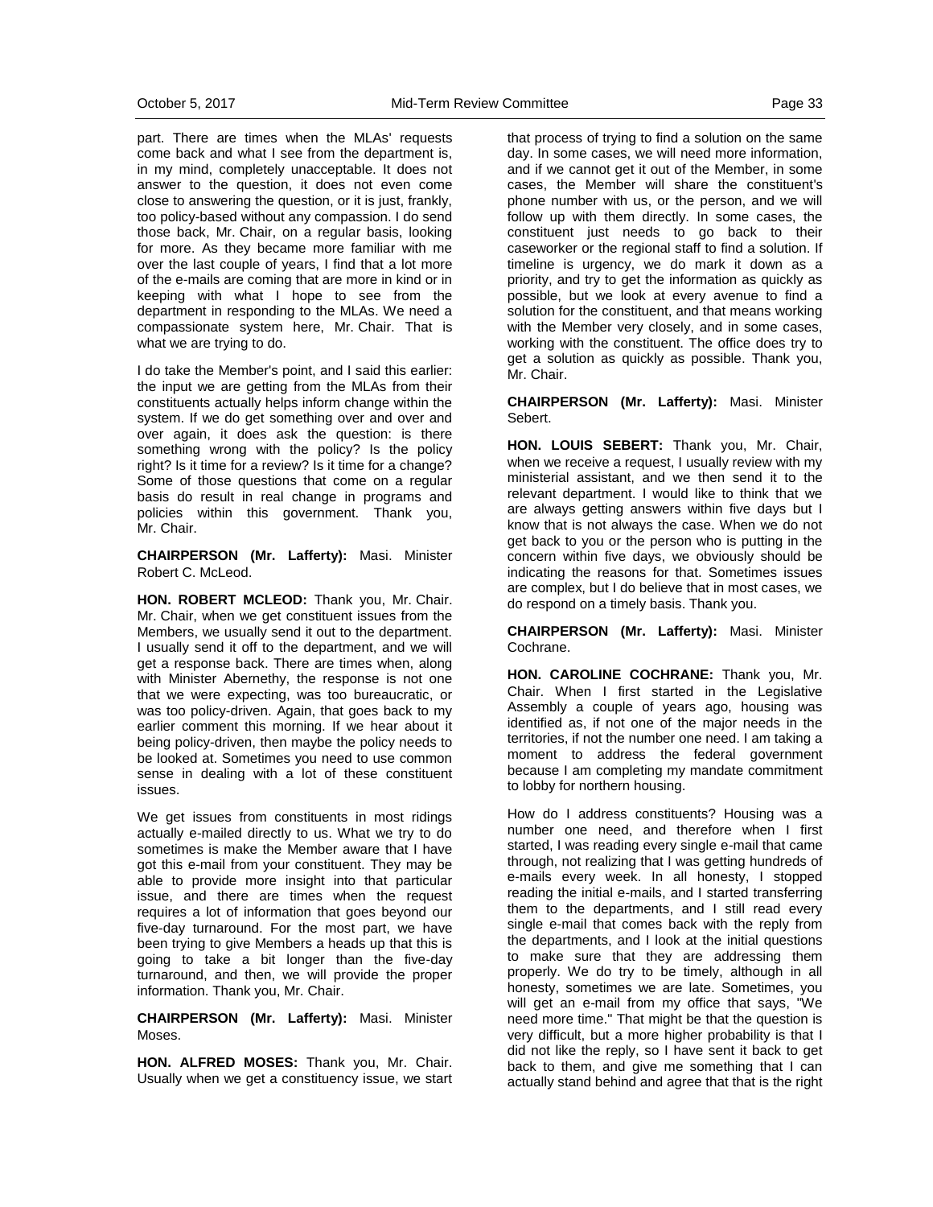part. There are times when the MLAs' requests come back and what I see from the department is, in my mind, completely unacceptable. It does not answer to the question, it does not even come close to answering the question, or it is just, frankly, too policy-based without any compassion. I do send those back, Mr. Chair, on a regular basis, looking for more. As they became more familiar with me over the last couple of years, I find that a lot more of the e-mails are coming that are more in kind or in keeping with what I hope to see from the department in responding to the MLAs. We need a compassionate system here, Mr. Chair. That is what we are trying to do.

I do take the Member's point, and I said this earlier: the input we are getting from the MLAs from their constituents actually helps inform change within the system. If we do get something over and over and over again, it does ask the question: is there something wrong with the policy? Is the policy right? Is it time for a review? Is it time for a change? Some of those questions that come on a regular basis do result in real change in programs and policies within this government. Thank you, Mr. Chair.

**CHAIRPERSON (Mr. Lafferty):** Masi. Minister Robert C. McLeod.

**HON. ROBERT MCLEOD:** Thank you, Mr. Chair. Mr. Chair, when we get constituent issues from the Members, we usually send it out to the department. I usually send it off to the department, and we will get a response back. There are times when, along with Minister Abernethy, the response is not one that we were expecting, was too bureaucratic, or was too policy-driven. Again, that goes back to my earlier comment this morning. If we hear about it being policy-driven, then maybe the policy needs to be looked at. Sometimes you need to use common sense in dealing with a lot of these constituent issues.

We get issues from constituents in most ridings actually e-mailed directly to us. What we try to do sometimes is make the Member aware that I have got this e-mail from your constituent. They may be able to provide more insight into that particular issue, and there are times when the request requires a lot of information that goes beyond our five-day turnaround. For the most part, we have been trying to give Members a heads up that this is going to take a bit longer than the five-day turnaround, and then, we will provide the proper information. Thank you, Mr. Chair.

**CHAIRPERSON (Mr. Lafferty):** Masi. Minister Moses.

**HON. ALFRED MOSES:** Thank you, Mr. Chair. Usually when we get a constituency issue, we start that process of trying to find a solution on the same day. In some cases, we will need more information, and if we cannot get it out of the Member, in some cases, the Member will share the constituent's phone number with us, or the person, and we will follow up with them directly. In some cases, the constituent just needs to go back to their caseworker or the regional staff to find a solution. If timeline is urgency, we do mark it down as a priority, and try to get the information as quickly as possible, but we look at every avenue to find a solution for the constituent, and that means working with the Member very closely, and in some cases, working with the constituent. The office does try to get a solution as quickly as possible. Thank you, Mr. Chair.

**CHAIRPERSON (Mr. Lafferty):** Masi. Minister Sebert.

**HON. LOUIS SEBERT:** Thank you, Mr. Chair, when we receive a request, I usually review with my ministerial assistant, and we then send it to the relevant department. I would like to think that we are always getting answers within five days but I know that is not always the case. When we do not get back to you or the person who is putting in the concern within five days, we obviously should be indicating the reasons for that. Sometimes issues are complex, but I do believe that in most cases, we do respond on a timely basis. Thank you.

**CHAIRPERSON (Mr. Lafferty):** Masi. Minister Cochrane.

**HON. CAROLINE COCHRANE:** Thank you, Mr. Chair. When I first started in the Legislative Assembly a couple of years ago, housing was identified as, if not one of the major needs in the territories, if not the number one need. I am taking a moment to address the federal government because I am completing my mandate commitment to lobby for northern housing.

How do I address constituents? Housing was a number one need, and therefore when I first started, I was reading every single e-mail that came through, not realizing that I was getting hundreds of e-mails every week. In all honesty, I stopped reading the initial e-mails, and I started transferring them to the departments, and I still read every single e-mail that comes back with the reply from the departments, and I look at the initial questions to make sure that they are addressing them properly. We do try to be timely, although in all honesty, sometimes we are late. Sometimes, you will get an e-mail from my office that says, "We need more time." That might be that the question is very difficult, but a more higher probability is that I did not like the reply, so I have sent it back to get back to them, and give me something that I can actually stand behind and agree that that is the right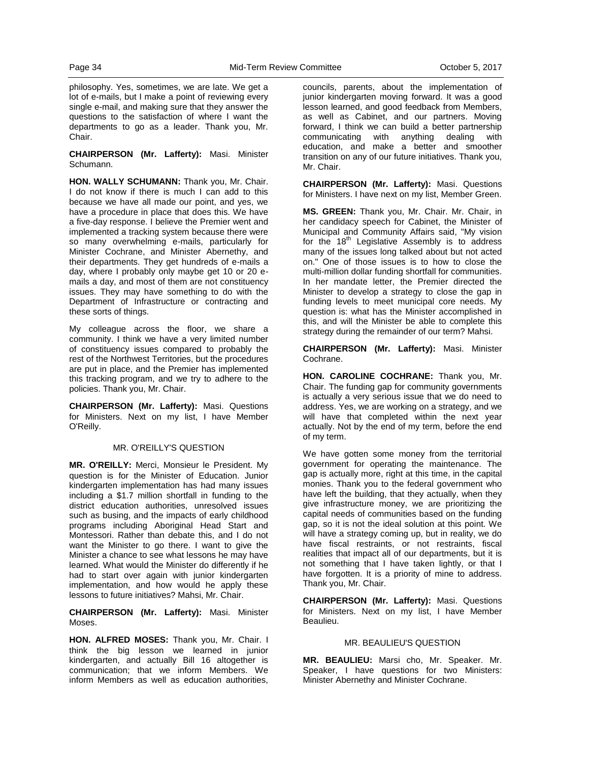philosophy. Yes, sometimes, we are late. We get a lot of e-mails, but I make a point of reviewing every single e-mail, and making sure that they answer the questions to the satisfaction of where I want the departments to go as a leader. Thank you, Mr. Chair.

**CHAIRPERSON (Mr. Lafferty):** Masi. Minister Schumann.

**HON. WALLY SCHUMANN:** Thank you, Mr. Chair. I do not know if there is much I can add to this because we have all made our point, and yes, we have a procedure in place that does this. We have a five-day response. I believe the Premier went and implemented a tracking system because there were so many overwhelming e-mails, particularly for Minister Cochrane, and Minister Abernethy, and their departments. They get hundreds of e-mails a day, where I probably only maybe get 10 or 20 e-mails a day, and most of them are not constituency issues. They may have something to do with the Department of Infrastructure or contracting and these sorts of things.

My colleague across the floor, we share a community. I think we have a very limited number of constituency issues compared to probably the rest of the Northwest Territories, but the procedures are put in place, and the Premier has implemented this tracking program, and we try to adhere to the policies. Thank you, Mr. Chair.

**CHAIRPERSON (Mr. Lafferty):** Masi. Questions for Ministers. Next on my list, I have Member O'Reilly.

MR. O'REILLY'S QUESTION

**MR. O'REILLY:** Merci, Monsieur le President. My question is for the Minister of Education. Junior kindergarten implementation has had many issues including a $1.7 million shortfall in funding to the district education authorities, unresolved issues such as busing, and the impacts of early childhood programs including Aboriginal Head Start and Montessori. Rather than debate this, and I do not want the Minister to go there. I want to give the Minister a chance to see what lessons he may have learned. What would the Minister do differently if he had to start over again with junior kindergarten implementation, and how would he apply these lessons to future initiatives? Mahsi, Mr. Chair.

**CHAIRPERSON (Mr. Lafferty):** Masi. Minister Moses.

**HON. ALFRED MOSES:** Thank you, Mr. Chair. I think the big lesson we learned in junior kindergarten, and actually Bill 16 altogether is communication; that we inform Members. We inform Members as well as education authorities, councils, parents, about the implementation of junior kindergarten moving forward. It was a good lesson learned, and good feedback from Members, as well as Cabinet, and our partners. Moving forward, I think we can build a better partnership communicating with anything dealing with education, and make a better and smoother transition on any of our future initiatives. Thank you, Mr. Chair.

**CHAIRPERSON (Mr. Lafferty):** Masi. Questions for Ministers. I have next on my list, Member Green.

**MS. GREEN:** Thank you, Mr. Chair. Mr. Chair, in her candidacy speech for Cabinet, the Minister of Municipal and Community Affairs said, "My vision for the 18th Legislative Assembly is to address many of the issues long talked about but not acted on." One of those issues is to how to close the multi-million dollar funding shortfall for communities. In her mandate letter, the Premier directed the Minister to develop a strategy to close the gap in funding levels to meet municipal core needs. My question is: what has the Minister accomplished in this, and will the Minister be able to complete this strategy during the remainder of our term? Mahsi.

**CHAIRPERSON (Mr. Lafferty):** Masi. Minister Cochrane.

**HON. CAROLINE COCHRANE:** Thank you, Mr. Chair. The funding gap for community governments is actually a very serious issue that we do need to address. Yes, we are working on a strategy, and we will have that completed within the next year actually. Not by the end of my term, before the end of my term.

We have gotten some money from the territorial government for operating the maintenance. The gap is actually more, right at this time, in the capital monies. Thank you to the federal government who have left the building, that they actually, when they give infrastructure money, we are prioritizing the capital needs of communities based on the funding gap, so it is not the ideal solution at this point. We will have a strategy coming up, but in reality, we do have fiscal restraints, or not restraints, fiscal realities that impact all of our departments, but it is not something that I have taken lightly, or that I have forgotten. It is a priority of mine to address. Thank you, Mr. Chair.

**CHAIRPERSON (Mr. Lafferty):** Masi. Questions for Ministers. Next on my list, I have Member Beaulieu.

MR. BEAULIEU'S QUESTION

**MR. BEAULIEU:** Marsi cho, Mr. Speaker. Mr. Speaker, I have questions for two Ministers: Minister Abernethy and Minister Cochrane.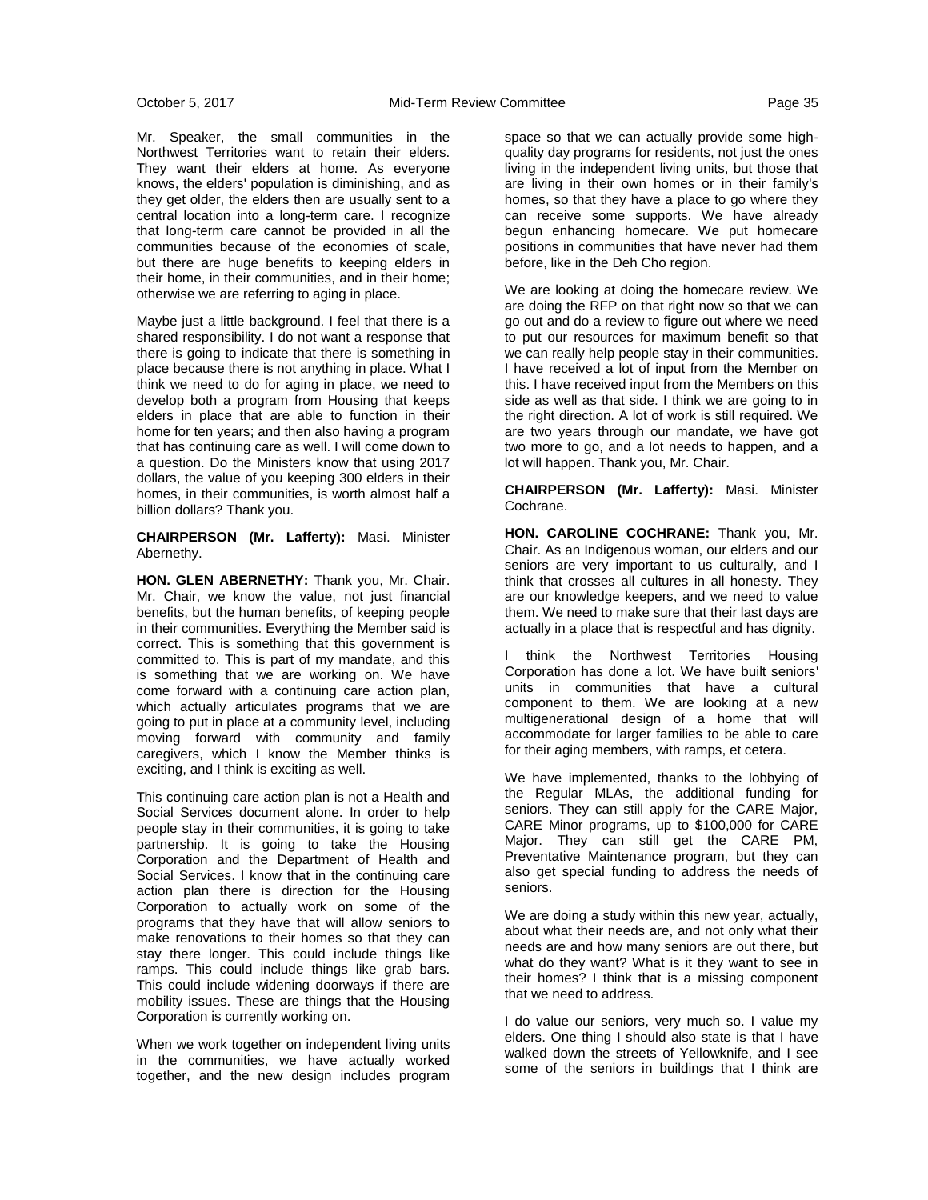Mr. Speaker, the small communities in the Northwest Territories want to retain their elders. They want their elders at home. As everyone knows, the elders' population is diminishing, and as they get older, the elders then are usually sent to a central location into a long-term care. I recognize that long-term care cannot be provided in all the communities because of the economies of scale, but there are huge benefits to keeping elders in their home, in their communities, and in their home; otherwise we are referring to aging in place.

Maybe just a little background. I feel that there is a shared responsibility. I do not want a response that there is going to indicate that there is something in place because there is not anything in place. What I think we need to do for aging in place, we need to develop both a program from Housing that keeps elders in place that are able to function in their home for ten years; and then also having a program that has continuing care as well. I will come down to a question. Do the Ministers know that using 2017 dollars, the value of you keeping 300 elders in their homes, in their communities, is worth almost half a billion dollars? Thank you.

**CHAIRPERSON (Mr. Lafferty):** Masi. Minister Abernethy.

**HON. GLEN ABERNETHY:** Thank you, Mr. Chair. Mr. Chair, we know the value, not just financial benefits, but the human benefits, of keeping people in their communities. Everything the Member said is correct. This is something that this government is committed to. This is part of my mandate, and this is something that we are working on. We have come forward with a continuing care action plan, which actually articulates programs that we are going to put in place at a community level, including moving forward with community and family caregivers, which I know the Member thinks is exciting, and I think is exciting as well.

This continuing care action plan is not a Health and Social Services document alone. In order to help people stay in their communities, it is going to take partnership. It is going to take the Housing Corporation and the Department of Health and Social Services. I know that in the continuing care action plan there is direction for the Housing Corporation to actually work on some of the programs that they have that will allow seniors to make renovations to their homes so that they can stay there longer. This could include things like ramps. This could include things like grab bars. This could include widening doorways if there are mobility issues. These are things that the Housing Corporation is currently working on.

When we work together on independent living units in the communities, we have actually worked together, and the new design includes program space so that we can actually provide some high-quality day programs for residents, not just the ones living in the independent living units, but those that are living in their own homes or in their family's homes, so that they have a place to go where they can receive some supports. We have already begun enhancing homecare. We put homecare positions in communities that have never had them before, like in the Deh Cho region.

We are looking at doing the homecare review. We are doing the RFP on that right now so that we can go out and do a review to figure out where we need to put our resources for maximum benefit so that we can really help people stay in their communities. I have received a lot of input from the Member on this. I have received input from the Members on this side as well as that side. I think we are going to in the right direction. A lot of work is still required. We are two years through our mandate, we have got two more to go, and a lot needs to happen, and a lot will happen. Thank you, Mr. Chair.

**CHAIRPERSON (Mr. Lafferty):** Masi. Minister Cochrane.

**HON. CAROLINE COCHRANE:** Thank you, Mr. Chair. As an Indigenous woman, our elders and our seniors are very important to us culturally, and I think that crosses all cultures in all honesty. They are our knowledge keepers, and we need to value them. We need to make sure that their last days are actually in a place that is respectful and has dignity.

I think the Northwest Territories Housing Corporation has done a lot. We have built seniors' units in communities that have a cultural component to them. We are looking at a new multigenerational design of a home that will accommodate for larger families to be able to care for their aging members, with ramps, et cetera.

We have implemented, thanks to the lobbying of the Regular MLAs, the additional funding for seniors. They can still apply for the CARE Major, CARE Minor programs, up to $100,000 for CARE Major. They can still get the CARE PM, Preventative Maintenance program, but they can also get special funding to address the needs of seniors.

We are doing a study within this new year, actually, about what their needs are, and not only what their needs are and how many seniors are out there, but what do they want? What is it they want to see in their homes? I think that is a missing component that we need to address.

I do value our seniors, very much so. I value my elders. One thing I should also state is that I have walked down the streets of Yellowknife, and I see some of the seniors in buildings that I think are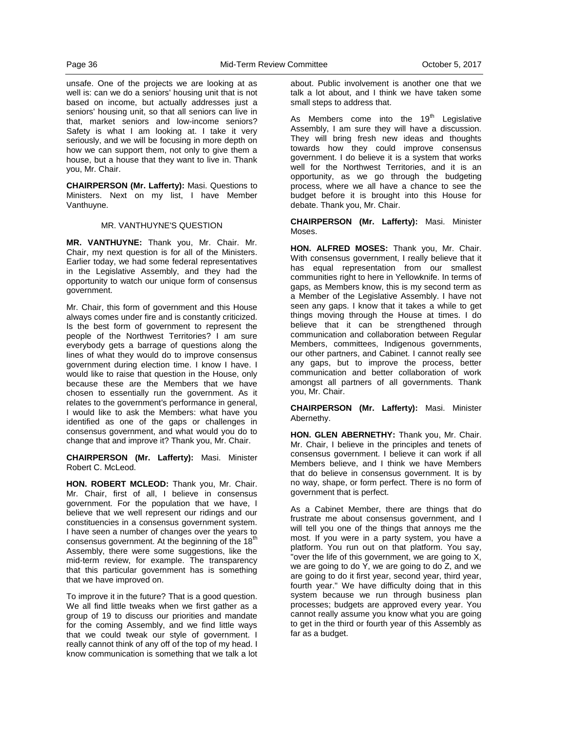unsafe. One of the projects we are looking at as well is: can we do a seniors' housing unit that is not based on income, but actually addresses just a seniors' housing unit, so that all seniors can live in that, market seniors and low-income seniors? Safety is what I am looking at. I take it very seriously, and we will be focusing in more depth on how we can support them, not only to give them a house, but a house that they want to live in. Thank you, Mr. Chair.

**CHAIRPERSON (Mr. Lafferty):** Masi. Questions to Ministers. Next on my list, I have Member Vanthuyne.

### MR. VANTHUYNE'S QUESTION

**MR. VANTHUYNE:** Thank you, Mr. Chair. Mr. Chair, my next question is for all of the Ministers. Earlier today, we had some federal representatives in the Legislative Assembly, and they had the opportunity to watch our unique form of consensus government.

Mr. Chair, this form of government and this House always comes under fire and is constantly criticized. Is the best form of government to represent the people of the Northwest Territories? I am sure everybody gets a barrage of questions along the lines of what they would do to improve consensus government during election time. I know I have. I would like to raise that question in the House, only because these are the Members that we have chosen to essentially run the government. As it relates to the government's performance in general, I would like to ask the Members: what have you identified as one of the gaps or challenges in consensus government, and what would you do to change that and improve it? Thank you, Mr. Chair.

**CHAIRPERSON (Mr. Lafferty):** Masi. Minister Robert C. McLeod.

**HON. ROBERT MCLEOD:** Thank you, Mr. Chair. Mr. Chair, first of all, I believe in consensus government. For the population that we have, I believe that we well represent our ridings and our constituencies in a consensus government system. I have seen a number of changes over the years to consensus government. At the beginning of the 18th Assembly, there were some suggestions, like the mid-term review, for example. The transparency that this particular government has is something that we have improved on.

To improve it in the future? That is a good question. We all find little tweaks when we first gather as a group of 19 to discuss our priorities and mandate for the coming Assembly, and we find little ways that we could tweak our style of government. I really cannot think of any off of the top of my head. I know communication is something that we talk a lot about. Public involvement is another one that we talk a lot about, and I think we have taken some small steps to address that.

As Members come into the 19th Legislative Assembly, I am sure they will have a discussion. They will bring fresh new ideas and thoughts towards how they could improve consensus government. I do believe it is a system that works well for the Northwest Territories, and it is an opportunity, as we go through the budgeting process, where we all have a chance to see the budget before it is brought into this House for debate. Thank you, Mr. Chair.

**CHAIRPERSON (Mr. Lafferty):** Masi. Minister Moses.

**HON. ALFRED MOSES:** Thank you, Mr. Chair. With consensus government, I really believe that it has equal representation from our smallest communities right to here in Yellowknife. In terms of gaps, as Members know, this is my second term as a Member of the Legislative Assembly. I have not seen any gaps. I know that it takes a while to get things moving through the House at times. I do believe that it can be strengthened through communication and collaboration between Regular Members, committees, Indigenous governments, our other partners, and Cabinet. I cannot really see any gaps, but to improve the process, better communication and better collaboration of work amongst all partners of all governments. Thank you, Mr. Chair.

**CHAIRPERSON (Mr. Lafferty):** Masi. Minister Abernethy.

**HON. GLEN ABERNETHY:** Thank you, Mr. Chair. Mr. Chair, I believe in the principles and tenets of consensus government. I believe it can work if all Members believe, and I think we have Members that do believe in consensus government. It is by no way, shape, or form perfect. There is no form of government that is perfect.

As a Cabinet Member, there are things that do frustrate me about consensus government, and I will tell you one of the things that annoys me the most. If you were in a party system, you have a platform. You run out on that platform. You say, "over the life of this government, we are going to X, we are going to do Y, we are going to do Z, and we are going to do it first year, second year, third year, fourth year." We have difficulty doing that in this system because we run through business plan processes; budgets are approved every year. You cannot really assume you know what you are going to get in the third or fourth year of this Assembly as far as a budget.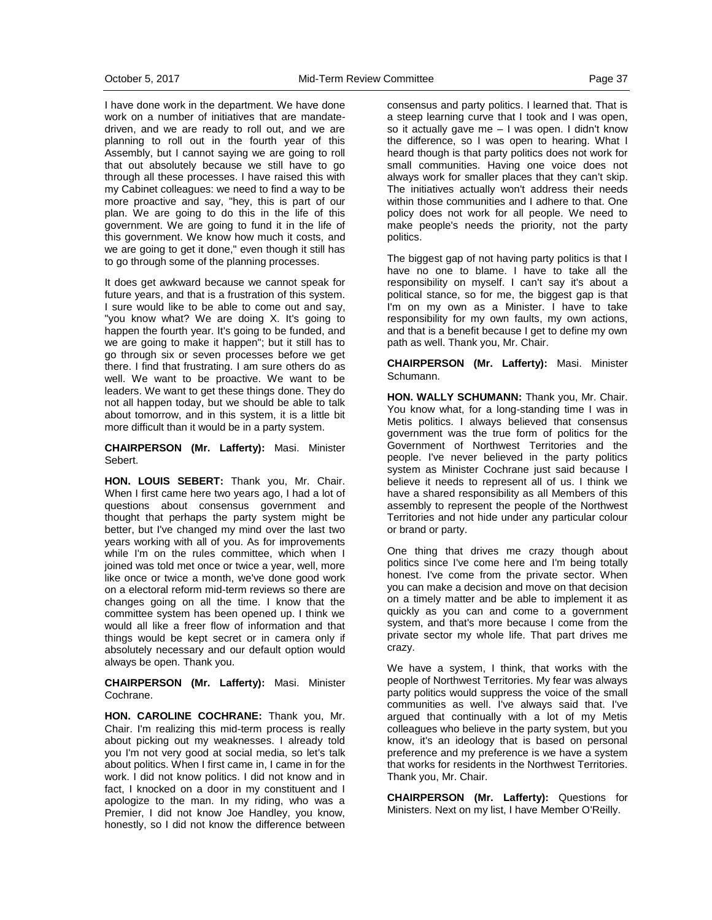I have done work in the department. We have done work on a number of initiatives that are mandate-driven, and we are ready to roll out, and we are planning to roll out in the fourth year of this Assembly, but I cannot saying we are going to roll that out absolutely because we still have to go through all these processes. I have raised this with my Cabinet colleagues: we need to find a way to be more proactive and say, "hey, this is part of our plan. We are going to do this in the life of this government. We are going to fund it in the life of this government. We know how much it costs, and we are going to get it done," even though it still has to go through some of the planning processes.

It does get awkward because we cannot speak for future years, and that is a frustration of this system. I sure would like to be able to come out and say, "you know what? We are doing X. It's going to happen the fourth year. It's going to be funded, and we are going to make it happen"; but it still has to go through six or seven processes before we get there. I find that frustrating. I am sure others do as well. We want to be proactive. We want to be leaders. We want to get these things done. They do not all happen today, but we should be able to talk about tomorrow, and in this system, it is a little bit more difficult than it would be in a party system.

**CHAIRPERSON (Mr. Lafferty):** Masi. Minister Sebert.

**HON. LOUIS SEBERT:** Thank you, Mr. Chair. When I first came here two years ago, I had a lot of questions about consensus government and thought that perhaps the party system might be better, but I've changed my mind over the last two years working with all of you. As for improvements while I'm on the rules committee, which when I joined was told met once or twice a year, well, more like once or twice a month, we've done good work on a electoral reform mid-term reviews so there are changes going on all the time. I know that the committee system has been opened up. I think we would all like a freer flow of information and that things would be kept secret or in camera only if absolutely necessary and our default option would always be open. Thank you.

**CHAIRPERSON (Mr. Lafferty):** Masi. Minister Cochrane.

**HON. CAROLINE COCHRANE:** Thank you, Mr. Chair. I'm realizing this mid-term process is really about picking out my weaknesses. I already told you I'm not very good at social media, so let's talk about politics. When I first came in, I came in for the work. I did not know politics. I did not know and in fact, I knocked on a door in my constituent and I apologize to the man. In my riding, who was a Premier, I did not know Joe Handley, you know, honestly, so I did not know the difference between consensus and party politics. I learned that. That is a steep learning curve that I took and I was open, so it actually gave me – I was open. I didn't know the difference, so I was open to hearing. What I heard though is that party politics does not work for small communities. Having one voice does not always work for smaller places that they can't skip. The initiatives actually won't address their needs within those communities and I adhere to that. One policy does not work for all people. We need to make people's needs the priority, not the party politics.

The biggest gap of not having party politics is that I have no one to blame. I have to take all the responsibility on myself. I can't say it's about a political stance, so for me, the biggest gap is that I'm on my own as a Minister. I have to take responsibility for my own faults, my own actions, and that is a benefit because I get to define my own path as well. Thank you, Mr. Chair.

**CHAIRPERSON (Mr. Lafferty):** Masi. Minister Schumann.

**HON. WALLY SCHUMANN:** Thank you, Mr. Chair. You know what, for a long-standing time I was in Metis politics. I always believed that consensus government was the true form of politics for the Government of Northwest Territories and the people. I've never believed in the party politics system as Minister Cochrane just said because I believe it needs to represent all of us. I think we have a shared responsibility as all Members of this assembly to represent the people of the Northwest Territories and not hide under any particular colour or brand or party.

One thing that drives me crazy though about politics since I've come here and I'm being totally honest. I've come from the private sector. When you can make a decision and move on that decision on a timely matter and be able to implement it as quickly as you can and come to a government system, and that's more because I come from the private sector my whole life. That part drives me crazy.

We have a system, I think, that works with the people of Northwest Territories. My fear was always party politics would suppress the voice of the small communities as well. I've always said that. I've argued that continually with a lot of my Metis colleagues who believe in the party system, but you know, it's an ideology that is based on personal preference and my preference is we have a system that works for residents in the Northwest Territories. Thank you, Mr. Chair.

**CHAIRPERSON (Mr. Lafferty):** Questions for Ministers. Next on my list, I have Member O'Reilly.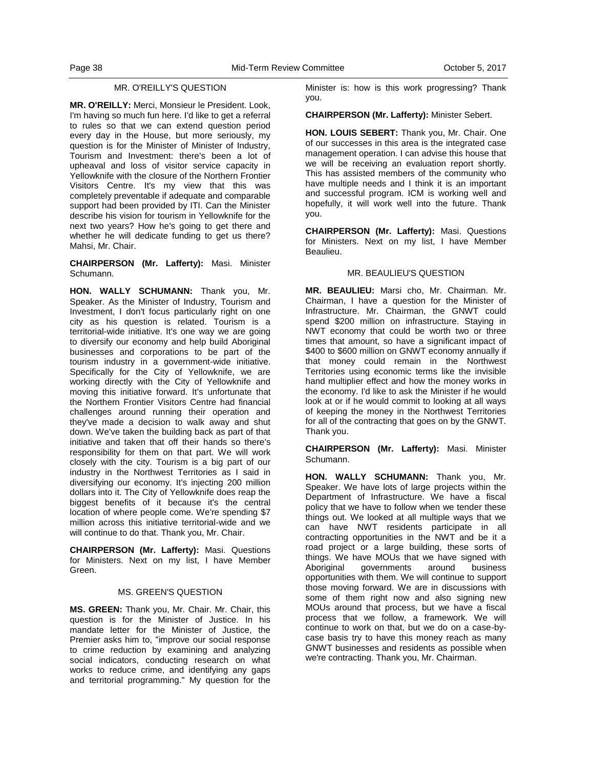### MR. O'REILLY'S QUESTION

**MR. O'REILLY:** Merci, Monsieur le President. Look, I'm having so much fun here. I'd like to get a referral to rules so that we can extend question period every day in the House, but more seriously, my question is for the Minister of Minister of Industry, Tourism and Investment: there's been a lot of upheaval and loss of visitor service capacity in Yellowknife with the closure of the Northern Frontier Visitors Centre. It's my view that this was completely preventable if adequate and comparable support had been provided by ITI. Can the Minister describe his vision for tourism in Yellowknife for the next two years? How he's going to get there and whether he will dedicate funding to get us there? Mahsi, Mr. Chair.

**CHAIRPERSON (Mr. Lafferty):** Masi. Minister Schumann.

**HON. WALLY SCHUMANN:** Thank you, Mr. Speaker. As the Minister of Industry, Tourism and Investment, I don't focus particularly right on one city as his question is related. Tourism is a territorial-wide initiative. It's one way we are going to diversify our economy and help build Aboriginal businesses and corporations to be part of the tourism industry in a government-wide initiative. Specifically for the City of Yellowknife, we are working directly with the City of Yellowknife and moving this initiative forward. It's unfortunate that the Northern Frontier Visitors Centre had financial challenges around running their operation and they've made a decision to walk away and shut down. We've taken the building back as part of that initiative and taken that off their hands so there's responsibility for them on that part. We will work closely with the city. Tourism is a big part of our industry in the Northwest Territories as I said in diversifying our economy. It's injecting 200 million dollars into it. The City of Yellowknife does reap the biggest benefits of it because it's the central location of where people come. We're spending $7 million across this initiative territorial-wide and we will continue to do that. Thank you, Mr. Chair.

**CHAIRPERSON (Mr. Lafferty):** Masi. Questions for Ministers. Next on my list, I have Member Green.

### MS. GREEN'S QUESTION

**MS. GREEN:** Thank you, Mr. Chair. Mr. Chair, this question is for the Minister of Justice. In his mandate letter for the Minister of Justice, the Premier asks him to, "improve our social response to crime reduction by examining and analyzing social indicators, conducting research on what works to reduce crime, and identifying any gaps and territorial programming." My question for the Minister is: how is this work progressing? Thank you.

**CHAIRPERSON (Mr. Lafferty):** Minister Sebert.

**HON. LOUIS SEBERT:** Thank you, Mr. Chair. One of our successes in this area is the integrated case management operation. I can advise this house that we will be receiving an evaluation report shortly. This has assisted members of the community who have multiple needs and I think it is an important and successful program. ICM is working well and hopefully, it will work well into the future. Thank you.

**CHAIRPERSON (Mr. Lafferty):** Masi. Questions for Ministers. Next on my list, I have Member Beaulieu.

### MR. BEAULIEU'S QUESTION

**MR. BEAULIEU:** Marsi cho, Mr. Chairman. Mr. Chairman, I have a question for the Minister of Infrastructure. Mr. Chairman, the GNWT could spend $200 million on infrastructure. Staying in NWT economy that could be worth two or three times that amount, so have a significant impact of $400 to $600 million on GNWT economy annually if that money could remain in the Northwest Territories using economic terms like the invisible hand multiplier effect and how the money works in the economy. I'd like to ask the Minister if he would look at or if he would commit to looking at all ways of keeping the money in the Northwest Territories for all of the contracting that goes on by the GNWT. Thank you.

**CHAIRPERSON (Mr. Lafferty):** Masi. Minister Schumann.

**HON. WALLY SCHUMANN:** Thank you, Mr. Speaker. We have lots of large projects within the Department of Infrastructure. We have a fiscal policy that we have to follow when we tender these things out. We looked at all multiple ways that we can have NWT residents participate in all contracting opportunities in the NWT and be it a road project or a large building, these sorts of things. We have MOUs that we have signed with Aboriginal governments around business opportunities with them. We will continue to support those moving forward. We are in discussions with some of them right now and also signing new MOUs around that process, but we have a fiscal process that we follow, a framework. We will continue to work on that, but we do on a case-by-case basis try to have this money reach as many GNWT businesses and residents as possible when we're contracting. Thank you, Mr. Chairman.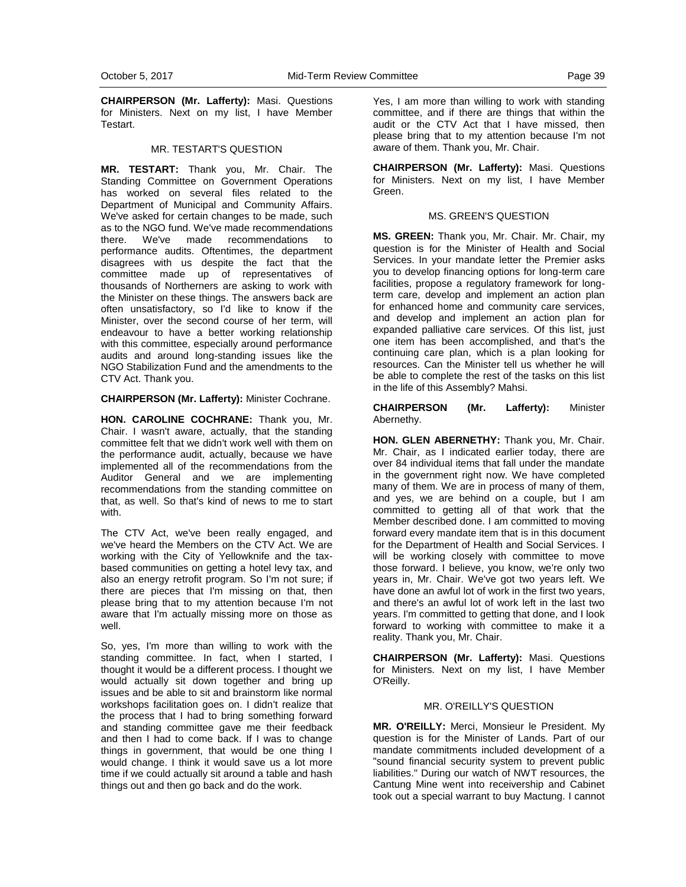**CHAIRPERSON (Mr. Lafferty):** Masi. Questions for Ministers. Next on my list, I have Member Testart.

### MR. TESTART'S QUESTION

**MR. TESTART:** Thank you, Mr. Chair. The Standing Committee on Government Operations has worked on several files related to the Department of Municipal and Community Affairs. We've asked for certain changes to be made, such as to the NGO fund. We've made recommendations there. We've made recommendations to performance audits. Oftentimes, the department disagrees with us despite the fact that the committee made up of representatives of thousands of Northerners are asking to work with the Minister on these things. The answers back are often unsatisfactory, so I'd like to know if the Minister, over the second course of her term, will endeavour to have a better working relationship with this committee, especially around performance audits and around long-standing issues like the NGO Stabilization Fund and the amendments to the CTV Act. Thank you.

**CHAIRPERSON (Mr. Lafferty):** Minister Cochrane.

**HON. CAROLINE COCHRANE:** Thank you, Mr. Chair. I wasn't aware, actually, that the standing committee felt that we didn't work well with them on the performance audit, actually, because we have implemented all of the recommendations from the Auditor General and we are implementing recommendations from the standing committee on that, as well. So that's kind of news to me to start with.

The CTV Act, we've been really engaged, and we've heard the Members on the CTV Act. We are working with the City of Yellowknife and the tax-based communities on getting a hotel levy tax, and also an energy retrofit program. So I'm not sure; if there are pieces that I'm missing on that, then please bring that to my attention because I'm not aware that I'm actually missing more on those as well.

So, yes, I'm more than willing to work with the standing committee. In fact, when I started, I thought it would be a different process. I thought we would actually sit down together and bring up issues and be able to sit and brainstorm like normal workshops facilitation goes on. I didn't realize that the process that I had to bring something forward and standing committee gave me their feedback and then I had to come back. If I was to change things in government, that would be one thing I would change. I think it would save us a lot more time if we could actually sit around a table and hash things out and then go back and do the work.

Yes, I am more than willing to work with standing committee, and if there are things that within the audit or the CTV Act that I have missed, then please bring that to my attention because I'm not aware of them. Thank you, Mr. Chair.

**CHAIRPERSON (Mr. Lafferty):** Masi. Questions for Ministers. Next on my list, I have Member Green.

### MS. GREEN'S QUESTION

**MS. GREEN:** Thank you, Mr. Chair. Mr. Chair, my question is for the Minister of Health and Social Services. In your mandate letter the Premier asks you to develop financing options for long-term care facilities, propose a regulatory framework for long-term care, develop and implement an action plan for enhanced home and community care services, and develop and implement an action plan for expanded palliative care services. Of this list, just one item has been accomplished, and that's the continuing care plan, which is a plan looking for resources. Can the Minister tell us whether he will be able to complete the rest of the tasks on this list in the life of this Assembly? Mahsi.

**CHAIRPERSON (Mr. Lafferty):** Minister Abernethy.

**HON. GLEN ABERNETHY:** Thank you, Mr. Chair. Mr. Chair, as I indicated earlier today, there are over 84 individual items that fall under the mandate in the government right now. We have completed many of them. We are in process of many of them, and yes, we are behind on a couple, but I am committed to getting all of that work that the Member described done. I am committed to moving forward every mandate item that is in this document for the Department of Health and Social Services. I will be working closely with committee to move those forward. I believe, you know, we're only two years in, Mr. Chair. We've got two years left. We have done an awful lot of work in the first two years, and there's an awful lot of work left in the last two years. I'm committed to getting that done, and I look forward to working with committee to make it a reality. Thank you, Mr. Chair.

**CHAIRPERSON (Mr. Lafferty):** Masi. Questions for Ministers. Next on my list, I have Member O'Reilly.

### MR. O'REILLY'S QUESTION

**MR. O'REILLY:** Merci, Monsieur le President. My question is for the Minister of Lands. Part of our mandate commitments included development of a "sound financial security system to prevent public liabilities." During our watch of NWT resources, the Cantung Mine went into receivership and Cabinet took out a special warrant to buy Mactung. I cannot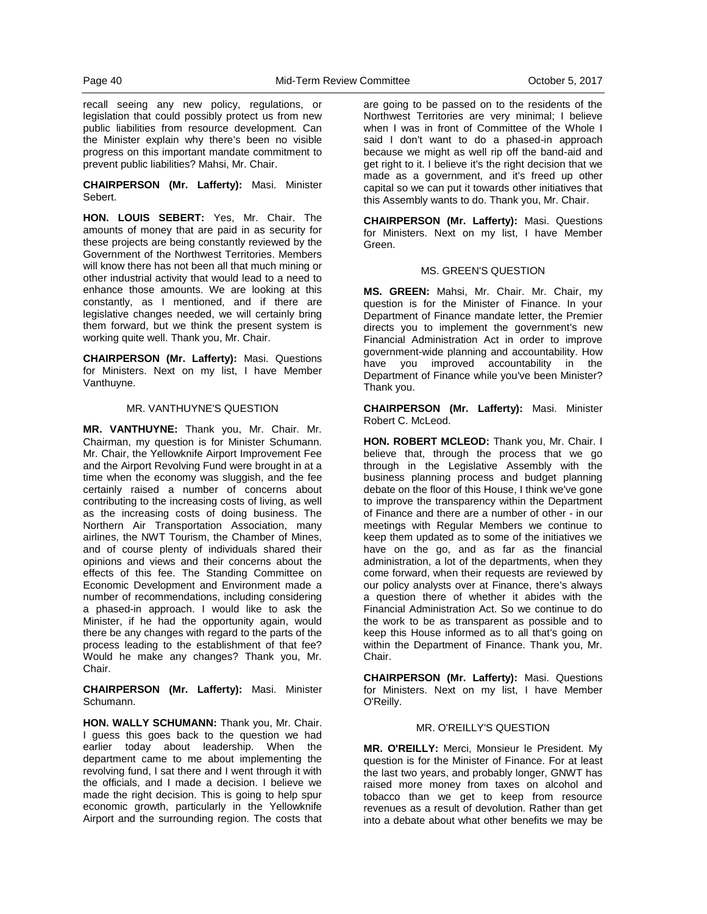recall seeing any new policy, regulations, or legislation that could possibly protect us from new public liabilities from resource development. Can the Minister explain why there's been no visible progress on this important mandate commitment to prevent public liabilities? Mahsi, Mr. Chair.

**CHAIRPERSON (Mr. Lafferty):** Masi. Minister Sebert.

**HON. LOUIS SEBERT:** Yes, Mr. Chair. The amounts of money that are paid in as security for these projects are being constantly reviewed by the Government of the Northwest Territories. Members will know there has not been all that much mining or other industrial activity that would lead to a need to enhance those amounts. We are looking at this constantly, as I mentioned, and if there are legislative changes needed, we will certainly bring them forward, but we think the present system is working quite well. Thank you, Mr. Chair.

**CHAIRPERSON (Mr. Lafferty):** Masi. Questions for Ministers. Next on my list, I have Member Vanthuyne.

### MR. VANTHUYNE'S QUESTION

**MR. VANTHUYNE:** Thank you, Mr. Chair. Mr. Chairman, my question is for Minister Schumann. Mr. Chair, the Yellowknife Airport Improvement Fee and the Airport Revolving Fund were brought in at a time when the economy was sluggish, and the fee certainly raised a number of concerns about contributing to the increasing costs of living, as well as the increasing costs of doing business. The Northern Air Transportation Association, many airlines, the NWT Tourism, the Chamber of Mines, and of course plenty of individuals shared their opinions and views and their concerns about the effects of this fee. The Standing Committee on Economic Development and Environment made a number of recommendations, including considering a phased-in approach. I would like to ask the Minister, if he had the opportunity again, would there be any changes with regard to the parts of the process leading to the establishment of that fee? Would he make any changes? Thank you, Mr. Chair.

**CHAIRPERSON (Mr. Lafferty):** Masi. Minister Schumann.

**HON. WALLY SCHUMANN:** Thank you, Mr. Chair. I guess this goes back to the question we had earlier today about leadership. When the department came to me about implementing the revolving fund, I sat there and I went through it with the officials, and I made a decision. I believe we made the right decision. This is going to help spur economic growth, particularly in the Yellowknife Airport and the surrounding region. The costs that are going to be passed on to the residents of the Northwest Territories are very minimal; I believe when I was in front of Committee of the Whole I said I don't want to do a phased-in approach because we might as well rip off the band-aid and get right to it. I believe it's the right decision that we made as a government, and it's freed up other capital so we can put it towards other initiatives that this Assembly wants to do. Thank you, Mr. Chair.

**CHAIRPERSON (Mr. Lafferty):** Masi. Questions for Ministers. Next on my list, I have Member Green.

### MS. GREEN'S QUESTION

**MS. GREEN:** Mahsi, Mr. Chair. Mr. Chair, my question is for the Minister of Finance. In your Department of Finance mandate letter, the Premier directs you to implement the government's new Financial Administration Act in order to improve government-wide planning and accountability. How have you improved accountability in the Department of Finance while you've been Minister? Thank you.

**CHAIRPERSON (Mr. Lafferty):** Masi. Minister Robert C. McLeod.

**HON. ROBERT MCLEOD:** Thank you, Mr. Chair. I believe that, through the process that we go through in the Legislative Assembly with the business planning process and budget planning debate on the floor of this House, I think we've gone to improve the transparency within the Department of Finance and there are a number of other - in our meetings with Regular Members we continue to keep them updated as to some of the initiatives we have on the go, and as far as the financial administration, a lot of the departments, when they come forward, when their requests are reviewed by our policy analysts over at Finance, there's always a question there of whether it abides with the Financial Administration Act. So we continue to do the work to be as transparent as possible and to keep this House informed as to all that's going on within the Department of Finance. Thank you, Mr. Chair.

**CHAIRPERSON (Mr. Lafferty):** Masi. Questions for Ministers. Next on my list, I have Member O'Reilly.

### MR. O'REILLY'S QUESTION

**MR. O'REILLY:** Merci, Monsieur le President. My question is for the Minister of Finance. For at least the last two years, and probably longer, GNWT has raised more money from taxes on alcohol and tobacco than we get to keep from resource revenues as a result of devolution. Rather than get into a debate about what other benefits we may be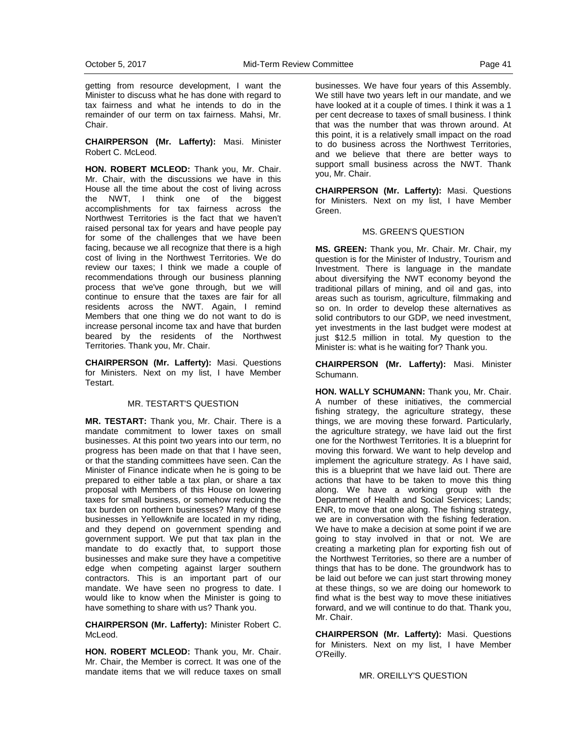getting from resource development, I want the Minister to discuss what he has done with regard to tax fairness and what he intends to do in the remainder of our term on tax fairness. Mahsi, Mr. Chair.

**CHAIRPERSON (Mr. Lafferty):** Masi. Minister Robert C. McLeod.

**HON. ROBERT MCLEOD:** Thank you, Mr. Chair. Mr. Chair, with the discussions we have in this House all the time about the cost of living across the NWT, I think one of the biggest accomplishments for tax fairness across the Northwest Territories is the fact that we haven't raised personal tax for years and have people pay for some of the challenges that we have been facing, because we all recognize that there is a high cost of living in the Northwest Territories. We do review our taxes; I think we made a couple of recommendations through our business planning process that we've gone through, but we will continue to ensure that the taxes are fair for all residents across the NWT. Again, I remind Members that one thing we do not want to do is increase personal income tax and have that burden beared by the residents of the Northwest Territories. Thank you, Mr. Chair.

**CHAIRPERSON (Mr. Lafferty):** Masi. Questions for Ministers. Next on my list, I have Member Testart.

MR. TESTART'S QUESTION

**MR. TESTART:** Thank you, Mr. Chair. There is a mandate commitment to lower taxes on small businesses. At this point two years into our term, no progress has been made on that that I have seen, or that the standing committees have seen. Can the Minister of Finance indicate when he is going to be prepared to either table a tax plan, or share a tax proposal with Members of this House on lowering taxes for small business, or somehow reducing the tax burden on northern businesses? Many of these businesses in Yellowknife are located in my riding, and they depend on government spending and government support. We put that tax plan in the mandate to do exactly that, to support those businesses and make sure they have a competitive edge when competing against larger southern contractors. This is an important part of our mandate. We have seen no progress to date. I would like to know when the Minister is going to have something to share with us? Thank you.

**CHAIRPERSON (Mr. Lafferty):** Minister Robert C. McLeod.

**HON. ROBERT MCLEOD:** Thank you, Mr. Chair. Mr. Chair, the Member is correct. It was one of the mandate items that we will reduce taxes on small businesses. We have four years of this Assembly. We still have two years left in our mandate, and we have looked at it a couple of times. I think it was a 1 per cent decrease to taxes of small business. I think that was the number that was thrown around. At this point, it is a relatively small impact on the road to do business across the Northwest Territories, and we believe that there are better ways to support small business across the NWT. Thank you, Mr. Chair.

**CHAIRPERSON (Mr. Lafferty):** Masi. Questions for Ministers. Next on my list, I have Member Green.

MS. GREEN'S QUESTION

**MS. GREEN:** Thank you, Mr. Chair. Mr. Chair, my question is for the Minister of Industry, Tourism and Investment. There is language in the mandate about diversifying the NWT economy beyond the traditional pillars of mining, and oil and gas, into areas such as tourism, agriculture, filmmaking and so on. In order to develop these alternatives as solid contributors to our GDP, we need investment, yet investments in the last budget were modest at just $12.5 million in total. My question to the Minister is: what is he waiting for? Thank you.

**CHAIRPERSON (Mr. Lafferty):** Masi. Minister Schumann.

**HON. WALLY SCHUMANN:** Thank you, Mr. Chair. A number of these initiatives, the commercial fishing strategy, the agriculture strategy, these things, we are moving these forward. Particularly, the agriculture strategy, we have laid out the first one for the Northwest Territories. It is a blueprint for moving this forward. We want to help develop and implement the agriculture strategy. As I have said, this is a blueprint that we have laid out. There are actions that have to be taken to move this thing along. We have a working group with the Department of Health and Social Services; Lands; ENR, to move that one along. The fishing strategy, we are in conversation with the fishing federation. We have to make a decision at some point if we are going to stay involved in that or not. We are creating a marketing plan for exporting fish out of the Northwest Territories, so there are a number of things that has to be done. The groundwork has to be laid out before we can just start throwing money at these things, so we are doing our homework to find what is the best way to move these initiatives forward, and we will continue to do that. Thank you, Mr. Chair.

**CHAIRPERSON (Mr. Lafferty):** Masi. Questions for Ministers. Next on my list, I have Member O'Reilly.

MR. OREILLY'S QUESTION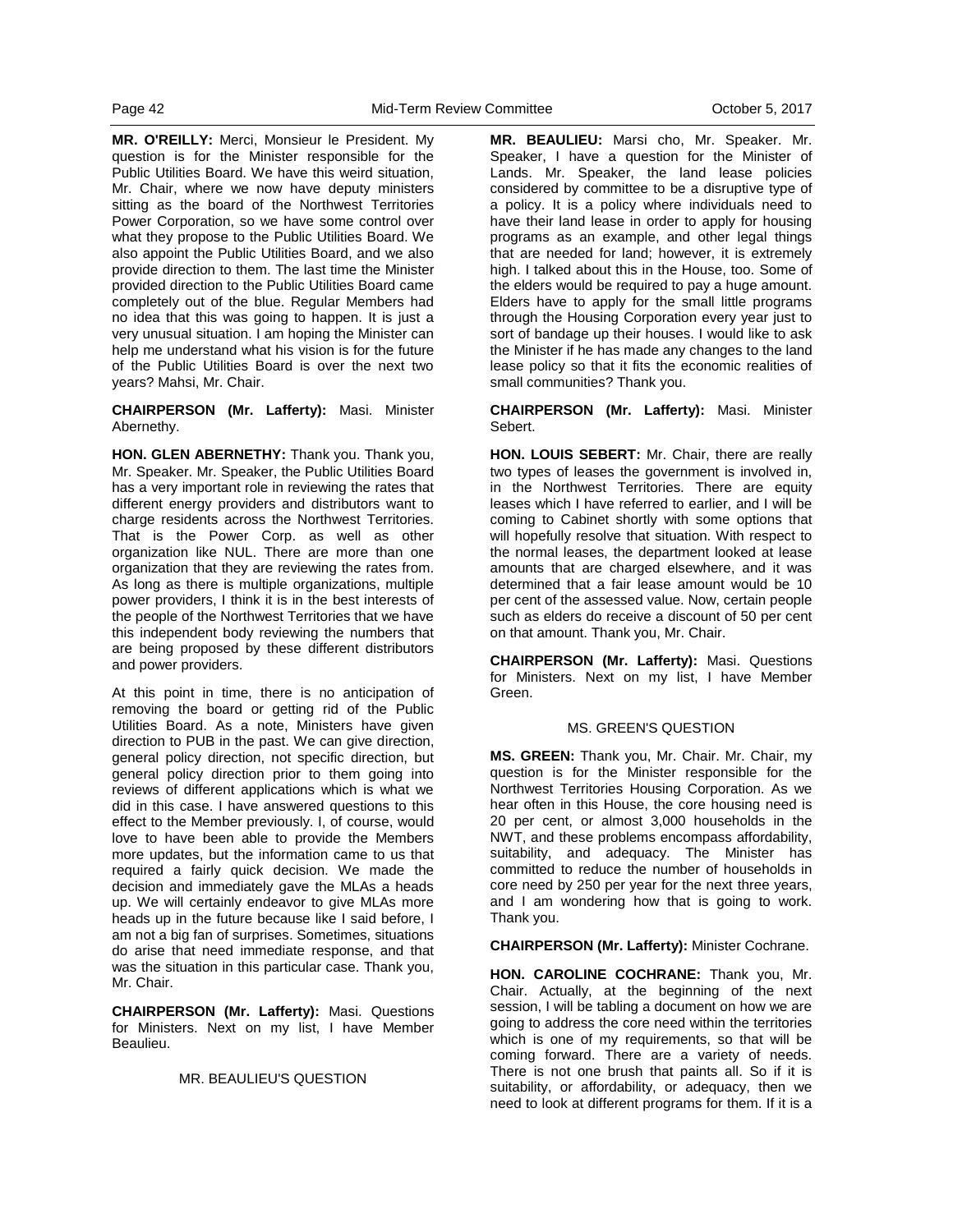**MR. O'REILLY:** Merci, Monsieur le President. My question is for the Minister responsible for the Public Utilities Board. We have this weird situation, Mr. Chair, where we now have deputy ministers sitting as the board of the Northwest Territories Power Corporation, so we have some control over what they propose to the Public Utilities Board. We also appoint the Public Utilities Board, and we also provide direction to them. The last time the Minister provided direction to the Public Utilities Board came completely out of the blue. Regular Members had no idea that this was going to happen. It is just a very unusual situation. I am hoping the Minister can help me understand what his vision is for the future of the Public Utilities Board is over the next two years? Mahsi, Mr. Chair.

**CHAIRPERSON (Mr. Lafferty):** Masi. Minister Abernethy.

**HON. GLEN ABERNETHY:** Thank you. Thank you, Mr. Speaker. Mr. Speaker, the Public Utilities Board has a very important role in reviewing the rates that different energy providers and distributors want to charge residents across the Northwest Territories. That is the Power Corp. as well as other organization like NUL. There are more than one organization that they are reviewing the rates from. As long as there is multiple organizations, multiple power providers, I think it is in the best interests of the people of the Northwest Territories that we have this independent body reviewing the numbers that are being proposed by these different distributors and power providers.

At this point in time, there is no anticipation of removing the board or getting rid of the Public Utilities Board. As a note, Ministers have given direction to PUB in the past. We can give direction, general policy direction, not specific direction, but general policy direction prior to them going into reviews of different applications which is what we did in this case. I have answered questions to this effect to the Member previously. I, of course, would love to have been able to provide the Members more updates, but the information came to us that required a fairly quick decision. We made the decision and immediately gave the MLAs a heads up. We will certainly endeavor to give MLAs more heads up in the future because like I said before, I am not a big fan of surprises. Sometimes, situations do arise that need immediate response, and that was the situation in this particular case. Thank you, Mr. Chair.

**CHAIRPERSON (Mr. Lafferty):** Masi. Questions for Ministers. Next on my list, I have Member Beaulieu.

MR. BEAULIEU'S QUESTION

**MR. BEAULIEU:** Marsi cho, Mr. Speaker. Mr. Speaker, I have a question for the Minister of Lands. Mr. Speaker, the land lease policies considered by committee to be a disruptive type of a policy. It is a policy where individuals need to have their land lease in order to apply for housing programs as an example, and other legal things that are needed for land; however, it is extremely high. I talked about this in the House, too. Some of the elders would be required to pay a huge amount. Elders have to apply for the small little programs through the Housing Corporation every year just to sort of bandage up their houses. I would like to ask the Minister if he has made any changes to the land lease policy so that it fits the economic realities of small communities? Thank you.

**CHAIRPERSON (Mr. Lafferty):** Masi. Minister Sebert.

**HON. LOUIS SEBERT:** Mr. Chair, there are really two types of leases the government is involved in, in the Northwest Territories. There are equity leases which I have referred to earlier, and I will be coming to Cabinet shortly with some options that will hopefully resolve that situation. With respect to the normal leases, the department looked at lease amounts that are charged elsewhere, and it was determined that a fair lease amount would be 10 per cent of the assessed value. Now, certain people such as elders do receive a discount of 50 per cent on that amount. Thank you, Mr. Chair.

**CHAIRPERSON (Mr. Lafferty):** Masi. Questions for Ministers. Next on my list, I have Member Green.

MS. GREEN'S QUESTION

**MS. GREEN:** Thank you, Mr. Chair. Mr. Chair, my question is for the Minister responsible for the Northwest Territories Housing Corporation. As we hear often in this House, the core housing need is 20 per cent, or almost 3,000 households in the NWT, and these problems encompass affordability, suitability, and adequacy. The Minister has committed to reduce the number of households in core need by 250 per year for the next three years, and I am wondering how that is going to work. Thank you.

**CHAIRPERSON (Mr. Lafferty):** Minister Cochrane.

**HON. CAROLINE COCHRANE:** Thank you, Mr. Chair. Actually, at the beginning of the next session, I will be tabling a document on how we are going to address the core need within the territories which is one of my requirements, so that will be coming forward. There are a variety of needs. There is not one brush that paints all. So if it is suitability, or affordability, or adequacy, then we need to look at different programs for them. If it is a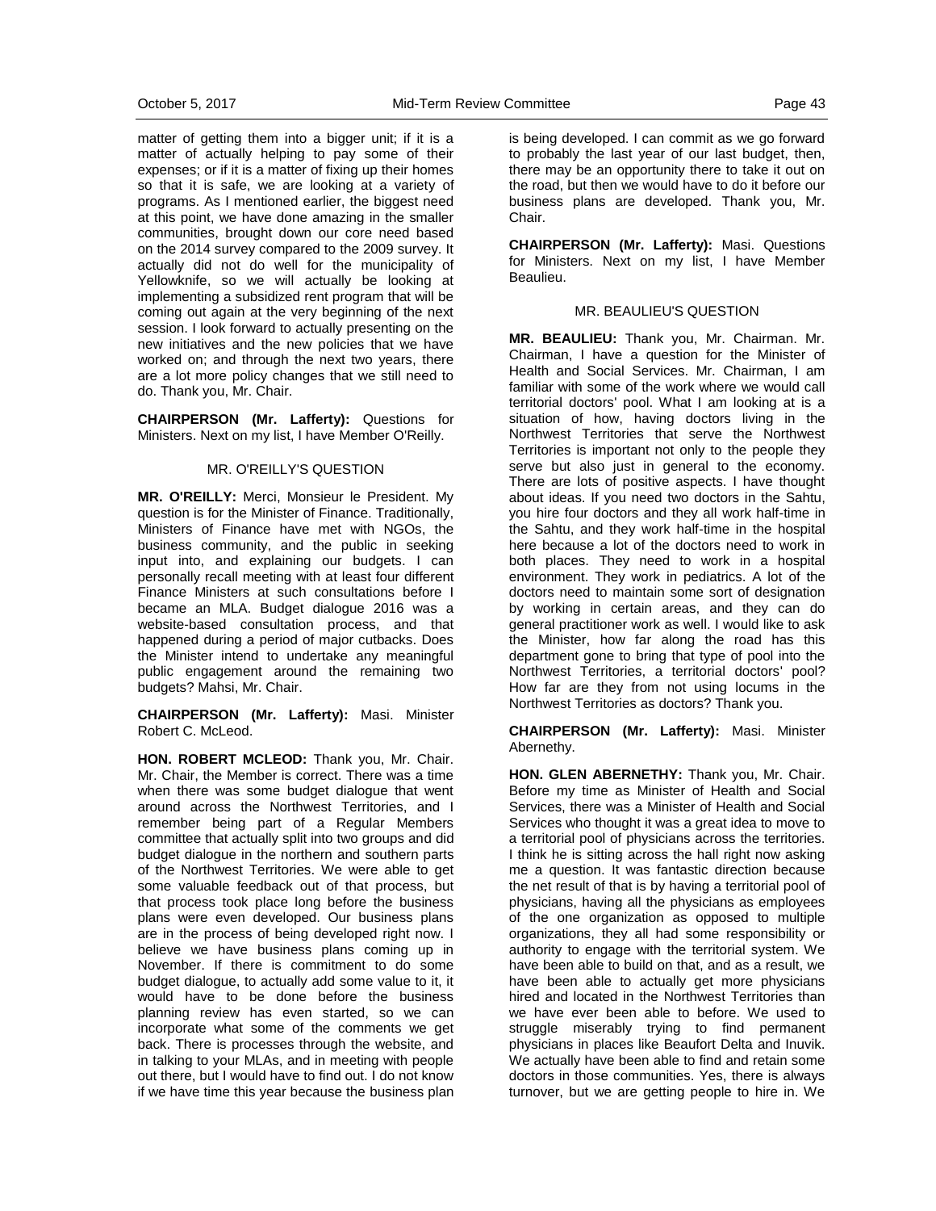matter of getting them into a bigger unit; if it is a matter of actually helping to pay some of their expenses; or if it is a matter of fixing up their homes so that it is safe, we are looking at a variety of programs. As I mentioned earlier, the biggest need at this point, we have done amazing in the smaller communities, brought down our core need based on the 2014 survey compared to the 2009 survey. It actually did not do well for the municipality of Yellowknife, so we will actually be looking at implementing a subsidized rent program that will be coming out again at the very beginning of the next session. I look forward to actually presenting on the new initiatives and the new policies that we have worked on; and through the next two years, there are a lot more policy changes that we still need to do. Thank you, Mr. Chair.

**CHAIRPERSON (Mr. Lafferty):** Questions for Ministers. Next on my list, I have Member O'Reilly.

MR. O'REILLY'S QUESTION

**MR. O'REILLY:** Merci, Monsieur le President. My question is for the Minister of Finance. Traditionally, Ministers of Finance have met with NGOs, the business community, and the public in seeking input into, and explaining our budgets. I can personally recall meeting with at least four different Finance Ministers at such consultations before I became an MLA. Budget dialogue 2016 was a website-based consultation process, and that happened during a period of major cutbacks. Does the Minister intend to undertake any meaningful public engagement around the remaining two budgets? Mahsi, Mr. Chair.

**CHAIRPERSON (Mr. Lafferty):** Masi. Minister Robert C. McLeod.

**HON. ROBERT MCLEOD:** Thank you, Mr. Chair. Mr. Chair, the Member is correct. There was a time when there was some budget dialogue that went around across the Northwest Territories, and I remember being part of a Regular Members committee that actually split into two groups and did budget dialogue in the northern and southern parts of the Northwest Territories. We were able to get some valuable feedback out of that process, but that process took place long before the business plans were even developed. Our business plans are in the process of being developed right now. I believe we have business plans coming up in November. If there is commitment to do some budget dialogue, to actually add some value to it, it would have to be done before the business planning review has even started, so we can incorporate what some of the comments we get back. There is processes through the website, and in talking to your MLAs, and in meeting with people out there, but I would have to find out. I do not know if we have time this year because the business plan is being developed. I can commit as we go forward to probably the last year of our last budget, then, there may be an opportunity there to take it out on the road, but then we would have to do it before our business plans are developed. Thank you, Mr. Chair.

**CHAIRPERSON (Mr. Lafferty):** Masi. Questions for Ministers. Next on my list, I have Member Beaulieu.

MR. BEAULIEU'S QUESTION

**MR. BEAULIEU:** Thank you, Mr. Chairman. Mr. Chairman, I have a question for the Minister of Health and Social Services. Mr. Chairman, I am familiar with some of the work where we would call territorial doctors' pool. What I am looking at is a situation of how, having doctors living in the Northwest Territories that serve the Northwest Territories is important not only to the people they serve but also just in general to the economy. There are lots of positive aspects. I have thought about ideas. If you need two doctors in the Sahtu, you hire four doctors and they all work half-time in the Sahtu, and they work half-time in the hospital here because a lot of the doctors need to work in both places. They need to work in a hospital environment. They work in pediatrics. A lot of the doctors need to maintain some sort of designation by working in certain areas, and they can do general practitioner work as well. I would like to ask the Minister, how far along the road has this department gone to bring that type of pool into the Northwest Territories, a territorial doctors' pool? How far are they from not using locums in the Northwest Territories as doctors? Thank you.

**CHAIRPERSON (Mr. Lafferty):** Masi. Minister Abernethy.

**HON. GLEN ABERNETHY:** Thank you, Mr. Chair. Before my time as Minister of Health and Social Services, there was a Minister of Health and Social Services who thought it was a great idea to move to a territorial pool of physicians across the territories. I think he is sitting across the hall right now asking me a question. It was fantastic direction because the net result of that is by having a territorial pool of physicians, having all the physicians as employees of the one organization as opposed to multiple organizations, they all had some responsibility or authority to engage with the territorial system. We have been able to build on that, and as a result, we have been able to actually get more physicians hired and located in the Northwest Territories than we have ever been able to before. We used to struggle miserably trying to find permanent physicians in places like Beaufort Delta and Inuvik. We actually have been able to find and retain some doctors in those communities. Yes, there is always turnover, but we are getting people to hire in. We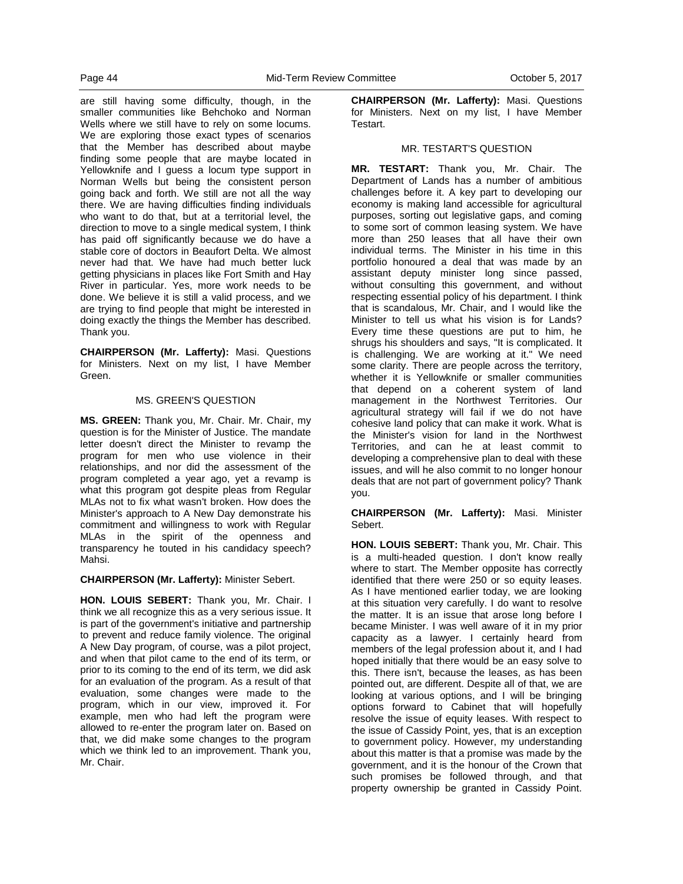are still having some difficulty, though, in the smaller communities like Behchoko and Norman Wells where we still have to rely on some locums. We are exploring those exact types of scenarios that the Member has described about maybe finding some people that are maybe located in Yellowknife and I guess a locum type support in Norman Wells but being the consistent person going back and forth. We still are not all the way there. We are having difficulties finding individuals who want to do that, but at a territorial level, the direction to move to a single medical system, I think has paid off significantly because we do have a stable core of doctors in Beaufort Delta. We almost never had that. We have had much better luck getting physicians in places like Fort Smith and Hay River in particular. Yes, more work needs to be done. We believe it is still a valid process, and we are trying to find people that might be interested in doing exactly the things the Member has described. Thank you.

**CHAIRPERSON (Mr. Lafferty):** Masi. Questions for Ministers. Next on my list, I have Member Green.

MS. GREEN'S QUESTION

**MS. GREEN:** Thank you, Mr. Chair. Mr. Chair, my question is for the Minister of Justice. The mandate letter doesn't direct the Minister to revamp the program for men who use violence in their relationships, and nor did the assessment of the program completed a year ago, yet a revamp is what this program got despite pleas from Regular MLAs not to fix what wasn't broken. How does the Minister's approach to A New Day demonstrate his commitment and willingness to work with Regular MLAs in the spirit of the openness and transparency he touted in his candidacy speech? Mahsi.

**CHAIRPERSON (Mr. Lafferty):** Minister Sebert.

**HON. LOUIS SEBERT:** Thank you, Mr. Chair. I think we all recognize this as a very serious issue. It is part of the government's initiative and partnership to prevent and reduce family violence. The original A New Day program, of course, was a pilot project, and when that pilot came to the end of its term, or prior to its coming to the end of its term, we did ask for an evaluation of the program. As a result of that evaluation, some changes were made to the program, which in our view, improved it. For example, men who had left the program were allowed to re-enter the program later on. Based on that, we did make some changes to the program which we think led to an improvement. Thank you, Mr. Chair.

**CHAIRPERSON (Mr. Lafferty):** Masi. Questions for Ministers. Next on my list, I have Member Testart.

MR. TESTART'S QUESTION

**MR. TESTART:** Thank you, Mr. Chair. The Department of Lands has a number of ambitious challenges before it. A key part to developing our economy is making land accessible for agricultural purposes, sorting out legislative gaps, and coming to some sort of common leasing system. We have more than 250 leases that all have their own individual terms. The Minister in his time in this portfolio honoured a deal that was made by an assistant deputy minister long since passed, without consulting this government, and without respecting essential policy of his department. I think that is scandalous, Mr. Chair, and I would like the Minister to tell us what his vision is for Lands? Every time these questions are put to him, he shrugs his shoulders and says, "It is complicated. It is challenging. We are working at it." We need some clarity. There are people across the territory, whether it is Yellowknife or smaller communities that depend on a coherent system of land management in the Northwest Territories. Our agricultural strategy will fail if we do not have cohesive land policy that can make it work. What is the Minister's vision for land in the Northwest Territories, and can he at least commit to developing a comprehensive plan to deal with these issues, and will he also commit to no longer honour deals that are not part of government policy? Thank you.

**CHAIRPERSON (Mr. Lafferty):** Masi. Minister Sebert.

**HON. LOUIS SEBERT:** Thank you, Mr. Chair. This is a multi-headed question. I don't know really where to start. The Member opposite has correctly identified that there were 250 or so equity leases. As I have mentioned earlier today, we are looking at this situation very carefully. I do want to resolve the matter. It is an issue that arose long before I became Minister. I was well aware of it in my prior capacity as a lawyer. I certainly heard from members of the legal profession about it, and I had hoped initially that there would be an easy solve to this. There isn't, because the leases, as has been pointed out, are different. Despite all of that, we are looking at various options, and I will be bringing options forward to Cabinet that will hopefully resolve the issue of equity leases. With respect to the issue of Cassidy Point, yes, that is an exception to government policy. However, my understanding about this matter is that a promise was made by the government, and it is the honour of the Crown that such promises be followed through, and that property ownership be granted in Cassidy Point.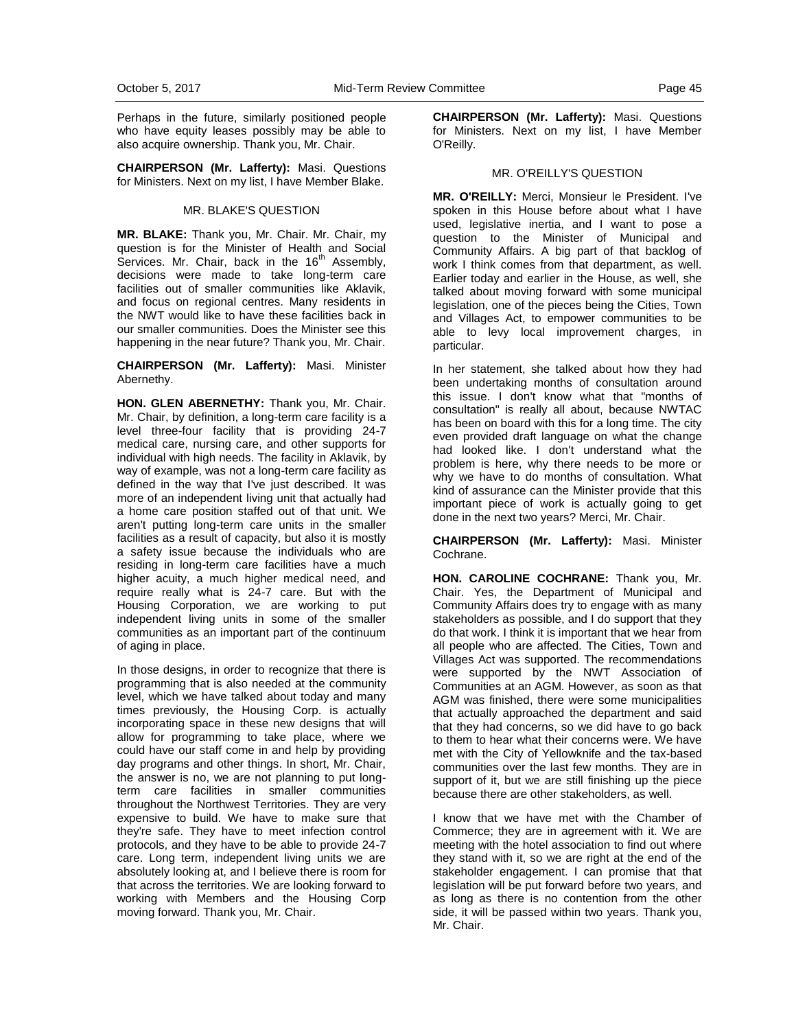Perhaps in the future, similarly positioned people who have equity leases possibly may be able to also acquire ownership. Thank you, Mr. Chair.

**CHAIRPERSON (Mr. Lafferty):** Masi. Questions for Ministers. Next on my list, I have Member Blake.

### MR. BLAKE'S QUESTION

**MR. BLAKE:** Thank you, Mr. Chair. Mr. Chair, my question is for the Minister of Health and Social Services. Mr. Chair, back in the 16th Assembly, decisions were made to take long-term care facilities out of smaller communities like Aklavik, and focus on regional centres. Many residents in the NWT would like to have these facilities back in our smaller communities. Does the Minister see this happening in the near future? Thank you, Mr. Chair.

**CHAIRPERSON (Mr. Lafferty):** Masi. Minister Abernethy.

**HON. GLEN ABERNETHY:** Thank you, Mr. Chair. Mr. Chair, by definition, a long-term care facility is a level three-four facility that is providing 24-7 medical care, nursing care, and other supports for individual with high needs. The facility in Aklavik, by way of example, was not a long-term care facility as defined in the way that I've just described. It was more of an independent living unit that actually had a home care position staffed out of that unit. We aren't putting long-term care units in the smaller facilities as a result of capacity, but also it is mostly a safety issue because the individuals who are residing in long-term care facilities have a much higher acuity, a much higher medical need, and require really what is 24-7 care. But with the Housing Corporation, we are working to put independent living units in some of the smaller communities as an important part of the continuum of aging in place.

In those designs, in order to recognize that there is programming that is also needed at the community level, which we have talked about today and many times previously, the Housing Corp. is actually incorporating space in these new designs that will allow for programming to take place, where we could have our staff come in and help by providing day programs and other things. In short, Mr. Chair, the answer is no, we are not planning to put long-term care facilities in smaller communities throughout the Northwest Territories. They are very expensive to build. We have to make sure that they're safe. They have to meet infection control protocols, and they have to be able to provide 24-7 care. Long term, independent living units we are absolutely looking at, and I believe there is room for that across the territories. We are looking forward to working with Members and the Housing Corp moving forward. Thank you, Mr. Chair.

**CHAIRPERSON (Mr. Lafferty):** Masi. Questions for Ministers. Next on my list, I have Member O'Reilly.

### MR. O'REILLY'S QUESTION

**MR. O'REILLY:** Merci, Monsieur le President. I've spoken in this House before about what I have used, legislative inertia, and I want to pose a question to the Minister of Municipal and Community Affairs. A big part of that backlog of work I think comes from that department, as well. Earlier today and earlier in the House, as well, she talked about moving forward with some municipal legislation, one of the pieces being the Cities, Town and Villages Act, to empower communities to be able to levy local improvement charges, in particular.

In her statement, she talked about how they had been undertaking months of consultation around this issue. I don't know what that "months of consultation" is really all about, because NWTAC has been on board with this for a long time. The city even provided draft language on what the change had looked like. I don't understand what the problem is here, why there needs to be more or why we have to do months of consultation. What kind of assurance can the Minister provide that this important piece of work is actually going to get done in the next two years? Merci, Mr. Chair.

**CHAIRPERSON (Mr. Lafferty):** Masi. Minister Cochrane.

**HON. CAROLINE COCHRANE:** Thank you, Mr. Chair. Yes, the Department of Municipal and Community Affairs does try to engage with as many stakeholders as possible, and I do support that they do that work. I think it is important that we hear from all people who are affected. The Cities, Town and Villages Act was supported. The recommendations were supported by the NWT Association of Communities at an AGM. However, as soon as that AGM was finished, there were some municipalities that actually approached the department and said that they had concerns, so we did have to go back to them to hear what their concerns were. We have met with the City of Yellowknife and the tax-based communities over the last few months. They are in support of it, but we are still finishing up the piece because there are other stakeholders, as well.

I know that we have met with the Chamber of Commerce; they are in agreement with it. We are meeting with the hotel association to find out where they stand with it, so we are right at the end of the stakeholder engagement. I can promise that that legislation will be put forward before two years, and as long as there is no contention from the other side, it will be passed within two years. Thank you, Mr. Chair.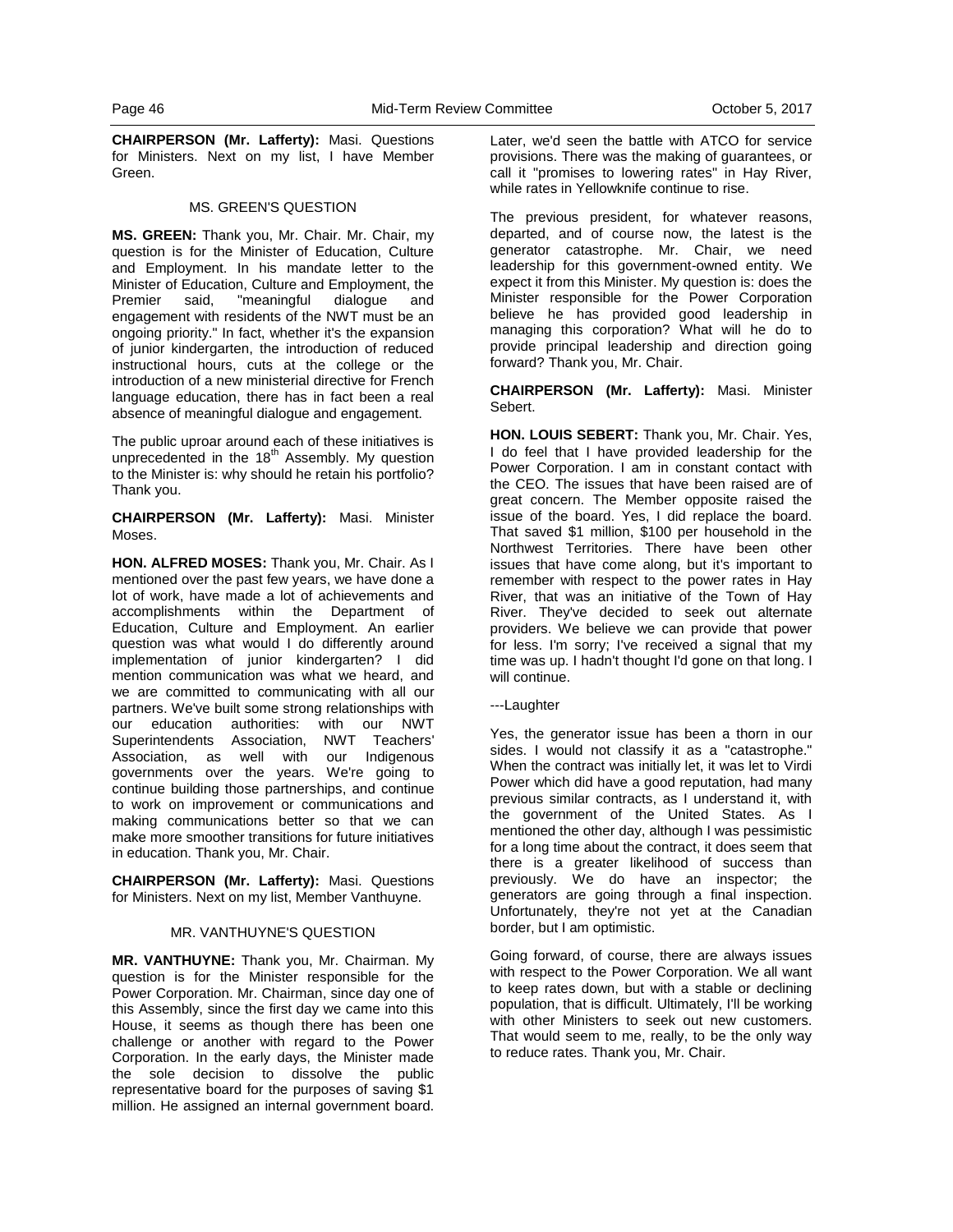**CHAIRPERSON (Mr. Lafferty):** Masi. Questions for Ministers. Next on my list, I have Member Green.

### MS. GREEN'S QUESTION

**MS. GREEN:** Thank you, Mr. Chair. Mr. Chair, my question is for the Minister of Education, Culture and Employment. In his mandate letter to the Minister of Education, Culture and Employment, the Premier said, "meaningful dialogue and engagement with residents of the NWT must be an ongoing priority." In fact, whether it's the expansion of junior kindergarten, the introduction of reduced instructional hours, cuts at the college or the introduction of a new ministerial directive for French language education, there has in fact been a real absence of meaningful dialogue and engagement.

The public uproar around each of these initiatives is unprecedented in the 18th Assembly. My question to the Minister is: why should he retain his portfolio? Thank you.

**CHAIRPERSON (Mr. Lafferty):** Masi. Minister Moses.

**HON. ALFRED MOSES:** Thank you, Mr. Chair. As I mentioned over the past few years, we have done a lot of work, have made a lot of achievements and accomplishments within the Department of Education, Culture and Employment. An earlier question was what would I do differently around implementation of junior kindergarten? I did mention communication was what we heard, and we are committed to communicating with all our partners. We've built some strong relationships with our education authorities: with our NWT Superintendents Association, NWT Teachers' Association, as well with our Indigenous governments over the years. We're going to continue building those partnerships, and continue to work on improvement or communications and making communications better so that we can make more smoother transitions for future initiatives in education. Thank you, Mr. Chair.

**CHAIRPERSON (Mr. Lafferty):** Masi. Questions for Ministers. Next on my list, Member Vanthuyne.

### MR. VANTHUYNE'S QUESTION

**MR. VANTHUYNE:** Thank you, Mr. Chairman. My question is for the Minister responsible for the Power Corporation. Mr. Chairman, since day one of this Assembly, since the first day we came into this House, it seems as though there has been one challenge or another with regard to the Power Corporation. In the early days, the Minister made the sole decision to dissolve the public representative board for the purposes of saving $1 million. He assigned an internal government board. Later, we'd seen the battle with ATCO for service provisions. There was the making of guarantees, or call it "promises to lowering rates" in Hay River, while rates in Yellowknife continue to rise.

The previous president, for whatever reasons, departed, and of course now, the latest is the generator catastrophe. Mr. Chair, we need leadership for this government-owned entity. We expect it from this Minister. My question is: does the Minister responsible for the Power Corporation believe he has provided good leadership in managing this corporation? What will he do to provide principal leadership and direction going forward? Thank you, Mr. Chair.

**CHAIRPERSON (Mr. Lafferty):** Masi. Minister Sebert.

**HON. LOUIS SEBERT:** Thank you, Mr. Chair. Yes, I do feel that I have provided leadership for the Power Corporation. I am in constant contact with the CEO. The issues that have been raised are of great concern. The Member opposite raised the issue of the board. Yes, I did replace the board. That saved $1 million, $100 per household in the Northwest Territories. There have been other issues that have come along, but it's important to remember with respect to the power rates in Hay River, that was an initiative of the Town of Hay River. They've decided to seek out alternate providers. We believe we can provide that power for less. I'm sorry; I've received a signal that my time was up. I hadn't thought I'd gone on that long. I will continue.

---Laughter

Yes, the generator issue has been a thorn in our sides. I would not classify it as a "catastrophe." When the contract was initially let, it was let to Virdi Power which did have a good reputation, had many previous similar contracts, as I understand it, with the government of the United States. As I mentioned the other day, although I was pessimistic for a long time about the contract, it does seem that there is a greater likelihood of success than previously. We do have an inspector; the generators are going through a final inspection. Unfortunately, they're not yet at the Canadian border, but I am optimistic.

Going forward, of course, there are always issues with respect to the Power Corporation. We all want to keep rates down, but with a stable or declining population, that is difficult. Ultimately, I'll be working with other Ministers to seek out new customers. That would seem to me, really, to be the only way to reduce rates. Thank you, Mr. Chair.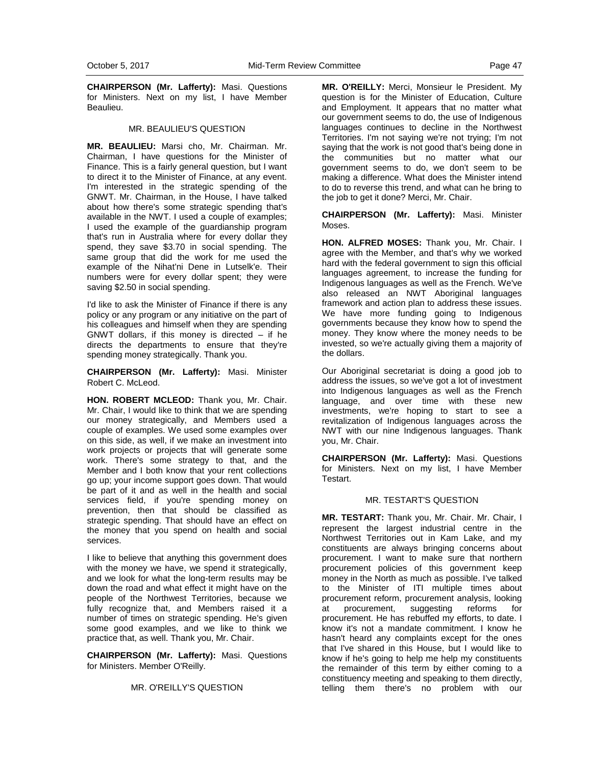**CHAIRPERSON (Mr. Lafferty):** Masi. Questions for Ministers. Next on my list, I have Member Beaulieu.

MR. BEAULIEU'S QUESTION

**MR. BEAULIEU:** Marsi cho, Mr. Chairman. Mr. Chairman, I have questions for the Minister of Finance. This is a fairly general question, but I want to direct it to the Minister of Finance, at any event. I'm interested in the strategic spending of the GNWT. Mr. Chairman, in the House, I have talked about how there's some strategic spending that's available in the NWT. I used a couple of examples; I used the example of the guardianship program that's run in Australia where for every dollar they spend, they save \$3.70 in social spending. The same group that did the work for me used the example of the Nihat'ni Dene in Lutselk'e. Their numbers were for every dollar spent; they were saving \$2.50 in social spending.

I'd like to ask the Minister of Finance if there is any policy or any program or any initiative on the part of his colleagues and himself when they are spending GNWT dollars, if this money is directed – if he directs the departments to ensure that they're spending money strategically. Thank you.

**CHAIRPERSON (Mr. Lafferty):** Masi. Minister Robert C. McLeod.

**HON. ROBERT MCLEOD:** Thank you, Mr. Chair. Mr. Chair, I would like to think that we are spending our money strategically, and Members used a couple of examples. We used some examples over on this side, as well, if we make an investment into work projects or projects that will generate some work. There's some strategy to that, and the Member and I both know that your rent collections go up; your income support goes down. That would be part of it and as well in the health and social services field, if you're spending money on prevention, then that should be classified as strategic spending. That should have an effect on the money that you spend on health and social services.

I like to believe that anything this government does with the money we have, we spend it strategically, and we look for what the long-term results may be down the road and what effect it might have on the people of the Northwest Territories, because we fully recognize that, and Members raised it a number of times on strategic spending. He's given some good examples, and we like to think we practice that, as well. Thank you, Mr. Chair.

**CHAIRPERSON (Mr. Lafferty):** Masi. Questions for Ministers. Member O'Reilly.

MR. O'REILLY'S QUESTION

**MR. O'REILLY:** Merci, Monsieur le President. My question is for the Minister of Education, Culture and Employment. It appears that no matter what our government seems to do, the use of Indigenous languages continues to decline in the Northwest Territories. I'm not saying we're not trying; I'm not saying that the work is not good that's being done in the communities but no matter what our government seems to do, we don't seem to be making a difference. What does the Minister intend to do to reverse this trend, and what can he bring to the job to get it done? Merci, Mr. Chair.

**CHAIRPERSON (Mr. Lafferty):** Masi. Minister Moses.

**HON. ALFRED MOSES:** Thank you, Mr. Chair. I agree with the Member, and that's why we worked hard with the federal government to sign this official languages agreement, to increase the funding for Indigenous languages as well as the French. We've also released an NWT Aboriginal languages framework and action plan to address these issues. We have more funding going to Indigenous governments because they know how to spend the money. They know where the money needs to be invested, so we're actually giving them a majority of the dollars.

Our Aboriginal secretariat is doing a good job to address the issues, so we've got a lot of investment into Indigenous languages as well as the French language, and over time with these new investments, we're hoping to start to see a revitalization of Indigenous languages across the NWT with our nine Indigenous languages. Thank you, Mr. Chair.

**CHAIRPERSON (Mr. Lafferty):** Masi. Questions for Ministers. Next on my list, I have Member Testart.

MR. TESTART'S QUESTION

**MR. TESTART:** Thank you, Mr. Chair. Mr. Chair, I represent the largest industrial centre in the Northwest Territories out in Kam Lake, and my constituents are always bringing concerns about procurement. I want to make sure that northern procurement policies of this government keep money in the North as much as possible. I've talked to the Minister of ITI multiple times about procurement reform, procurement analysis, looking at procurement, suggesting reforms for procurement. He has rebuffed my efforts, to date. I know it's not a mandate commitment. I know he hasn't heard any complaints except for the ones that I've shared in this House, but I would like to know if he's going to help me help my constituents the remainder of this term by either coming to a constituency meeting and speaking to them directly, telling them there's no problem with our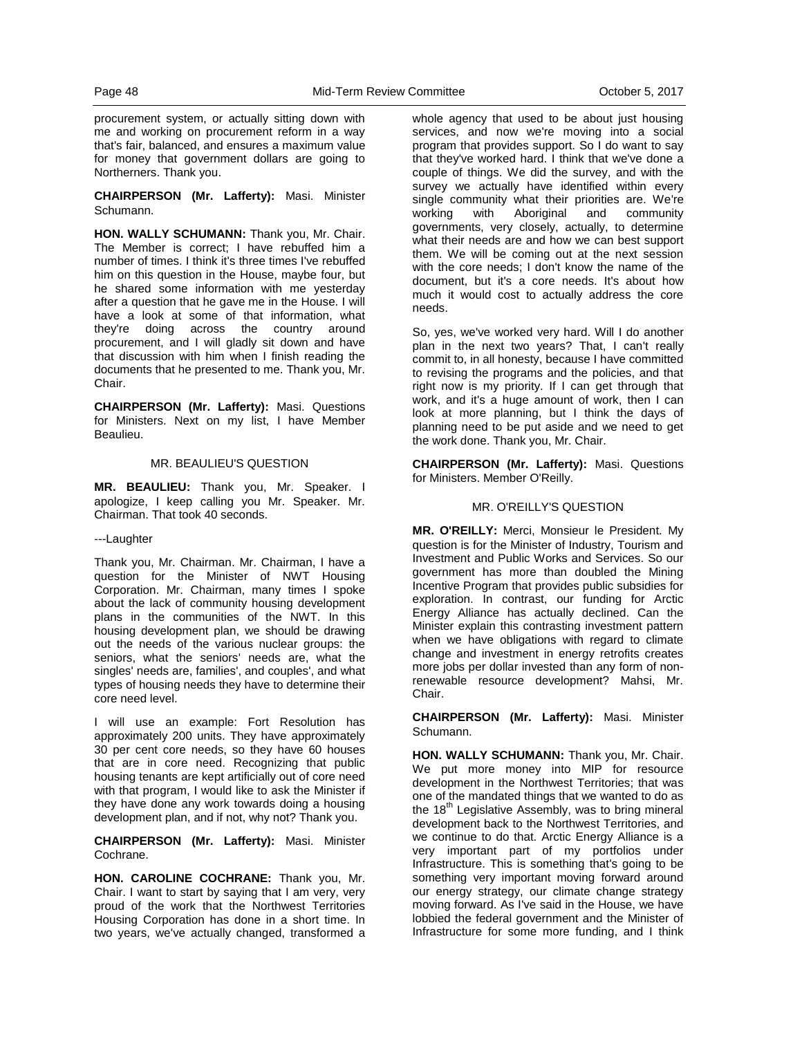procurement system, or actually sitting down with me and working on procurement reform in a way that's fair, balanced, and ensures a maximum value for money that government dollars are going to Northerners. Thank you.

**CHAIRPERSON (Mr. Lafferty):** Masi. Minister Schumann.

**HON. WALLY SCHUMANN:** Thank you, Mr. Chair. The Member is correct; I have rebuffed him a number of times. I think it's three times I've rebuffed him on this question in the House, maybe four, but he shared some information with me yesterday after a question that he gave me in the House. I will have a look at some of that information, what they're doing across the country around procurement, and I will gladly sit down and have that discussion with him when I finish reading the documents that he presented to me. Thank you, Mr. Chair.

**CHAIRPERSON (Mr. Lafferty):** Masi. Questions for Ministers. Next on my list, I have Member Beaulieu.

MR. BEAULIEU'S QUESTION

**MR. BEAULIEU:** Thank you, Mr. Speaker. I apologize, I keep calling you Mr. Speaker. Mr. Chairman. That took 40 seconds.

---Laughter

Thank you, Mr. Chairman. Mr. Chairman, I have a question for the Minister of NWT Housing Corporation. Mr. Chairman, many times I spoke about the lack of community housing development plans in the communities of the NWT. In this housing development plan, we should be drawing out the needs of the various nuclear groups: the seniors, what the seniors' needs are, what the singles' needs are, families', and couples', and what types of housing needs they have to determine their core need level.

I will use an example: Fort Resolution has approximately 200 units. They have approximately 30 per cent core needs, so they have 60 houses that are in core need. Recognizing that public housing tenants are kept artificially out of core need with that program, I would like to ask the Minister if they have done any work towards doing a housing development plan, and if not, why not? Thank you.

**CHAIRPERSON (Mr. Lafferty):** Masi. Minister Cochrane.

**HON. CAROLINE COCHRANE:** Thank you, Mr. Chair. I want to start by saying that I am very, very proud of the work that the Northwest Territories Housing Corporation has done in a short time. In two years, we've actually changed, transformed a whole agency that used to be about just housing services, and now we're moving into a social program that provides support. So I do want to say that they've worked hard. I think that we've done a couple of things. We did the survey, and with the survey we actually have identified within every single community what their priorities are. We're working with Aboriginal and community governments, very closely, actually, to determine what their needs are and how we can best support them. We will be coming out at the next session with the core needs; I don't know the name of the document, but it's a core needs. It's about how much it would cost to actually address the core needs.

So, yes, we've worked very hard. Will I do another plan in the next two years? That, I can't really commit to, in all honesty, because I have committed to revising the programs and the policies, and that right now is my priority. If I can get through that work, and it's a huge amount of work, then I can look at more planning, but I think the days of planning need to be put aside and we need to get the work done. Thank you, Mr. Chair.

**CHAIRPERSON (Mr. Lafferty):** Masi. Questions for Ministers. Member O'Reilly.

MR. O'REILLY'S QUESTION

**MR. O'REILLY:** Merci, Monsieur le President. My question is for the Minister of Industry, Tourism and Investment and Public Works and Services. So our government has more than doubled the Mining Incentive Program that provides public subsidies for exploration. In contrast, our funding for Arctic Energy Alliance has actually declined. Can the Minister explain this contrasting investment pattern when we have obligations with regard to climate change and investment in energy retrofits creates more jobs per dollar invested than any form of non-renewable resource development? Mahsi, Mr. Chair.

**CHAIRPERSON (Mr. Lafferty):** Masi. Minister Schumann.

**HON. WALLY SCHUMANN:** Thank you, Mr. Chair. We put more money into MIP for resource development in the Northwest Territories; that was one of the mandated things that we wanted to do as the 18th Legislative Assembly, was to bring mineral development back to the Northwest Territories, and we continue to do that. Arctic Energy Alliance is a very important part of my portfolios under Infrastructure. This is something that's going to be something very important moving forward around our energy strategy, our climate change strategy moving forward. As I've said in the House, we have lobbied the federal government and the Minister of Infrastructure for some more funding, and I think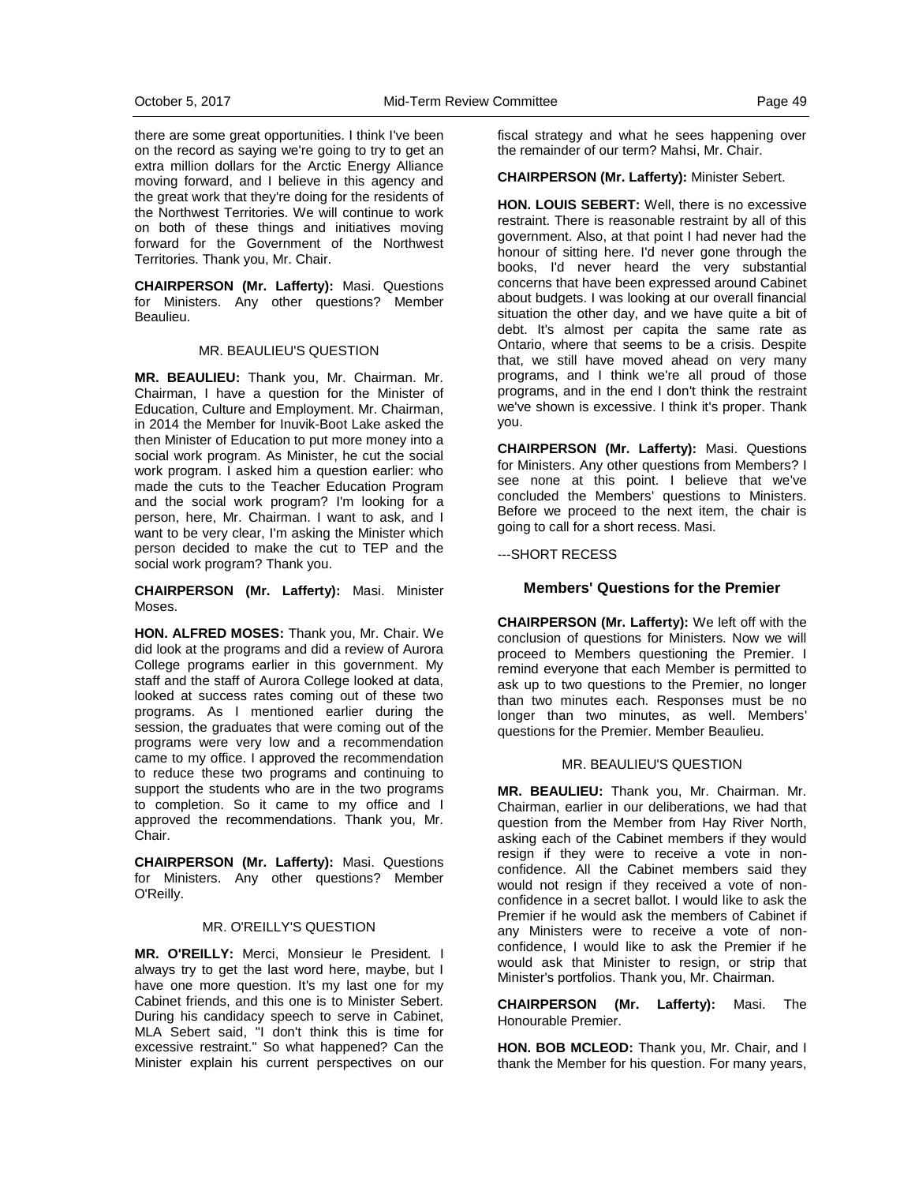there are some great opportunities. I think I've been on the record as saying we're going to try to get an extra million dollars for the Arctic Energy Alliance moving forward, and I believe in this agency and the great work that they're doing for the residents of the Northwest Territories. We will continue to work on both of these things and initiatives moving forward for the Government of the Northwest Territories. Thank you, Mr. Chair.

**CHAIRPERSON (Mr. Lafferty):** Masi. Questions for Ministers. Any other questions? Member Beaulieu.

MR. BEAULIEU'S QUESTION

**MR. BEAULIEU:** Thank you, Mr. Chairman. Mr. Chairman, I have a question for the Minister of Education, Culture and Employment. Mr. Chairman, in 2014 the Member for Inuvik-Boot Lake asked the then Minister of Education to put more money into a social work program. As Minister, he cut the social work program. I asked him a question earlier: who made the cuts to the Teacher Education Program and the social work program? I'm looking for a person, here, Mr. Chairman. I want to ask, and I want to be very clear, I'm asking the Minister which person decided to make the cut to TEP and the social work program? Thank you.

**CHAIRPERSON (Mr. Lafferty):** Masi. Minister Moses.

**HON. ALFRED MOSES:** Thank you, Mr. Chair. We did look at the programs and did a review of Aurora College programs earlier in this government. My staff and the staff of Aurora College looked at data, looked at success rates coming out of these two programs. As I mentioned earlier during the session, the graduates that were coming out of the programs were very low and a recommendation came to my office. I approved the recommendation to reduce these two programs and continuing to support the students who are in the two programs to completion. So it came to my office and I approved the recommendations. Thank you, Mr. Chair.

**CHAIRPERSON (Mr. Lafferty):** Masi. Questions for Ministers. Any other questions? Member O'Reilly.

MR. O'REILLY'S QUESTION

**MR. O'REILLY:** Merci, Monsieur le President. I always try to get the last word here, maybe, but I have one more question. It's my last one for my Cabinet friends, and this one is to Minister Sebert. During his candidacy speech to serve in Cabinet, MLA Sebert said, "I don't think this is time for excessive restraint." So what happened? Can the Minister explain his current perspectives on our fiscal strategy and what he sees happening over the remainder of our term? Mahsi, Mr. Chair.

**CHAIRPERSON (Mr. Lafferty):** Minister Sebert.

**HON. LOUIS SEBERT:** Well, there is no excessive restraint. There is reasonable restraint by all of this government. Also, at that point I had never had the honour of sitting here. I'd never gone through the books, I'd never heard the very substantial concerns that have been expressed around Cabinet about budgets. I was looking at our overall financial situation the other day, and we have quite a bit of debt. It's almost per capita the same rate as Ontario, where that seems to be a crisis. Despite that, we still have moved ahead on very many programs, and I think we're all proud of those programs, and in the end I don't think the restraint we've shown is excessive. I think it's proper. Thank you.

**CHAIRPERSON (Mr. Lafferty):** Masi. Questions for Ministers. Any other questions from Members? I see none at this point. I believe that we've concluded the Members' questions to Ministers. Before we proceed to the next item, the chair is going to call for a short recess. Masi.

---SHORT RECESS

## Members' Questions for the Premier

**CHAIRPERSON (Mr. Lafferty):** We left off with the conclusion of questions for Ministers. Now we will proceed to Members questioning the Premier. I remind everyone that each Member is permitted to ask up to two questions to the Premier, no longer than two minutes each. Responses must be no longer than two minutes, as well. Members' questions for the Premier. Member Beaulieu.

MR. BEAULIEU'S QUESTION

**MR. BEAULIEU:** Thank you, Mr. Chairman. Mr. Chairman, earlier in our deliberations, we had that question from the Member from Hay River North, asking each of the Cabinet members if they would resign if they were to receive a vote in non-confidence. All the Cabinet members said they would not resign if they received a vote of non-confidence in a secret ballot. I would like to ask the Premier if he would ask the members of Cabinet if any Ministers were to receive a vote of non-confidence, I would like to ask the Premier if he would ask that Minister to resign, or strip that Minister's portfolios. Thank you, Mr. Chairman.

**CHAIRPERSON (Mr. Lafferty):** Masi. The Honourable Premier.

**HON. BOB MCLEOD:** Thank you, Mr. Chair, and I thank the Member for his question. For many years,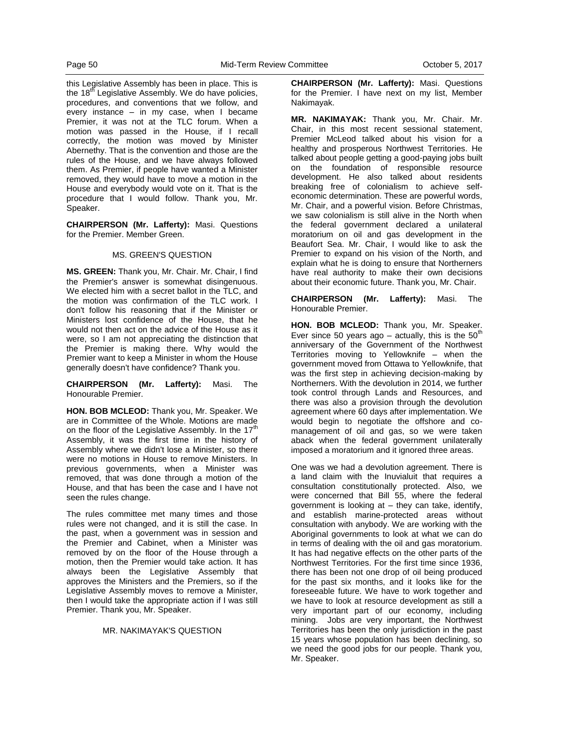this Legislative Assembly has been in place. This is the 18th Legislative Assembly. We do have policies, procedures, and conventions that we follow, and every instance – in my case, when I became Premier, it was not at the TLC forum. When a motion was passed in the House, if I recall correctly, the motion was moved by Minister Abernethy. That is the convention and those are the rules of the House, and we have always followed them. As Premier, if people have wanted a Minister removed, they would have to move a motion in the House and everybody would vote on it. That is the procedure that I would follow. Thank you, Mr. Speaker.

**CHAIRPERSON (Mr. Lafferty):** Masi. Questions for the Premier. Member Green.

### MS. GREEN'S QUESTION

**MS. GREEN:** Thank you, Mr. Chair. Mr. Chair, I find the Premier's answer is somewhat disingenuous. We elected him with a secret ballot in the TLC, and the motion was confirmation of the TLC work. I don't follow his reasoning that if the Minister or Ministers lost confidence of the House, that he would not then act on the advice of the House as it were, so I am not appreciating the distinction that the Premier is making there. Why would the Premier want to keep a Minister in whom the House generally doesn't have confidence? Thank you.

**CHAIRPERSON (Mr. Lafferty):** Masi. The Honourable Premier.

**HON. BOB MCLEOD:** Thank you, Mr. Speaker. We are in Committee of the Whole. Motions are made on the floor of the Legislative Assembly. In the 17th Assembly, it was the first time in the history of Assembly where we didn't lose a Minister, so there were no motions in House to remove Ministers. In previous governments, when a Minister was removed, that was done through a motion of the House, and that has been the case and I have not seen the rules change.

The rules committee met many times and those rules were not changed, and it is still the case. In the past, when a government was in session and the Premier and Cabinet, when a Minister was removed by on the floor of the House through a motion, then the Premier would take action. It has always been the Legislative Assembly that approves the Ministers and the Premiers, so if the Legislative Assembly moves to remove a Minister, then I would take the appropriate action if I was still Premier. Thank you, Mr. Speaker.

### MR. NAKIMAYAK'S QUESTION

**CHAIRPERSON (Mr. Lafferty):** Masi. Questions for the Premier. I have next on my list, Member Nakimayak.

**MR. NAKIMAYAK:** Thank you, Mr. Chair. Mr. Chair, in this most recent sessional statement, Premier McLeod talked about his vision for a healthy and prosperous Northwest Territories. He talked about people getting a good-paying jobs built on the foundation of responsible resource development. He also talked about residents breaking free of colonialism to achieve self-economic determination. These are powerful words, Mr. Chair, and a powerful vision. Before Christmas, we saw colonialism is still alive in the North when the federal government declared a unilateral moratorium on oil and gas development in the Beaufort Sea. Mr. Chair, I would like to ask the Premier to expand on his vision of the North, and explain what he is doing to ensure that Northerners have real authority to make their own decisions about their economic future. Thank you, Mr. Chair.

**CHAIRPERSON (Mr. Lafferty):** Masi. The Honourable Premier.

**HON. BOB MCLEOD:** Thank you, Mr. Speaker. Ever since 50 years ago – actually, this is the 50th anniversary of the Government of the Northwest Territories moving to Yellowknife – when the government moved from Ottawa to Yellowknife, that was the first step in achieving decision-making by Northerners. With the devolution in 2014, we further took control through Lands and Resources, and there was also a provision through the devolution agreement where 60 days after implementation. We would begin to negotiate the offshore and co-management of oil and gas, so we were taken aback when the federal government unilaterally imposed a moratorium and it ignored three areas.

One was we had a devolution agreement. There is a land claim with the Inuvialuit that requires a consultation constitutionally protected. Also, we were concerned that Bill 55, where the federal government is looking at – they can take, identify, and establish marine-protected areas without consultation with anybody. We are working with the Aboriginal governments to look at what we can do in terms of dealing with the oil and gas moratorium. It has had negative effects on the other parts of the Northwest Territories. For the first time since 1936, there has been not one drop of oil being produced for the past six months, and it looks like for the foreseeable future. We have to work together and we have to look at resource development as still a very important part of our economy, including mining. Jobs are very important, the Northwest Territories has been the only jurisdiction in the past 15 years whose population has been declining, so we need the good jobs for our people. Thank you, Mr. Speaker.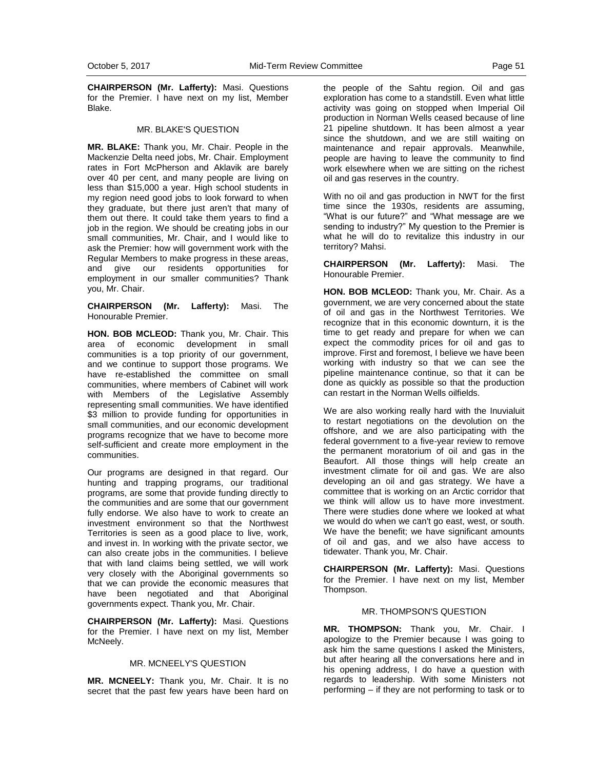**CHAIRPERSON (Mr. Lafferty):** Masi. Questions for the Premier. I have next on my list, Member Blake.

MR. BLAKE'S QUESTION

**MR. BLAKE:** Thank you, Mr. Chair. People in the Mackenzie Delta need jobs, Mr. Chair. Employment rates in Fort McPherson and Aklavik are barely over 40 per cent, and many people are living on less than $15,000 a year. High school students in my region need good jobs to look forward to when they graduate, but there just aren't that many of them out there. It could take them years to find a job in the region. We should be creating jobs in our small communities, Mr. Chair, and I would like to ask the Premier: how will government work with the Regular Members to make progress in these areas, and give our residents opportunities for employment in our smaller communities? Thank you, Mr. Chair.

**CHAIRPERSON (Mr. Lafferty):** Masi. The Honourable Premier.

**HON. BOB MCLEOD:** Thank you, Mr. Chair. This area of economic development in small communities is a top priority of our government, and we continue to support those programs. We have re-established the committee on small communities, where members of Cabinet will work with Members of the Legislative Assembly representing small communities. We have identified $3 million to provide funding for opportunities in small communities, and our economic development programs recognize that we have to become more self-sufficient and create more employment in the communities.

Our programs are designed in that regard. Our hunting and trapping programs, our traditional programs, are some that provide funding directly to the communities and are some that our government fully endorse. We also have to work to create an investment environment so that the Northwest Territories is seen as a good place to live, work, and invest in. In working with the private sector, we can also create jobs in the communities. I believe that with land claims being settled, we will work very closely with the Aboriginal governments so that we can provide the economic measures that have been negotiated and that Aboriginal governments expect. Thank you, Mr. Chair.

**CHAIRPERSON (Mr. Lafferty):** Masi. Questions for the Premier. I have next on my list, Member McNeely.

MR. MCNEELY'S QUESTION

**MR. MCNEELY:** Thank you, Mr. Chair. It is no secret that the past few years have been hard on the people of the Sahtu region. Oil and gas exploration has come to a standstill. Even what little activity was going on stopped when Imperial Oil production in Norman Wells ceased because of line 21 pipeline shutdown. It has been almost a year since the shutdown, and we are still waiting on maintenance and repair approvals. Meanwhile, people are having to leave the community to find work elsewhere when we are sitting on the richest oil and gas reserves in the country.

With no oil and gas production in NWT for the first time since the 1930s, residents are assuming, "What is our future?" and "What message are we sending to industry?" My question to the Premier is what he will do to revitalize this industry in our territory? Mahsi.

**CHAIRPERSON (Mr. Lafferty):** Masi. The Honourable Premier.

**HON. BOB MCLEOD:** Thank you, Mr. Chair. As a government, we are very concerned about the state of oil and gas in the Northwest Territories. We recognize that in this economic downturn, it is the time to get ready and prepare for when we can expect the commodity prices for oil and gas to improve. First and foremost, I believe we have been working with industry so that we can see the pipeline maintenance continue, so that it can be done as quickly as possible so that the production can restart in the Norman Wells oilfields.

We are also working really hard with the Inuvialuit to restart negotiations on the devolution on the offshore, and we are also participating with the federal government to a five-year review to remove the permanent moratorium of oil and gas in the Beaufort. All those things will help create an investment climate for oil and gas. We are also developing an oil and gas strategy. We have a committee that is working on an Arctic corridor that we think will allow us to have more investment. There were studies done where we looked at what we would do when we can't go east, west, or south. We have the benefit; we have significant amounts of oil and gas, and we also have access to tidewater. Thank you, Mr. Chair.

**CHAIRPERSON (Mr. Lafferty):** Masi. Questions for the Premier. I have next on my list, Member Thompson.

MR. THOMPSON'S QUESTION

**MR. THOMPSON:** Thank you, Mr. Chair. I apologize to the Premier because I was going to ask him the same questions I asked the Ministers, but after hearing all the conversations here and in his opening address, I do have a question with regards to leadership. With some Ministers not performing – if they are not performing to task or to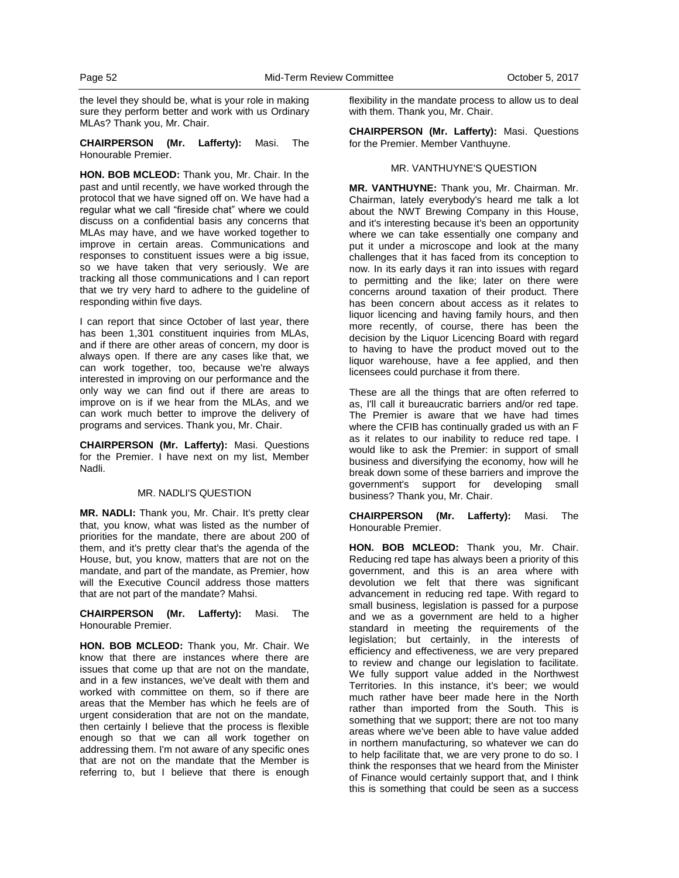the level they should be, what is your role in making sure they perform better and work with us Ordinary MLAs? Thank you, Mr. Chair.

**CHAIRPERSON (Mr. Lafferty):** Masi. The Honourable Premier.

**HON. BOB MCLEOD:** Thank you, Mr. Chair. In the past and until recently, we have worked through the protocol that we have signed off on. We have had a regular what we call "fireside chat" where we could discuss on a confidential basis any concerns that MLAs may have, and we have worked together to improve in certain areas. Communications and responses to constituent issues were a big issue, so we have taken that very seriously. We are tracking all those communications and I can report that we try very hard to adhere to the guideline of responding within five days.

I can report that since October of last year, there has been 1,301 constituent inquiries from MLAs, and if there are other areas of concern, my door is always open. If there are any cases like that, we can work together, too, because we're always interested in improving on our performance and the only way we can find out if there are areas to improve on is if we hear from the MLAs, and we can work much better to improve the delivery of programs and services. Thank you, Mr. Chair.

**CHAIRPERSON (Mr. Lafferty):** Masi. Questions for the Premier. I have next on my list, Member Nadli.

### MR. NADLI'S QUESTION

**MR. NADLI:** Thank you, Mr. Chair. It's pretty clear that, you know, what was listed as the number of priorities for the mandate, there are about 200 of them, and it's pretty clear that's the agenda of the House, but, you know, matters that are not on the mandate, and part of the mandate, as Premier, how will the Executive Council address those matters that are not part of the mandate? Mahsi.

**CHAIRPERSON (Mr. Lafferty):** Masi. The Honourable Premier.

**HON. BOB MCLEOD:** Thank you, Mr. Chair. We know that there are instances where there are issues that come up that are not on the mandate, and in a few instances, we've dealt with them and worked with committee on them, so if there are areas that the Member has which he feels are of urgent consideration that are not on the mandate, then certainly I believe that the process is flexible enough so that we can all work together on addressing them. I'm not aware of any specific ones that are not on the mandate that the Member is referring to, but I believe that there is enough flexibility in the mandate process to allow us to deal with them. Thank you, Mr. Chair.

**CHAIRPERSON (Mr. Lafferty):** Masi. Questions for the Premier. Member Vanthuyne.

### MR. VANTHUYNE'S QUESTION

**MR. VANTHUYNE:** Thank you, Mr. Chairman. Mr. Chairman, lately everybody's heard me talk a lot about the NWT Brewing Company in this House, and it's interesting because it's been an opportunity where we can take essentially one company and put it under a microscope and look at the many challenges that it has faced from its conception to now. In its early days it ran into issues with regard to permitting and the like; later on there were concerns around taxation of their product. There has been concern about access as it relates to liquor licencing and having family hours, and then more recently, of course, there has been the decision by the Liquor Licencing Board with regard to having to have the product moved out to the liquor warehouse, have a fee applied, and then licensees could purchase it from there.

These are all the things that are often referred to as, I'll call it bureaucratic barriers and/or red tape. The Premier is aware that we have had times where the CFIB has continually graded us with an F as it relates to our inability to reduce red tape. I would like to ask the Premier: in support of small business and diversifying the economy, how will he break down some of these barriers and improve the government's support for developing small business? Thank you, Mr. Chair.

**CHAIRPERSON (Mr. Lafferty):** Masi. The Honourable Premier.

**HON. BOB MCLEOD:** Thank you, Mr. Chair. Reducing red tape has always been a priority of this government, and this is an area where with devolution we felt that there was significant advancement in reducing red tape. With regard to small business, legislation is passed for a purpose and we as a government are held to a higher standard in meeting the requirements of the legislation; but certainly, in the interests of efficiency and effectiveness, we are very prepared to review and change our legislation to facilitate. We fully support value added in the Northwest Territories. In this instance, it's beer; we would much rather have beer made here in the North rather than imported from the South. This is something that we support; there are not too many areas where we've been able to have value added in northern manufacturing, so whatever we can do to help facilitate that, we are very prone to do so. I think the responses that we heard from the Minister of Finance would certainly support that, and I think this is something that could be seen as a success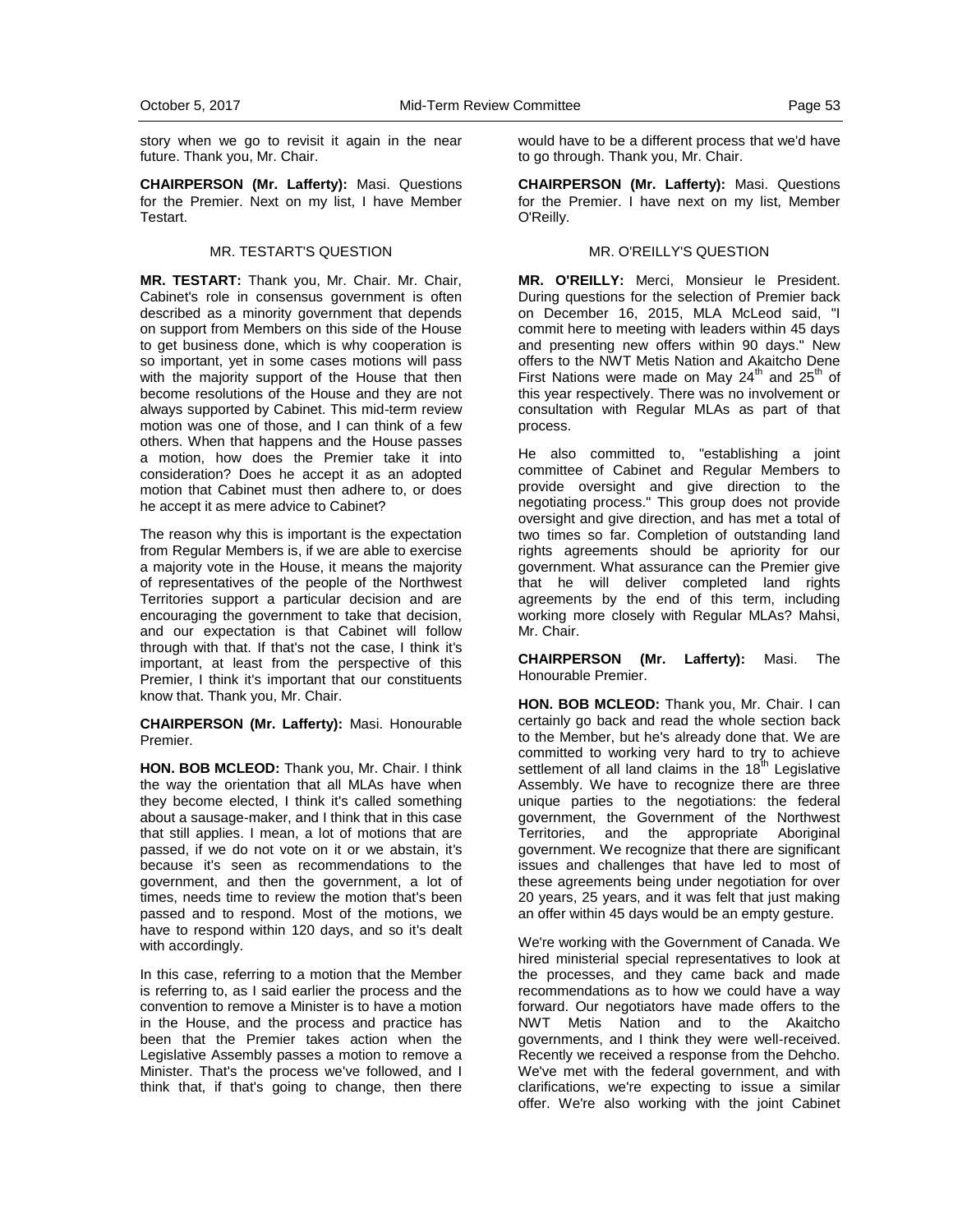story when we go to revisit it again in the near future. Thank you, Mr. Chair.

**CHAIRPERSON (Mr. Lafferty):** Masi. Questions for the Premier. Next on my list, I have Member Testart.

MR. TESTART'S QUESTION

**MR. TESTART:** Thank you, Mr. Chair. Mr. Chair, Cabinet's role in consensus government is often described as a minority government that depends on support from Members on this side of the House to get business done, which is why cooperation is so important, yet in some cases motions will pass with the majority support of the House that then become resolutions of the House and they are not always supported by Cabinet. This mid-term review motion was one of those, and I can think of a few others. When that happens and the House passes a motion, how does the Premier take it into consideration? Does he accept it as an adopted motion that Cabinet must then adhere to, or does he accept it as mere advice to Cabinet?

The reason why this is important is the expectation from Regular Members is, if we are able to exercise a majority vote in the House, it means the majority of representatives of the people of the Northwest Territories support a particular decision and are encouraging the government to take that decision, and our expectation is that Cabinet will follow through with that. If that's not the case, I think it's important, at least from the perspective of this Premier, I think it's important that our constituents know that. Thank you, Mr. Chair.

**CHAIRPERSON (Mr. Lafferty):** Masi. Honourable Premier.

**HON. BOB MCLEOD:** Thank you, Mr. Chair. I think the way the orientation that all MLAs have when they become elected, I think it's called something about a sausage-maker, and I think that in this case that still applies. I mean, a lot of motions that are passed, if we do not vote on it or we abstain, it's because it's seen as recommendations to the government, and then the government, a lot of times, needs time to review the motion that's been passed and to respond. Most of the motions, we have to respond within 120 days, and so it's dealt with accordingly.

In this case, referring to a motion that the Member is referring to, as I said earlier the process and the convention to remove a Minister is to have a motion in the House, and the process and practice has been that the Premier takes action when the Legislative Assembly passes a motion to remove a Minister. That's the process we've followed, and I think that, if that's going to change, then there would have to be a different process that we'd have to go through. Thank you, Mr. Chair.

**CHAIRPERSON (Mr. Lafferty):** Masi. Questions for the Premier. I have next on my list, Member O'Reilly.

MR. O'REILLY'S QUESTION

**MR. O'REILLY:** Merci, Monsieur le President. During questions for the selection of Premier back on December 16, 2015, MLA McLeod said, "I commit here to meeting with leaders within 45 days and presenting new offers within 90 days." New offers to the NWT Metis Nation and Akaitcho Dene First Nations were made on May 24th and 25th of this year respectively. There was no involvement or consultation with Regular MLAs as part of that process.

He also committed to, "establishing a joint committee of Cabinet and Regular Members to provide oversight and give direction to the negotiating process." This group does not provide oversight and give direction, and has met a total of two times so far. Completion of outstanding land rights agreements should be apriority for our government. What assurance can the Premier give that he will deliver completed land rights agreements by the end of this term, including working more closely with Regular MLAs? Mahsi, Mr. Chair.

**CHAIRPERSON (Mr. Lafferty):** Masi. The Honourable Premier.

**HON. BOB MCLEOD:** Thank you, Mr. Chair. I can certainly go back and read the whole section back to the Member, but he's already done that. We are committed to working very hard to try to achieve settlement of all land claims in the 18th Legislative Assembly. We have to recognize there are three unique parties to the negotiations: the federal government, the Government of the Northwest Territories, and the appropriate Aboriginal government. We recognize that there are significant issues and challenges that have led to most of these agreements being under negotiation for over 20 years, 25 years, and it was felt that just making an offer within 45 days would be an empty gesture.

We're working with the Government of Canada. We hired ministerial special representatives to look at the processes, and they came back and made recommendations as to how we could have a way forward. Our negotiators have made offers to the NWT Metis Nation and to the Akaitcho governments, and I think they were well-received. Recently we received a response from the Dehcho. We've met with the federal government, and with clarifications, we're expecting to issue a similar offer. We're also working with the joint Cabinet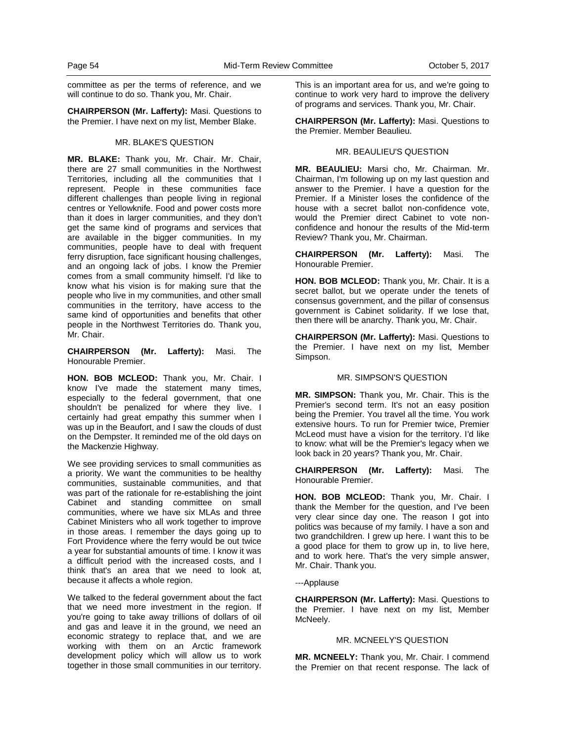committee as per the terms of reference, and we will continue to do so. Thank you, Mr. Chair.

**CHAIRPERSON (Mr. Lafferty):** Masi. Questions to the Premier. I have next on my list, Member Blake.

### MR. BLAKE'S QUESTION

**MR. BLAKE:** Thank you, Mr. Chair. Mr. Chair, there are 27 small communities in the Northwest Territories, including all the communities that I represent. People in these communities face different challenges than people living in regional centres or Yellowknife. Food and power costs more than it does in larger communities, and they don't get the same kind of programs and services that are available in the bigger communities. In my communities, people have to deal with frequent ferry disruption, face significant housing challenges, and an ongoing lack of jobs. I know the Premier comes from a small community himself. I'd like to know what his vision is for making sure that the people who live in my communities, and other small communities in the territory, have access to the same kind of opportunities and benefits that other people in the Northwest Territories do. Thank you, Mr. Chair.

**CHAIRPERSON (Mr. Lafferty):** Masi. The Honourable Premier.

**HON. BOB MCLEOD:** Thank you, Mr. Chair. I know I've made the statement many times, especially to the federal government, that one shouldn't be penalized for where they live. I certainly had great empathy this summer when I was up in the Beaufort, and I saw the clouds of dust on the Dempster. It reminded me of the old days on the Mackenzie Highway.

We see providing services to small communities as a priority. We want the communities to be healthy communities, sustainable communities, and that was part of the rationale for re-establishing the joint Cabinet and standing committee on small communities, where we have six MLAs and three Cabinet Ministers who all work together to improve in those areas. I remember the days going up to Fort Providence where the ferry would be out twice a year for substantial amounts of time. I know it was a difficult period with the increased costs, and I think that's an area that we need to look at, because it affects a whole region.

We talked to the federal government about the fact that we need more investment in the region. If you're going to take away trillions of dollars of oil and gas and leave it in the ground, we need an economic strategy to replace that, and we are working with them on an Arctic framework development policy which will allow us to work together in those small communities in our territory. This is an important area for us, and we're going to continue to work very hard to improve the delivery of programs and services. Thank you, Mr. Chair.

**CHAIRPERSON (Mr. Lafferty):** Masi. Questions to the Premier. Member Beaulieu.

### MR. BEAULIEU'S QUESTION

**MR. BEAULIEU:** Marsi cho, Mr. Chairman. Mr. Chairman, I'm following up on my last question and answer to the Premier. I have a question for the Premier. If a Minister loses the confidence of the house with a secret ballot non-confidence vote, would the Premier direct Cabinet to vote non-confidence and honour the results of the Mid-term Review? Thank you, Mr. Chairman.

**CHAIRPERSON (Mr. Lafferty):** Masi. The Honourable Premier.

**HON. BOB MCLEOD:** Thank you, Mr. Chair. It is a secret ballot, but we operate under the tenets of consensus government, and the pillar of consensus government is Cabinet solidarity. If we lose that, then there will be anarchy. Thank you, Mr. Chair.

**CHAIRPERSON (Mr. Lafferty):** Masi. Questions to the Premier. I have next on my list, Member Simpson.

### MR. SIMPSON'S QUESTION

**MR. SIMPSON:** Thank you, Mr. Chair. This is the Premier's second term. It's not an easy position being the Premier. You travel all the time. You work extensive hours. To run for Premier twice, Premier McLeod must have a vision for the territory. I'd like to know: what will be the Premier's legacy when we look back in 20 years? Thank you, Mr. Chair.

**CHAIRPERSON (Mr. Lafferty):** Masi. The Honourable Premier.

**HON. BOB MCLEOD:** Thank you, Mr. Chair. I thank the Member for the question, and I've been very clear since day one. The reason I got into politics was because of my family. I have a son and two grandchildren. I grew up here. I want this to be a good place for them to grow up in, to live here, and to work here. That's the very simple answer, Mr. Chair. Thank you.

---Applause

**CHAIRPERSON (Mr. Lafferty):** Masi. Questions to the Premier. I have next on my list, Member McNeely.

### MR. MCNEELY'S QUESTION

**MR. MCNEELY:** Thank you, Mr. Chair. I commend the Premier on that recent response. The lack of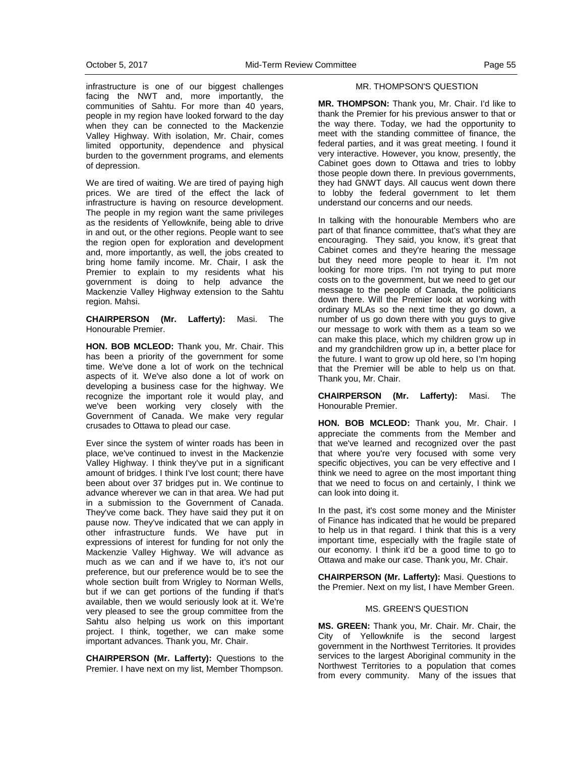infrastructure is one of our biggest challenges facing the NWT and, more importantly, the communities of Sahtu. For more than 40 years, people in my region have looked forward to the day when they can be connected to the Mackenzie Valley Highway. With isolation, Mr. Chair, comes limited opportunity, dependence and physical burden to the government programs, and elements of depression.

We are tired of waiting. We are tired of paying high prices. We are tired of the effect the lack of infrastructure is having on resource development. The people in my region want the same privileges as the residents of Yellowknife, being able to drive in and out, or the other regions. People want to see the region open for exploration and development and, more importantly, as well, the jobs created to bring home family income. Mr. Chair, I ask the Premier to explain to my residents what his government is doing to help advance the Mackenzie Valley Highway extension to the Sahtu region. Mahsi.

**CHAIRPERSON (Mr. Lafferty):** Masi. The Honourable Premier.

**HON. BOB MCLEOD:** Thank you, Mr. Chair. This has been a priority of the government for some time. We've done a lot of work on the technical aspects of it. We've also done a lot of work on developing a business case for the highway. We recognize the important role it would play, and we've been working very closely with the Government of Canada. We make very regular crusades to Ottawa to plead our case.

Ever since the system of winter roads has been in place, we've continued to invest in the Mackenzie Valley Highway. I think they've put in a significant amount of bridges. I think I've lost count; there have been about over 37 bridges put in. We continue to advance wherever we can in that area. We had put in a submission to the Government of Canada. They've come back. They have said they put it on pause now. They've indicated that we can apply in other infrastructure funds. We have put in expressions of interest for funding for not only the Mackenzie Valley Highway. We will advance as much as we can and if we have to, it's not our preference, but our preference would be to see the whole section built from Wrigley to Norman Wells, but if we can get portions of the funding if that's available, then we would seriously look at it. We're very pleased to see the group committee from the Sahtu also helping us work on this important project. I think, together, we can make some important advances. Thank you, Mr. Chair.

**CHAIRPERSON (Mr. Lafferty):** Questions to the Premier. I have next on my list, Member Thompson.

### MR. THOMPSON'S QUESTION

**MR. THOMPSON:** Thank you, Mr. Chair. I'd like to thank the Premier for his previous answer to that or the way there. Today, we had the opportunity to meet with the standing committee of finance, the federal parties, and it was great meeting. I found it very interactive. However, you know, presently, the Cabinet goes down to Ottawa and tries to lobby those people down there. In previous governments, they had GNWT days. All caucus went down there to lobby the federal government to let them understand our concerns and our needs.

In talking with the honourable Members who are part of that finance committee, that's what they are encouraging. They said, you know, it's great that Cabinet comes and they're hearing the message but they need more people to hear it. I'm not looking for more trips. I'm not trying to put more costs on to the government, but we need to get our message to the people of Canada, the politicians down there. Will the Premier look at working with ordinary MLAs so the next time they go down, a number of us go down there with you guys to give our message to work with them as a team so we can make this place, which my children grow up in and my grandchildren grow up in, a better place for the future. I want to grow up old here, so I'm hoping that the Premier will be able to help us on that. Thank you, Mr. Chair.

**CHAIRPERSON (Mr. Lafferty):** Masi. The Honourable Premier.

**HON. BOB MCLEOD:** Thank you, Mr. Chair. I appreciate the comments from the Member and that we've learned and recognized over the past that where you're very focused with some very specific objectives, you can be very effective and I think we need to agree on the most important thing that we need to focus on and certainly, I think we can look into doing it.

In the past, it's cost some money and the Minister of Finance has indicated that he would be prepared to help us in that regard. I think that this is a very important time, especially with the fragile state of our economy. I think it'd be a good time to go to Ottawa and make our case. Thank you, Mr. Chair.

**CHAIRPERSON (Mr. Lafferty):** Masi. Questions to the Premier. Next on my list, I have Member Green.

### MS. GREEN'S QUESTION

**MS. GREEN:** Thank you, Mr. Chair. Mr. Chair, the City of Yellowknife is the second largest government in the Northwest Territories. It provides services to the largest Aboriginal community in the Northwest Territories to a population that comes from every community. Many of the issues that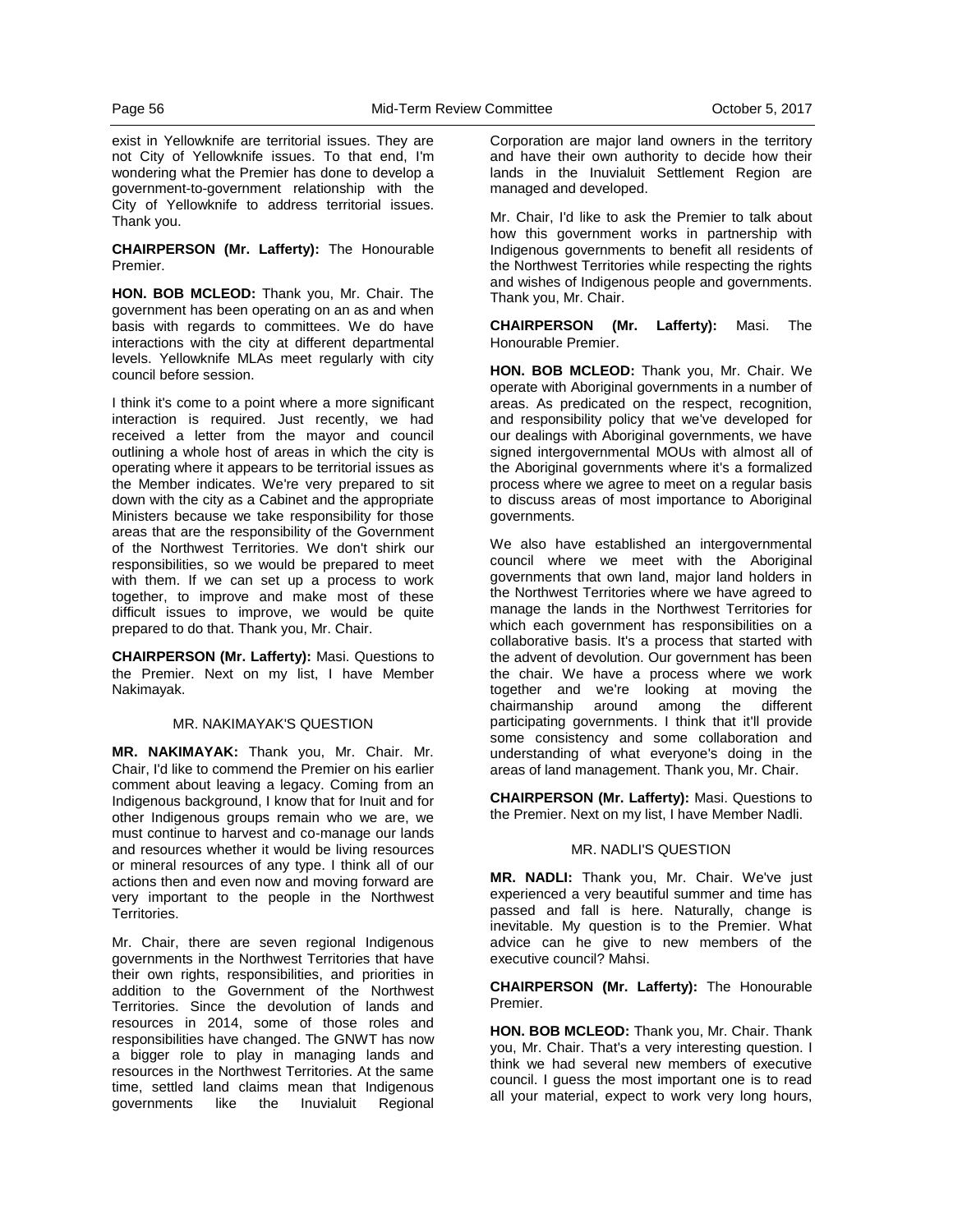exist in Yellowknife are territorial issues. They are not City of Yellowknife issues. To that end, I'm wondering what the Premier has done to develop a government-to-government relationship with the City of Yellowknife to address territorial issues. Thank you.

**CHAIRPERSON (Mr. Lafferty):** The Honourable Premier.

**HON. BOB MCLEOD:** Thank you, Mr. Chair. The government has been operating on an as and when basis with regards to committees. We do have interactions with the city at different departmental levels. Yellowknife MLAs meet regularly with city council before session.

I think it's come to a point where a more significant interaction is required. Just recently, we had received a letter from the mayor and council outlining a whole host of areas in which the city is operating where it appears to be territorial issues as the Member indicates. We're very prepared to sit down with the city as a Cabinet and the appropriate Ministers because we take responsibility for those areas that are the responsibility of the Government of the Northwest Territories. We don't shirk our responsibilities, so we would be prepared to meet with them. If we can set up a process to work together, to improve and make most of these difficult issues to improve, we would be quite prepared to do that. Thank you, Mr. Chair.

**CHAIRPERSON (Mr. Lafferty):** Masi. Questions to the Premier. Next on my list, I have Member Nakimayak.

MR. NAKIMAYAK'S QUESTION

**MR. NAKIMAYAK:** Thank you, Mr. Chair. Mr. Chair, I'd like to commend the Premier on his earlier comment about leaving a legacy. Coming from an Indigenous background, I know that for Inuit and for other Indigenous groups remain who we are, we must continue to harvest and co-manage our lands and resources whether it would be living resources or mineral resources of any type. I think all of our actions then and even now and moving forward are very important to the people in the Northwest Territories.

Mr. Chair, there are seven regional Indigenous governments in the Northwest Territories that have their own rights, responsibilities, and priorities in addition to the Government of the Northwest Territories. Since the devolution of lands and resources in 2014, some of those roles and responsibilities have changed. The GNWT has now a bigger role to play in managing lands and resources in the Northwest Territories. At the same time, settled land claims mean that Indigenous governments like the Inuvialuit Regional Corporation are major land owners in the territory and have their own authority to decide how their lands in the Inuvialuit Settlement Region are managed and developed.

Mr. Chair, I'd like to ask the Premier to talk about how this government works in partnership with Indigenous governments to benefit all residents of the Northwest Territories while respecting the rights and wishes of Indigenous people and governments. Thank you, Mr. Chair.

**CHAIRPERSON (Mr. Lafferty):** Masi. The Honourable Premier.

**HON. BOB MCLEOD:** Thank you, Mr. Chair. We operate with Aboriginal governments in a number of areas. As predicated on the respect, recognition, and responsibility policy that we've developed for our dealings with Aboriginal governments, we have signed intergovernmental MOUs with almost all of the Aboriginal governments where it's a formalized process where we agree to meet on a regular basis to discuss areas of most importance to Aboriginal governments.

We also have established an intergovernmental council where we meet with the Aboriginal governments that own land, major land holders in the Northwest Territories where we have agreed to manage the lands in the Northwest Territories for which each government has responsibilities on a collaborative basis. It's a process that started with the advent of devolution. Our government has been the chair. We have a process where we work together and we're looking at moving the chairmanship around among the different participating governments. I think that it'll provide some consistency and some collaboration and understanding of what everyone's doing in the areas of land management. Thank you, Mr. Chair.

**CHAIRPERSON (Mr. Lafferty):** Masi. Questions to the Premier. Next on my list, I have Member Nadli.

MR. NADLI'S QUESTION

**MR. NADLI:** Thank you, Mr. Chair. We've just experienced a very beautiful summer and time has passed and fall is here. Naturally, change is inevitable. My question is to the Premier. What advice can he give to new members of the executive council? Mahsi.

**CHAIRPERSON (Mr. Lafferty):** The Honourable Premier.

**HON. BOB MCLEOD:** Thank you, Mr. Chair. Thank you, Mr. Chair. That's a very interesting question. I think we had several new members of executive council. I guess the most important one is to read all your material, expect to work very long hours,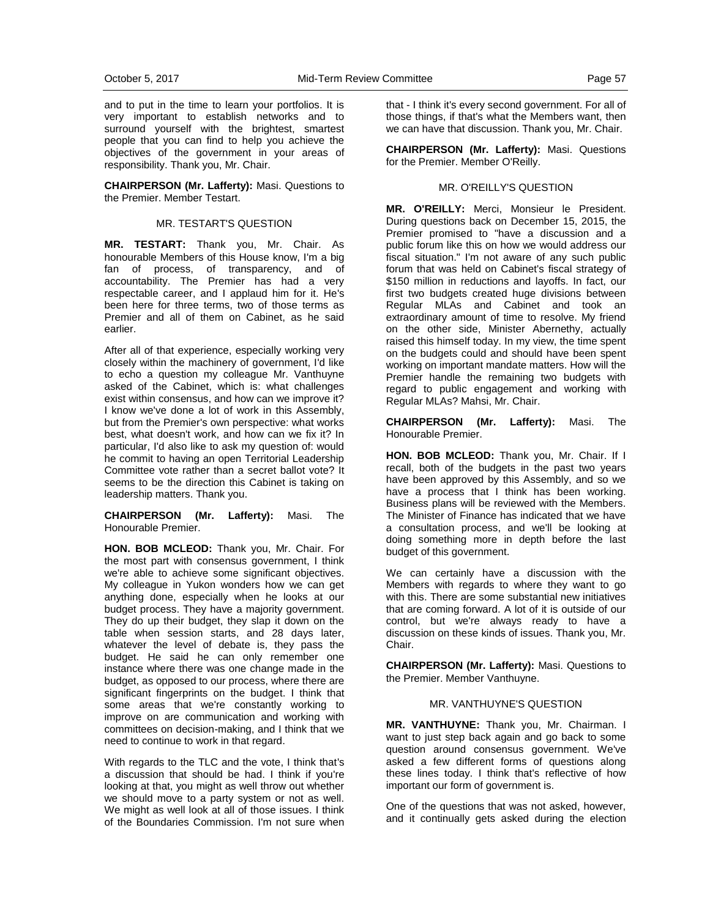and to put in the time to learn your portfolios. It is very important to establish networks and to surround yourself with the brightest, smartest people that you can find to help you achieve the objectives of the government in your areas of responsibility. Thank you, Mr. Chair.

**CHAIRPERSON (Mr. Lafferty):** Masi. Questions to the Premier. Member Testart.

MR. TESTART'S QUESTION

**MR. TESTART:** Thank you, Mr. Chair. As honourable Members of this House know, I'm a big fan of process, of transparency, and of accountability. The Premier has had a very respectable career, and I applaud him for it. He's been here for three terms, two of those terms as Premier and all of them on Cabinet, as he said earlier.

After all of that experience, especially working very closely within the machinery of government, I'd like to echo a question my colleague Mr. Vanthuyne asked of the Cabinet, which is: what challenges exist within consensus, and how can we improve it? I know we've done a lot of work in this Assembly, but from the Premier's own perspective: what works best, what doesn't work, and how can we fix it? In particular, I'd also like to ask my question of: would he commit to having an open Territorial Leadership Committee vote rather than a secret ballot vote? It seems to be the direction this Cabinet is taking on leadership matters. Thank you.

**CHAIRPERSON (Mr. Lafferty):** Masi. The Honourable Premier.

**HON. BOB MCLEOD:** Thank you, Mr. Chair. For the most part with consensus government, I think we're able to achieve some significant objectives. My colleague in Yukon wonders how we can get anything done, especially when he looks at our budget process. They have a majority government. They do up their budget, they slap it down on the table when session starts, and 28 days later, whatever the level of debate is, they pass the budget. He said he can only remember one instance where there was one change made in the budget, as opposed to our process, where there are significant fingerprints on the budget. I think that some areas that we're constantly working to improve on are communication and working with committees on decision-making, and I think that we need to continue to work in that regard.

With regards to the TLC and the vote, I think that's a discussion that should be had. I think if you're looking at that, you might as well throw out whether we should move to a party system or not as well. We might as well look at all of those issues. I think of the Boundaries Commission. I'm not sure when that - I think it's every second government. For all of those things, if that's what the Members want, then we can have that discussion. Thank you, Mr. Chair.

**CHAIRPERSON (Mr. Lafferty):** Masi. Questions for the Premier. Member O'Reilly.

MR. O'REILLY'S QUESTION

**MR. O'REILLY:** Merci, Monsieur le President. During questions back on December 15, 2015, the Premier promised to "have a discussion and a public forum like this on how we would address our fiscal situation." I'm not aware of any such public forum that was held on Cabinet's fiscal strategy of $150 million in reductions and layoffs. In fact, our first two budgets created huge divisions between Regular MLAs and Cabinet and took an extraordinary amount of time to resolve. My friend on the other side, Minister Abernethy, actually raised this himself today. In my view, the time spent on the budgets could and should have been spent working on important mandate matters. How will the Premier handle the remaining two budgets with regard to public engagement and working with Regular MLAs? Mahsi, Mr. Chair.

**CHAIRPERSON (Mr. Lafferty):** Masi. The Honourable Premier.

**HON. BOB MCLEOD:** Thank you, Mr. Chair. If I recall, both of the budgets in the past two years have been approved by this Assembly, and so we have a process that I think has been working. Business plans will be reviewed with the Members. The Minister of Finance has indicated that we have a consultation process, and we'll be looking at doing something more in depth before the last budget of this government.

We can certainly have a discussion with the Members with regards to where they want to go with this. There are some substantial new initiatives that are coming forward. A lot of it is outside of our control, but we're always ready to have a discussion on these kinds of issues. Thank you, Mr. Chair.

**CHAIRPERSON (Mr. Lafferty):** Masi. Questions to the Premier. Member Vanthuyne.

MR. VANTHUYNE'S QUESTION

**MR. VANTHUYNE:** Thank you, Mr. Chairman. I want to just step back again and go back to some question around consensus government. We've asked a few different forms of questions along these lines today. I think that's reflective of how important our form of government is.

One of the questions that was not asked, however, and it continually gets asked during the election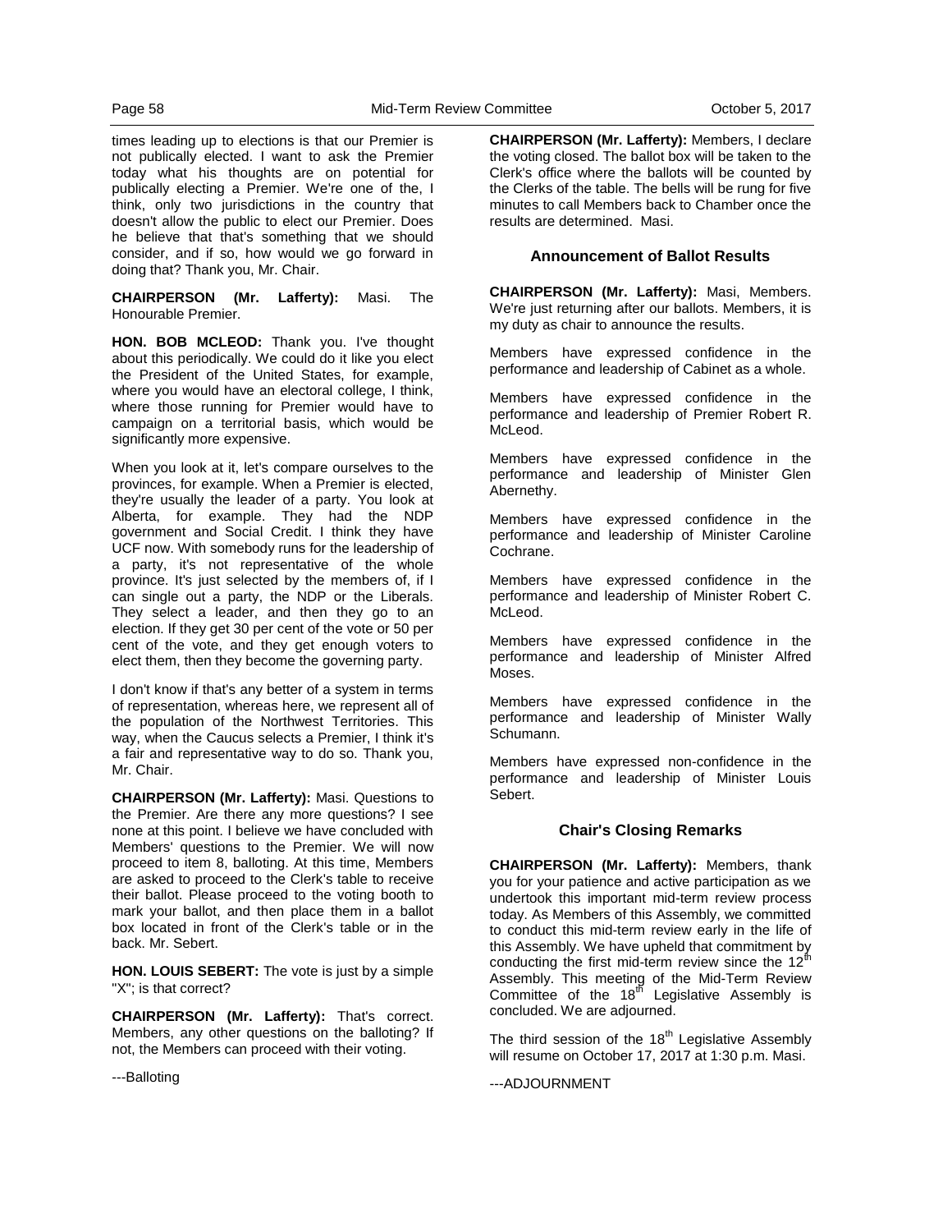times leading up to elections is that our Premier is not publically elected. I want to ask the Premier today what his thoughts are on potential for publically electing a Premier. We're one of the, I think, only two jurisdictions in the country that doesn't allow the public to elect our Premier. Does he believe that that's something that we should consider, and if so, how would we go forward in doing that? Thank you, Mr. Chair.

**CHAIRPERSON (Mr. Lafferty):** Masi. The Honourable Premier.

**HON. BOB MCLEOD:** Thank you. I've thought about this periodically. We could do it like you elect the President of the United States, for example, where you would have an electoral college, I think, where those running for Premier would have to campaign on a territorial basis, which would be significantly more expensive.

When you look at it, let's compare ourselves to the provinces, for example. When a Premier is elected, they're usually the leader of a party. You look at Alberta, for example. They had the NDP government and Social Credit. I think they have UCF now. With somebody runs for the leadership of a party, it's not representative of the whole province. It's just selected by the members of, if I can single out a party, the NDP or the Liberals. They select a leader, and then they go to an election. If they get 30 per cent of the vote or 50 per cent of the vote, and they get enough voters to elect them, then they become the governing party.

I don't know if that's any better of a system in terms of representation, whereas here, we represent all of the population of the Northwest Territories. This way, when the Caucus selects a Premier, I think it's a fair and representative way to do so. Thank you, Mr. Chair.

**CHAIRPERSON (Mr. Lafferty):** Masi. Questions to the Premier. Are there any more questions? I see none at this point. I believe we have concluded with Members' questions to the Premier. We will now proceed to item 8, balloting. At this time, Members are asked to proceed to the Clerk's table to receive their ballot. Please proceed to the voting booth to mark your ballot, and then place them in a ballot box located in front of the Clerk's table or in the back. Mr. Sebert.

**HON. LOUIS SEBERT:** The vote is just by a simple "X"; is that correct?

**CHAIRPERSON (Mr. Lafferty):** That's correct. Members, any other questions on the balloting? If not, the Members can proceed with their voting.

---Balloting

**CHAIRPERSON (Mr. Lafferty):** Members, I declare the voting closed. The ballot box will be taken to the Clerk's office where the ballots will be counted by the Clerks of the table. The bells will be rung for five minutes to call Members back to Chamber once the results are determined. Masi.

### Announcement of Ballot Results

**CHAIRPERSON (Mr. Lafferty):** Masi, Members. We're just returning after our ballots. Members, it is my duty as chair to announce the results.

Members have expressed confidence in the performance and leadership of Cabinet as a whole.

Members have expressed confidence in the performance and leadership of Premier Robert R. McLeod.

Members have expressed confidence in the performance and leadership of Minister Glen Abernethy.

Members have expressed confidence in the performance and leadership of Minister Caroline Cochrane.

Members have expressed confidence in the performance and leadership of Minister Robert C. McLeod.

Members have expressed confidence in the performance and leadership of Minister Alfred Moses.

Members have expressed confidence in the performance and leadership of Minister Wally Schumann.

Members have expressed non-confidence in the performance and leadership of Minister Louis Sebert.

### Chair's Closing Remarks

**CHAIRPERSON (Mr. Lafferty):** Members, thank you for your patience and active participation as we undertook this important mid-term review process today. As Members of this Assembly, we committed to conduct this mid-term review early in the life of this Assembly. We have upheld that commitment by conducting the first mid-term review since the 12th Assembly. This meeting of the Mid-Term Review Committee of the 18th Legislative Assembly is concluded. We are adjourned.

The third session of the 18th Legislative Assembly will resume on October 17, 2017 at 1:30 p.m. Masi.

---ADJOURNMENT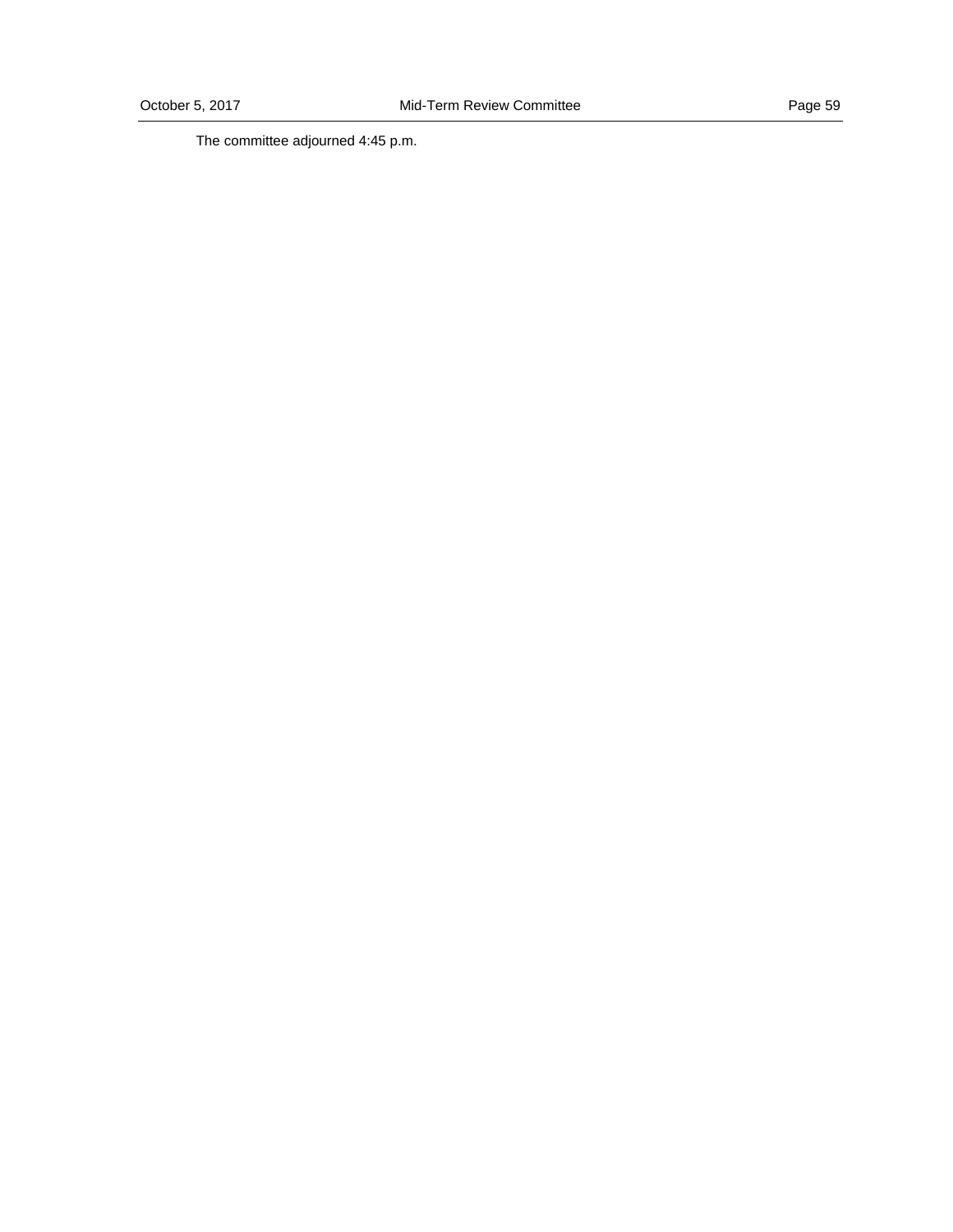The committee adjourned 4:45 p.m.